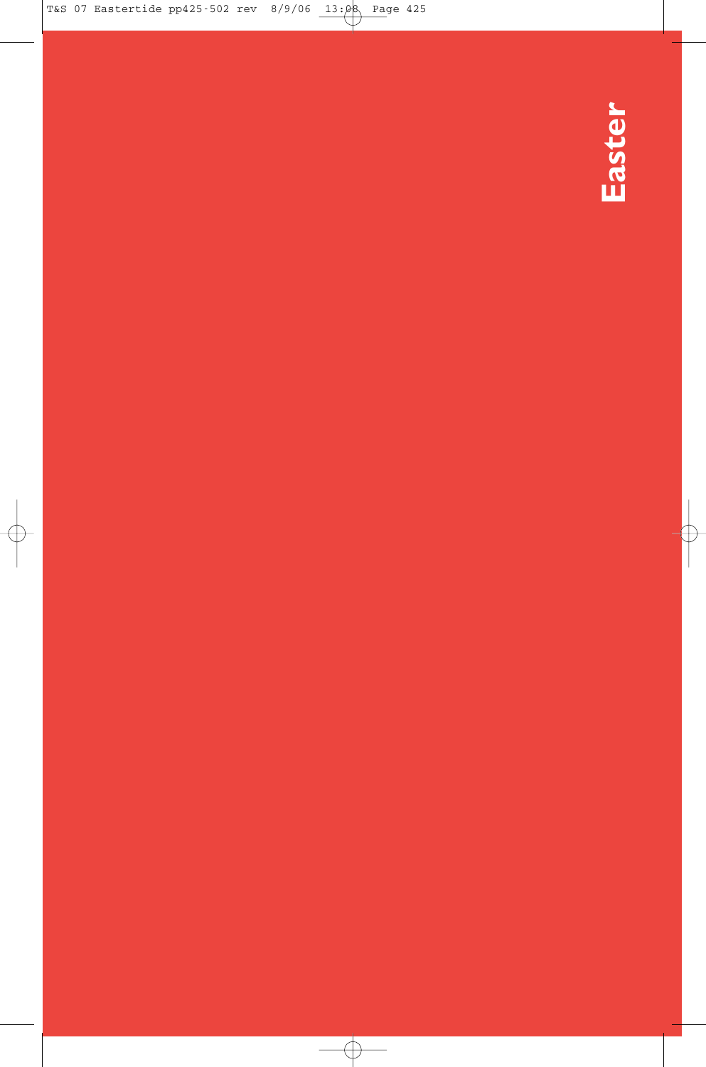# Easter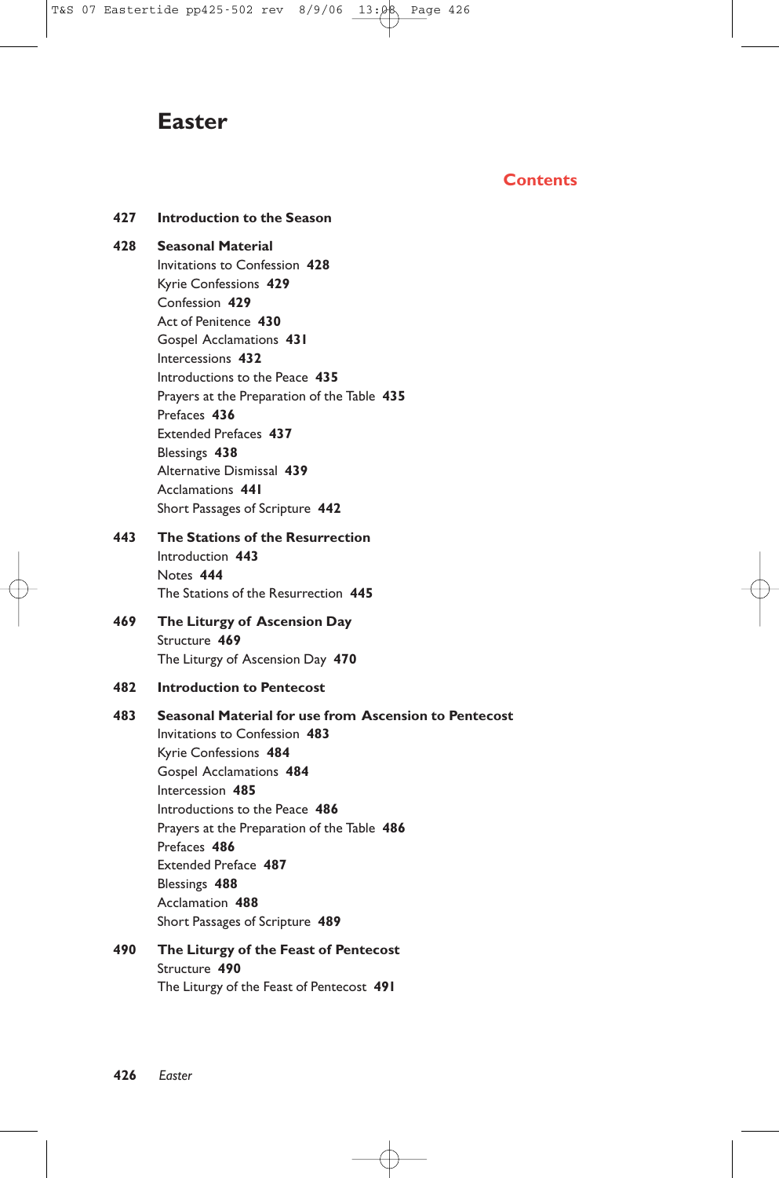# Easter

## Contents

**427 Introduction to the Season**

**428 Seasonal Material**

Invitations to Confession **428**
Kyrie Confessions **429**
Confession **429**
Act of Penitence **430**
Gospel Acclamations **431**
Intercessions **432**
Introductions to the Peace **435**
Prayers at the Preparation of the Table **435**
Prefaces **436**
Extended Prefaces **437**
Blessings **438**
Alternative Dismissal **439**
Acclamations **441**
Short Passages of Scripture **442**

**443 The Stations of the Resurrection**

Introduction **443**
Notes **444**
The Stations of the Resurrection **445**

**469 The Liturgy of Ascension Day**

Structure **469**
The Liturgy of Ascension Day **470**

**482 Introduction to Pentecost**

**483 Seasonal Material for use from Ascension to Pentecost**

Invitations to Confession **483**
Kyrie Confessions **484**
Gospel Acclamations **484**
Intercession **485**
Introductions to the Peace **486**
Prayers at the Preparation of the Table **486**
Prefaces **486**
Extended Preface **487**
Blessings **488**
Acclamation **488**
Short Passages of Scripture **489**

**490 The Liturgy of the Feast of Pentecost**

Structure **490**
The Liturgy of the Feast of Pentecost **491**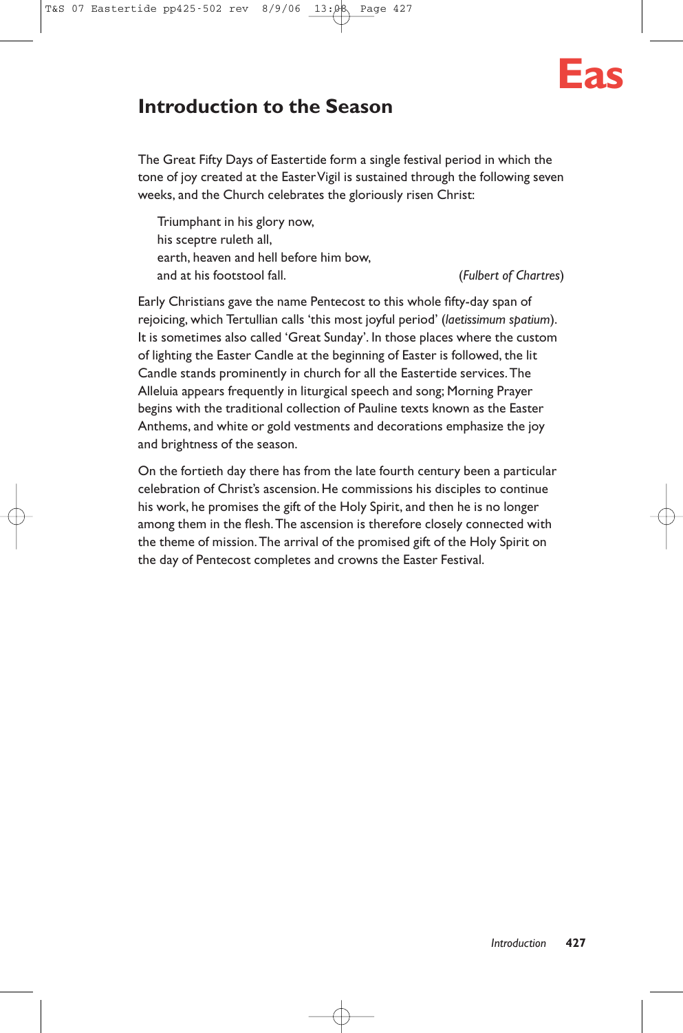## Introduction to the Season

The Great Fifty Days of Eastertide form a single festival period in which the tone of joy created at the Easter Vigil is sustained through the following seven weeks, and the Church celebrates the gloriously risen Christ:

> Triumphant in his glory now,
> his sceptre ruleth all,
> earth, heaven and hell before him bow,
> and at his footstool fall. (*Fulbert of Chartres*)

Early Christians gave the name Pentecost to this whole fifty-day span of rejoicing, which Tertullian calls 'this most joyful period' (*laetissimum spatium*). It is sometimes also called 'Great Sunday'. In those places where the custom of lighting the Easter Candle at the beginning of Easter is followed, the lit Candle stands prominently in church for all the Eastertide services. The Alleluia appears frequently in liturgical speech and song; Morning Prayer begins with the traditional collection of Pauline texts known as the Easter Anthems, and white or gold vestments and decorations emphasize the joy and brightness of the season.

On the fortieth day there has from the late fourth century been a particular celebration of Christ's ascension. He commissions his disciples to continue his work, he promises the gift of the Holy Spirit, and then he is no longer among them in the flesh. The ascension is therefore closely connected with the theme of mission. The arrival of the promised gift of the Holy Spirit on the day of Pentecost completes and crowns the Easter Festival.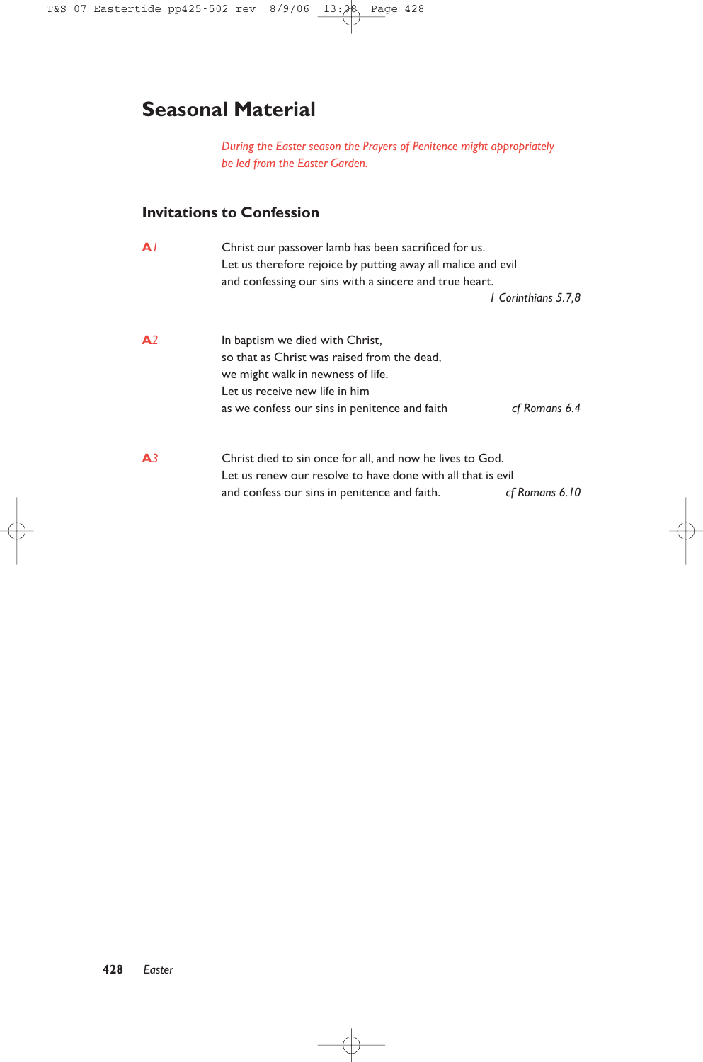# Seasonal Material

*During the Easter season the Prayers of Penitence might appropriately be led from the Easter Garden.*

## Invitations to Confession

**A***1*

Christ our passover lamb has been sacrificed for us.
Let us therefore rejoice by putting away all malice and evil
and confessing our sins with a sincere and true heart.

*1 Corinthians 5.7,8*

**A***2*

In baptism we died with Christ,
so that as Christ was raised from the dead,
we might walk in newness of life.
Let us receive new life in him
as we confess our sins in penitence and faith

*cf Romans 6.4*

**A***3*

Christ died to sin once for all, and now he lives to God.
Let us renew our resolve to have done with all that is evil
and confess our sins in penitence and faith.

*cf Romans 6.10*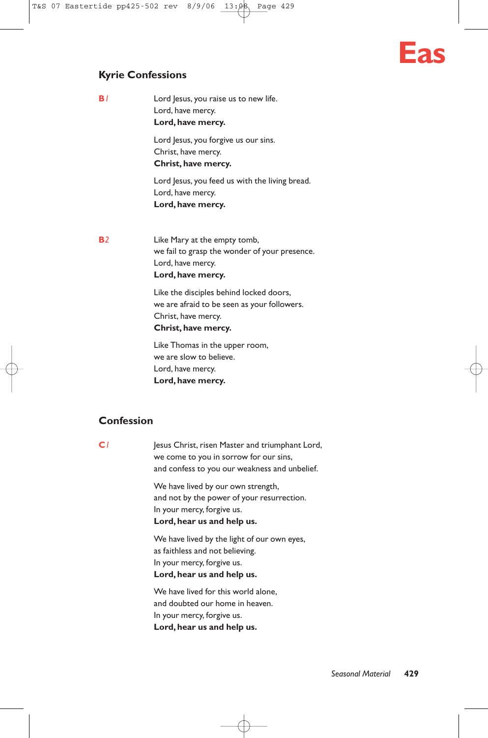**Eas**

## Kyrie Confessions

**B1**

Lord Jesus, you raise us to new life.
Lord, have mercy.
**Lord, have mercy.**

Lord Jesus, you forgive us our sins.
Christ, have mercy.
**Christ, have mercy.**

Lord Jesus, you feed us with the living bread.
Lord, have mercy.
**Lord, have mercy.**

**B2**

Like Mary at the empty tomb,
we fail to grasp the wonder of your presence.
Lord, have mercy.
**Lord, have mercy.**

Like the disciples behind locked doors,
we are afraid to be seen as your followers.
Christ, have mercy.
**Christ, have mercy.**

Like Thomas in the upper room,
we are slow to believe.
Lord, have mercy.
**Lord, have mercy.**

## Confession

**C1**

Jesus Christ, risen Master and triumphant Lord,
we come to you in sorrow for our sins,
and confess to you our weakness and unbelief.

We have lived by our own strength,
and not by the power of your resurrection.
In your mercy, forgive us.
**Lord, hear us and help us.**

We have lived by the light of our own eyes,
as faithless and not believing.
In your mercy, forgive us.
**Lord, hear us and help us.**

We have lived for this world alone,
and doubted our home in heaven.
In your mercy, forgive us.
**Lord, hear us and help us.**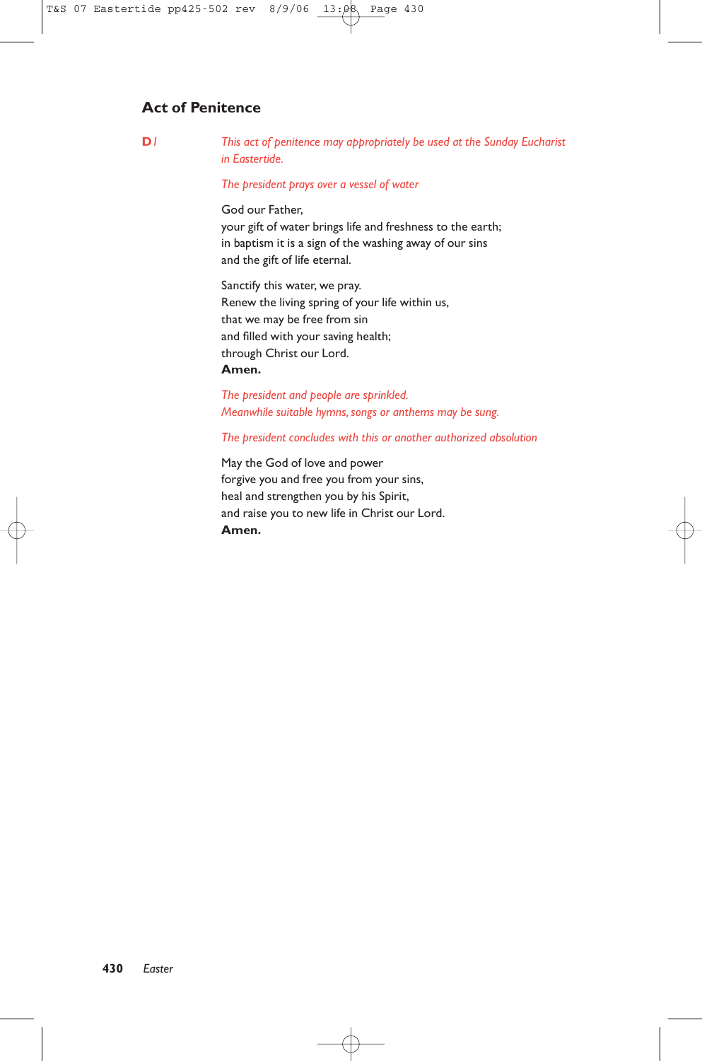## Act of Penitence

**D1**

*This act of penitence may appropriately be used at the Sunday Eucharist in Eastertide.*

*The president prays over a vessel of water*

God our Father,
your gift of water brings life and freshness to the earth;
in baptism it is a sign of the washing away of our sins
and the gift of life eternal.

Sanctify this water, we pray.
Renew the living spring of your life within us,
that we may be free from sin
and filled with your saving health;
through Christ our Lord.
**Amen.**

*The president and people are sprinkled.*
*Meanwhile suitable hymns, songs or anthems may be sung.*

*The president concludes with this or another authorized absolution*

May the God of love and power
forgive you and free you from your sins,
heal and strengthen you by his Spirit,
and raise you to new life in Christ our Lord.
**Amen.**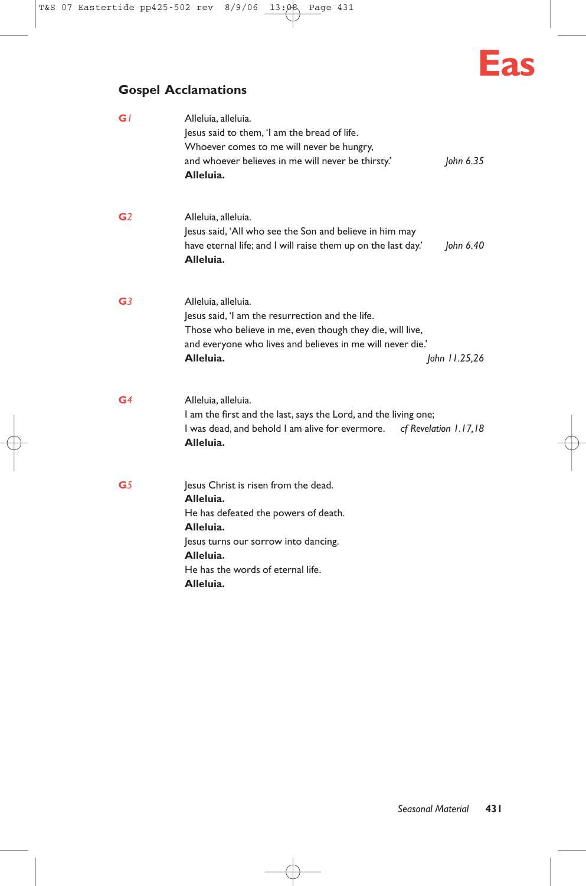## Gospel Acclamations

**G1**

Alleluia, alleluia.
Jesus said to them, 'I am the bread of life.
Whoever comes to me will never be hungry,
and whoever believes in me will never be thirsty.' *John 6.35*
**Alleluia.**

**G2**

Alleluia, alleluia.
Jesus said, 'All who see the Son and believe in him may
have eternal life; and I will raise them up on the last day.' *John 6.40*
**Alleluia.**

**G3**

Alleluia, alleluia.
Jesus said, 'I am the resurrection and the life.
Those who believe in me, even though they die, will live,
and everyone who lives and believes in me will never die.'
**Alleluia.** *John 11.25,26*

**G4**

Alleluia, alleluia.
I am the first and the last, says the Lord, and the living one;
I was dead, and behold I am alive for evermore. *cf Revelation 1.17,18*
**Alleluia.**

**G5**

Jesus Christ is risen from the dead.
**Alleluia.**
He has defeated the powers of death.
**Alleluia.**
Jesus turns our sorrow into dancing.
**Alleluia.**
He has the words of eternal life.
**Alleluia.**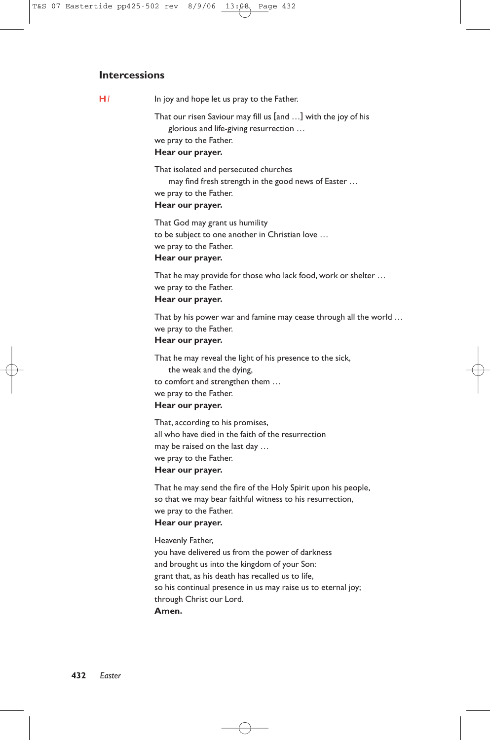## Intercessions

**H** / In joy and hope let us pray to the Father.

That our risen Saviour may fill us [and …] with the joy of his
  glorious and life-giving resurrection …
we pray to the Father.
**Hear our prayer.**

That isolated and persecuted churches
  may find fresh strength in the good news of Easter …
we pray to the Father.
**Hear our prayer.**

That God may grant us humility
to be subject to one another in Christian love …
we pray to the Father.
**Hear our prayer.**

That he may provide for those who lack food, work or shelter …
we pray to the Father.
**Hear our prayer.**

That by his power war and famine may cease through all the world …
we pray to the Father.
**Hear our prayer.**

That he may reveal the light of his presence to the sick,
  the weak and the dying,
to comfort and strengthen them …
we pray to the Father.
**Hear our prayer.**

That, according to his promises,
all who have died in the faith of the resurrection
may be raised on the last day …
we pray to the Father.
**Hear our prayer.**

That he may send the fire of the Holy Spirit upon his people,
so that we may bear faithful witness to his resurrection,
we pray to the Father.
**Hear our prayer.**

Heavenly Father,
you have delivered us from the power of darkness
and brought us into the kingdom of your Son:
grant that, as his death has recalled us to life,
so his continual presence in us may raise us to eternal joy;
through Christ our Lord.
**Amen.**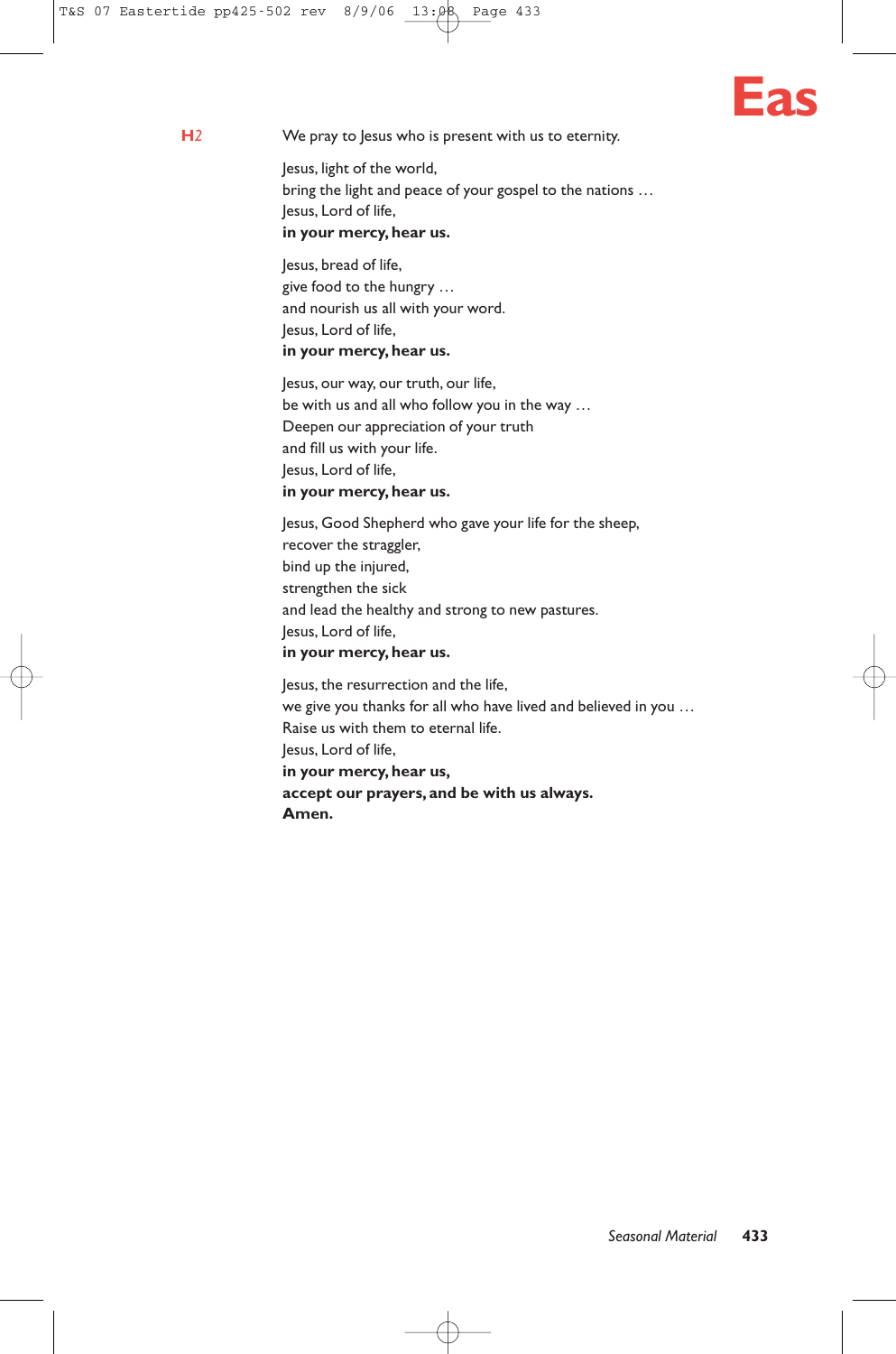**H2**

We pray to Jesus who is present with us to eternity.

Jesus, light of the world,
bring the light and peace of your gospel to the nations …
Jesus, Lord of life,
**in your mercy, hear us.**

Jesus, bread of life,
give food to the hungry …
and nourish us all with your word.
Jesus, Lord of life,
**in your mercy, hear us.**

Jesus, our way, our truth, our life,
be with us and all who follow you in the way …
Deepen our appreciation of your truth
and fill us with your life.
Jesus, Lord of life,
**in your mercy, hear us.**

Jesus, Good Shepherd who gave your life for the sheep,
recover the straggler,
bind up the injured,
strengthen the sick
and lead the healthy and strong to new pastures.
Jesus, Lord of life,
**in your mercy, hear us.**

Jesus, the resurrection and the life,
we give you thanks for all who have lived and believed in you …
Raise us with them to eternal life.
Jesus, Lord of life,
**in your mercy, hear us,**
**accept our prayers, and be with us always.**
**Amen.**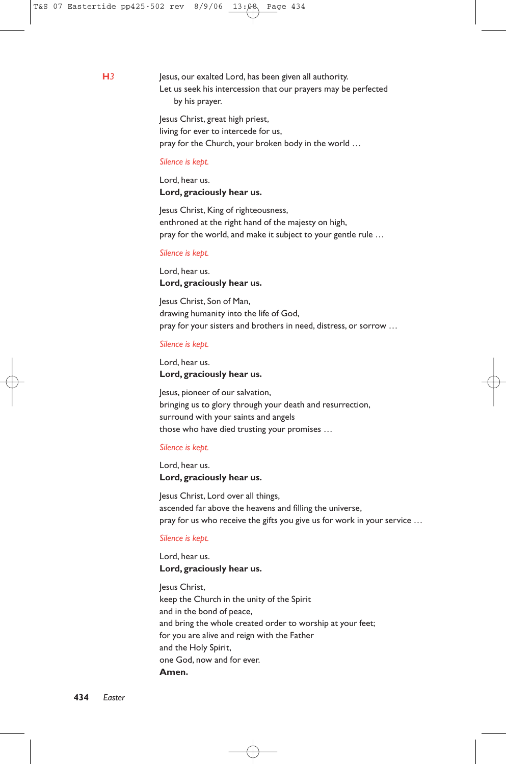**H***3*

Jesus, our exalted Lord, has been given all authority.
Let us seek his intercession that our prayers may be perfected
by his prayer.

Jesus Christ, great high priest,
living for ever to intercede for us,
pray for the Church, your broken body in the world …

*Silence is kept.*

Lord, hear us.
**Lord, graciously hear us.**

Jesus Christ, King of righteousness,
enthroned at the right hand of the majesty on high,
pray for the world, and make it subject to your gentle rule …

*Silence is kept.*

Lord, hear us.
**Lord, graciously hear us.**

Jesus Christ, Son of Man,
drawing humanity into the life of God,
pray for your sisters and brothers in need, distress, or sorrow …

*Silence is kept.*

Lord, hear us.
**Lord, graciously hear us.**

Jesus, pioneer of our salvation,
bringing us to glory through your death and resurrection,
surround with your saints and angels
those who have died trusting your promises …

*Silence is kept.*

Lord, hear us.
**Lord, graciously hear us.**

Jesus Christ, Lord over all things,
ascended far above the heavens and filling the universe,
pray for us who receive the gifts you give us for work in your service …

*Silence is kept.*

Lord, hear us.
**Lord, graciously hear us.**

Jesus Christ,
keep the Church in the unity of the Spirit
and in the bond of peace,
and bring the whole created order to worship at your feet;
for you are alive and reign with the Father
and the Holy Spirit,
one God, now and for ever.
**Amen.**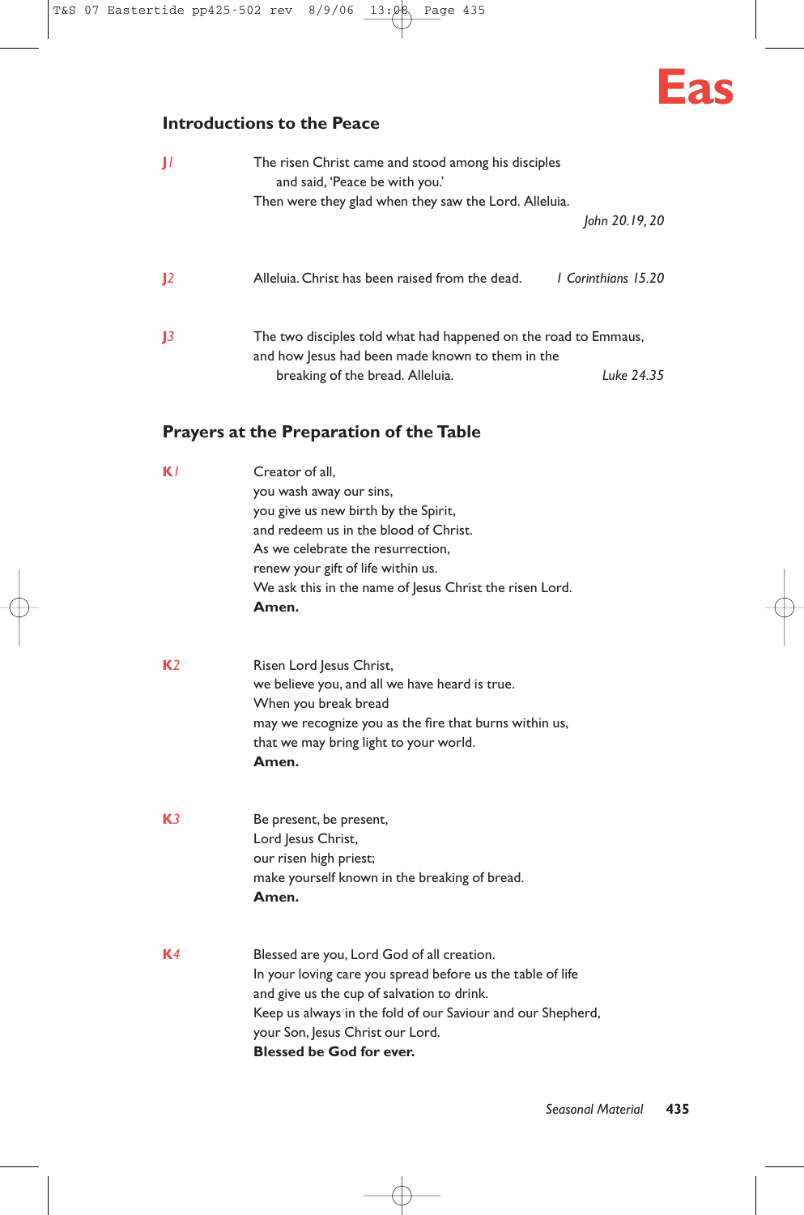## Introductions to the Peace

**J1** The risen Christ came and stood among his disciples
and said, 'Peace be with you.'
Then were they glad when they saw the Lord. Alleluia.
*John 20.19, 20*

**J2** Alleluia. Christ has been raised from the dead. *1 Corinthians 15.20*

**J3** The two disciples told what had happened on the road to Emmaus,
and how Jesus had been made known to them in the
breaking of the bread. Alleluia. *Luke 24.35*

## Prayers at the Preparation of the Table

**K1** Creator of all,
you wash away our sins,
you give us new birth by the Spirit,
and redeem us in the blood of Christ.
As we celebrate the resurrection,
renew your gift of life within us.
We ask this in the name of Jesus Christ the risen Lord.
**Amen.**

**K2** Risen Lord Jesus Christ,
we believe you, and all we have heard is true.
When you break bread
may we recognize you as the fire that burns within us,
that we may bring light to your world.
**Amen.**

**K3** Be present, be present,
Lord Jesus Christ,
our risen high priest;
make yourself known in the breaking of bread.
**Amen.**

**K4** Blessed are you, Lord God of all creation.
In your loving care you spread before us the table of life
and give us the cup of salvation to drink.
Keep us always in the fold of our Saviour and our Shepherd,
your Son, Jesus Christ our Lord.
**Blessed be God for ever.**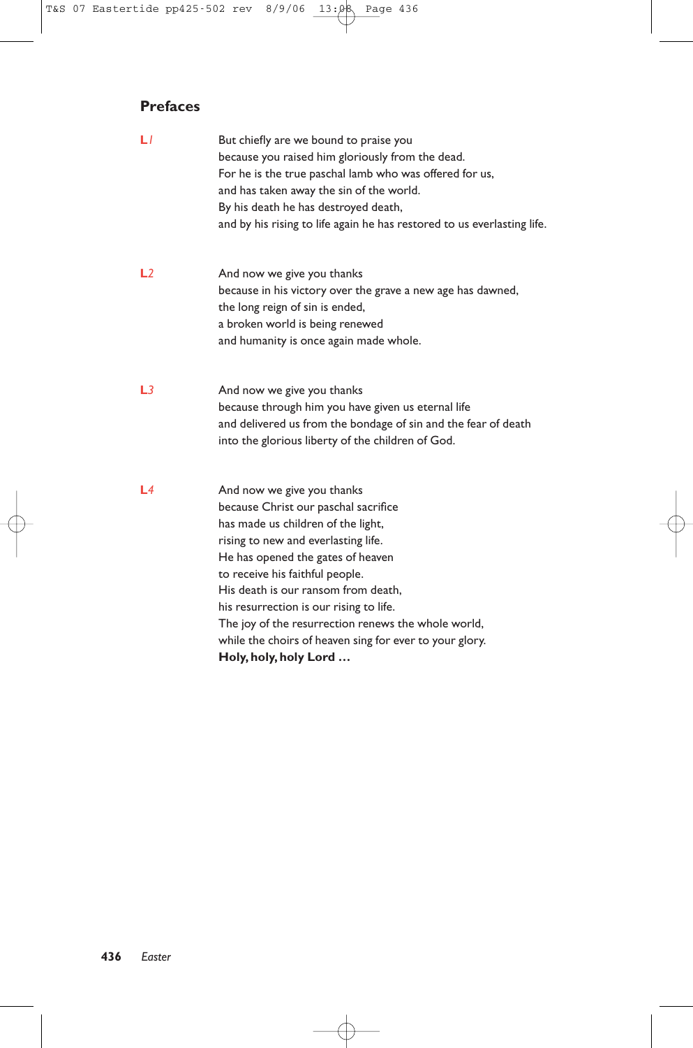## Prefaces

**L***1*

But chiefly are we bound to praise you
because you raised him gloriously from the dead.
For he is the true paschal lamb who was offered for us,
and has taken away the sin of the world.
By his death he has destroyed death,
and by his rising to life again he has restored to us everlasting life.

**L***2*

And now we give you thanks
because in his victory over the grave a new age has dawned,
the long reign of sin is ended,
a broken world is being renewed
and humanity is once again made whole.

**L***3*

And now we give you thanks
because through him you have given us eternal life
and delivered us from the bondage of sin and the fear of death
into the glorious liberty of the children of God.

**L***4*

And now we give you thanks
because Christ our paschal sacrifice
has made us children of the light,
rising to new and everlasting life.
He has opened the gates of heaven
to receive his faithful people.
His death is our ransom from death,
his resurrection is our rising to life.
The joy of the resurrection renews the whole world,
while the choirs of heaven sing for ever to your glory.
**Holy, holy, holy Lord …**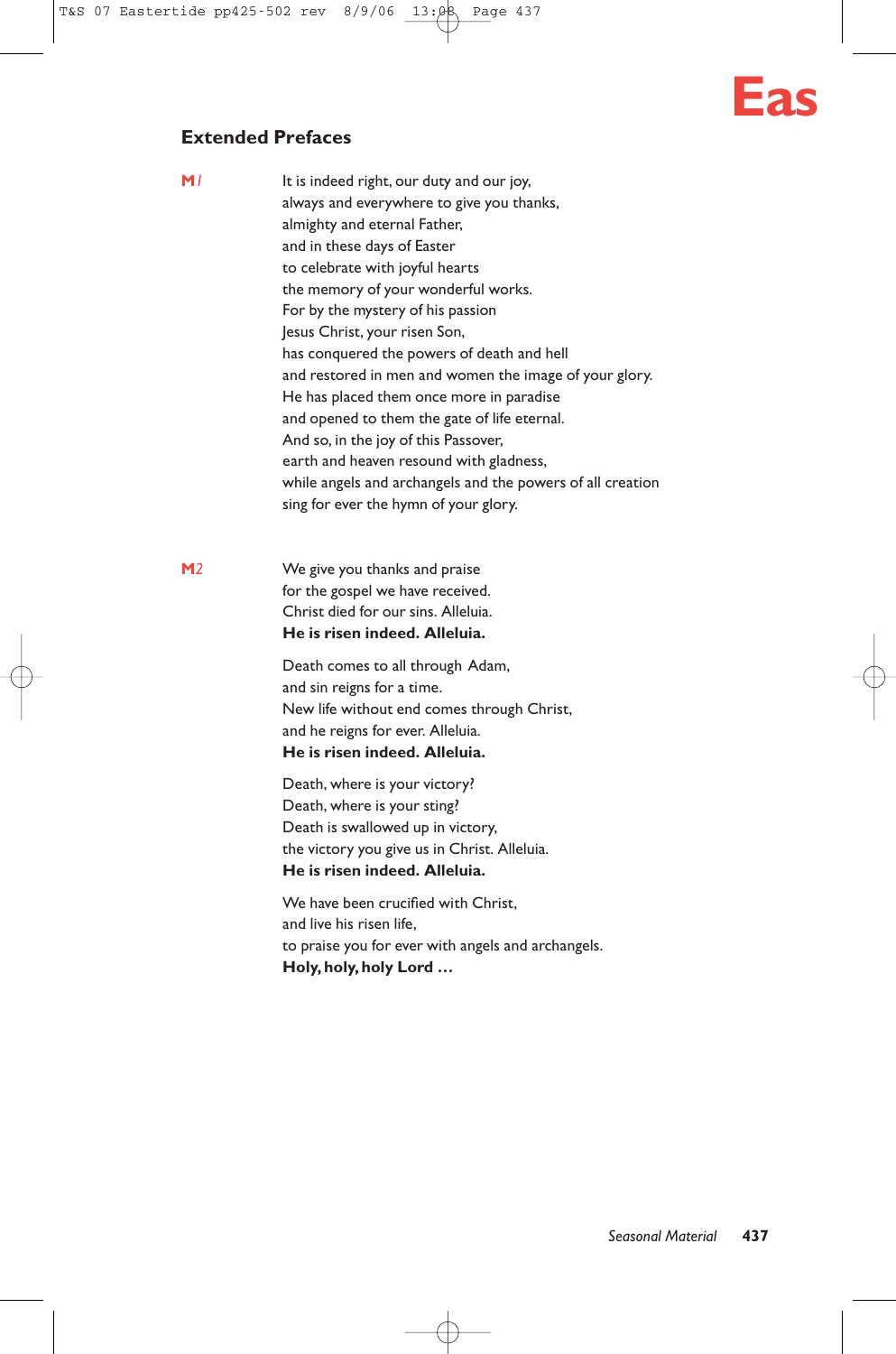## Extended Prefaces

**M1**

It is indeed right, our duty and our joy,
always and everywhere to give you thanks,
almighty and eternal Father,
and in these days of Easter
to celebrate with joyful hearts
the memory of your wonderful works.
For by the mystery of his passion
Jesus Christ, your risen Son,
has conquered the powers of death and hell
and restored in men and women the image of your glory.
He has placed them once more in paradise
and opened to them the gate of life eternal.
And so, in the joy of this Passover,
earth and heaven resound with gladness,
while angels and archangels and the powers of all creation
sing for ever the hymn of your glory.

**M2**

We give you thanks and praise
for the gospel we have received.
Christ died for our sins. Alleluia.
**He is risen indeed. Alleluia.**

Death comes to all through Adam,
and sin reigns for a time.
New life without end comes through Christ,
and he reigns for ever. Alleluia.
**He is risen indeed. Alleluia.**

Death, where is your victory?
Death, where is your sting?
Death is swallowed up in victory,
the victory you give us in Christ. Alleluia.
**He is risen indeed. Alleluia.**

We have been crucified with Christ,
and live his risen life,
to praise you for ever with angels and archangels.
**Holy, holy, holy Lord …**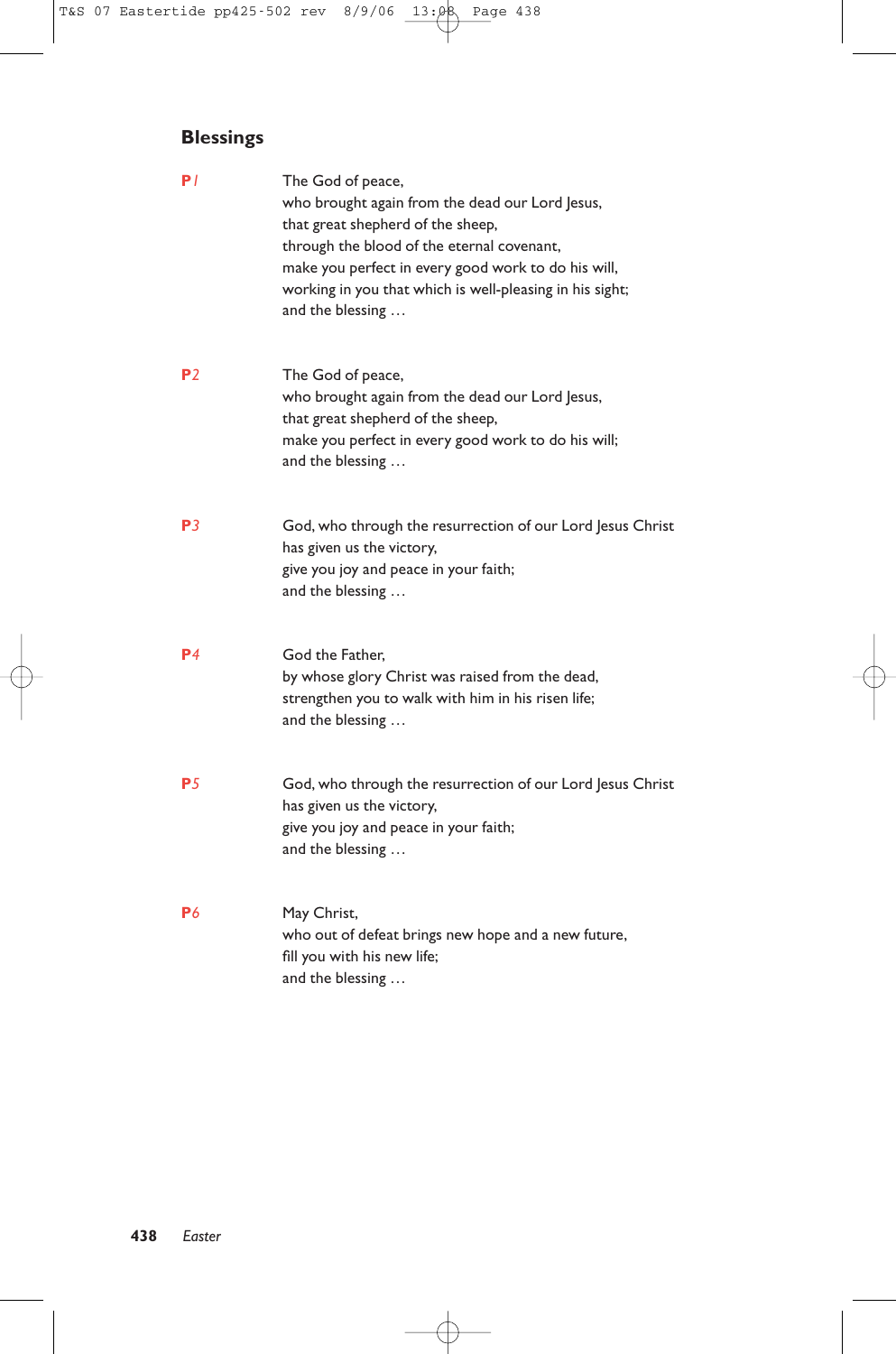## Blessings

**P***1*

The God of peace,
who brought again from the dead our Lord Jesus,
that great shepherd of the sheep,
through the blood of the eternal covenant,
make you perfect in every good work to do his will,
working in you that which is well-pleasing in his sight;
and the blessing …

**P***2*

The God of peace,
who brought again from the dead our Lord Jesus,
that great shepherd of the sheep,
make you perfect in every good work to do his will;
and the blessing …

**P***3*

God, who through the resurrection of our Lord Jesus Christ
has given us the victory,
give you joy and peace in your faith;
and the blessing …

**P***4*

God the Father,
by whose glory Christ was raised from the dead,
strengthen you to walk with him in his risen life;
and the blessing …

**P***5*

God, who through the resurrection of our Lord Jesus Christ
has given us the victory,
give you joy and peace in your faith;
and the blessing …

**P***6*

May Christ,
who out of defeat brings new hope and a new future,
fill you with his new life;
and the blessing …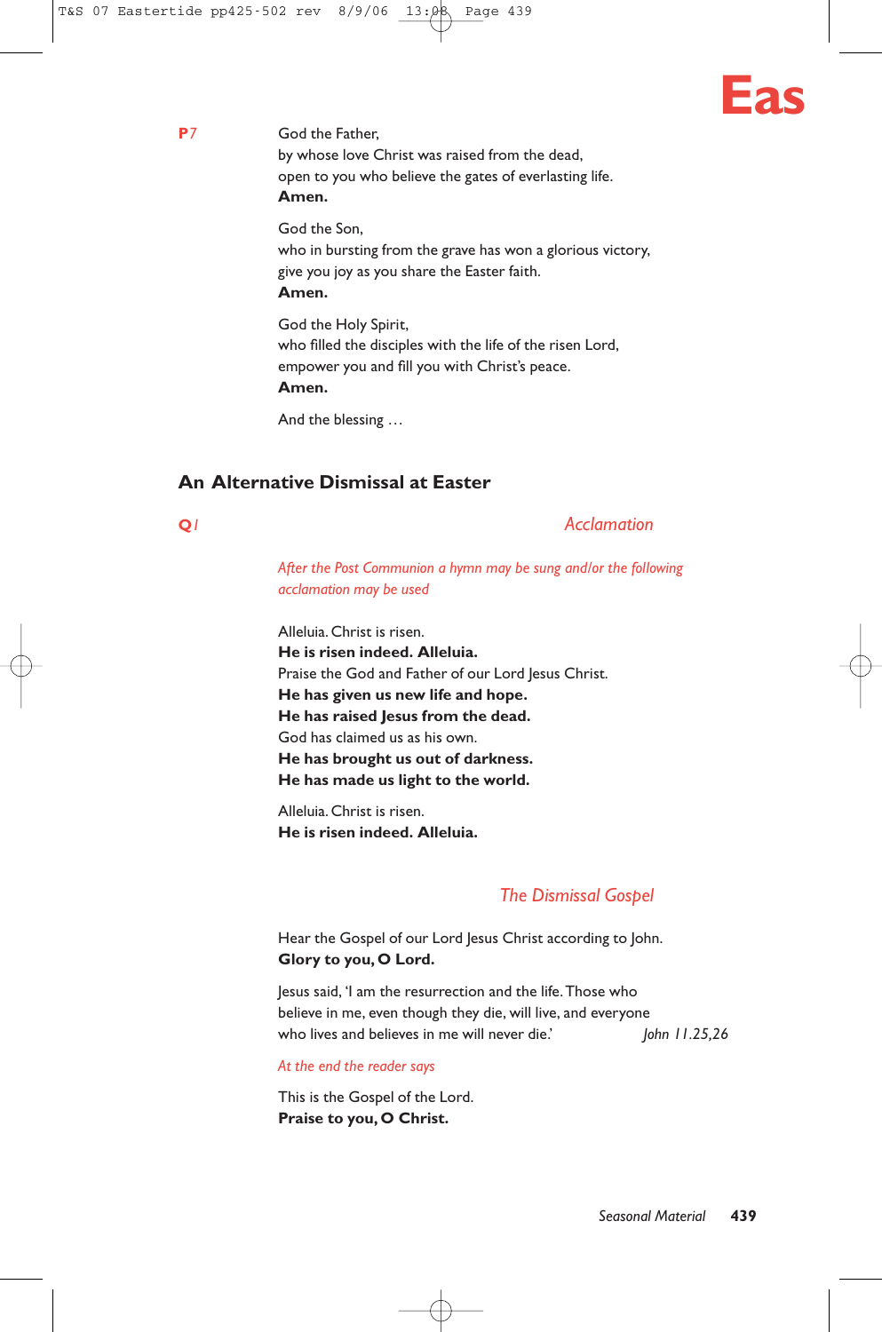**P7**

God the Father,
by whose love Christ was raised from the dead,
open to you who believe the gates of everlasting life.
**Amen.**

God the Son,
who in bursting from the grave has won a glorious victory,
give you joy as you share the Easter faith.
**Amen.**

God the Holy Spirit,
who filled the disciples with the life of the risen Lord,
empower you and fill you with Christ's peace.
**Amen.**

And the blessing …

## An Alternative Dismissal at Easter

**Q1**

### *Acclamation*

*After the Post Communion a hymn may be sung and/or the following acclamation may be used*

Alleluia. Christ is risen.
**He is risen indeed. Alleluia.**
Praise the God and Father of our Lord Jesus Christ.
**He has given us new life and hope.**
**He has raised Jesus from the dead.**
God has claimed us as his own.
**He has brought us out of darkness.**
**He has made us light to the world.**

Alleluia. Christ is risen.
**He is risen indeed. Alleluia.**

### *The Dismissal Gospel*

Hear the Gospel of our Lord Jesus Christ according to John.
**Glory to you, O Lord.**

Jesus said, 'I am the resurrection and the life. Those who believe in me, even though they die, will live, and everyone who lives and believes in me will never die.' *John 11.25,26*

*At the end the reader says*

This is the Gospel of the Lord.
**Praise to you, O Christ.**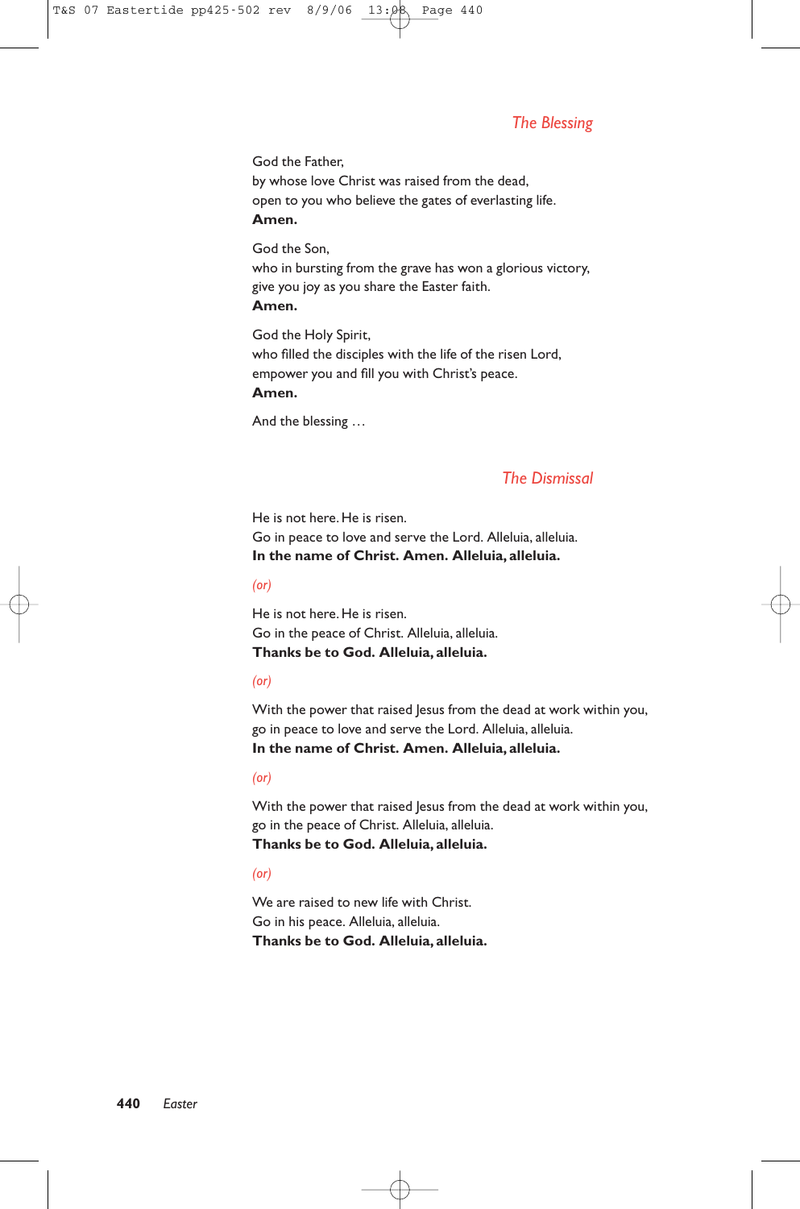## *The Blessing*

God the Father,
by whose love Christ was raised from the dead,
open to you who believe the gates of everlasting life.
**Amen.**

God the Son,
who in bursting from the grave has won a glorious victory,
give you joy as you share the Easter faith.
**Amen.**

God the Holy Spirit,
who filled the disciples with the life of the risen Lord,
empower you and fill you with Christ's peace.
**Amen.**

And the blessing …

## *The Dismissal*

He is not here. He is risen.
Go in peace to love and serve the Lord. Alleluia, alleluia.
**In the name of Christ. Amen. Alleluia, alleluia.**

*(or)*

He is not here. He is risen.
Go in the peace of Christ. Alleluia, alleluia.
**Thanks be to God. Alleluia, alleluia.**

*(or)*

With the power that raised Jesus from the dead at work within you,
go in peace to love and serve the Lord. Alleluia, alleluia.
**In the name of Christ. Amen. Alleluia, alleluia.**

*(or)*

With the power that raised Jesus from the dead at work within you,
go in the peace of Christ. Alleluia, alleluia.
**Thanks be to God. Alleluia, alleluia.**

*(or)*

We are raised to new life with Christ.
Go in his peace. Alleluia, alleluia.
**Thanks be to God. Alleluia, alleluia.**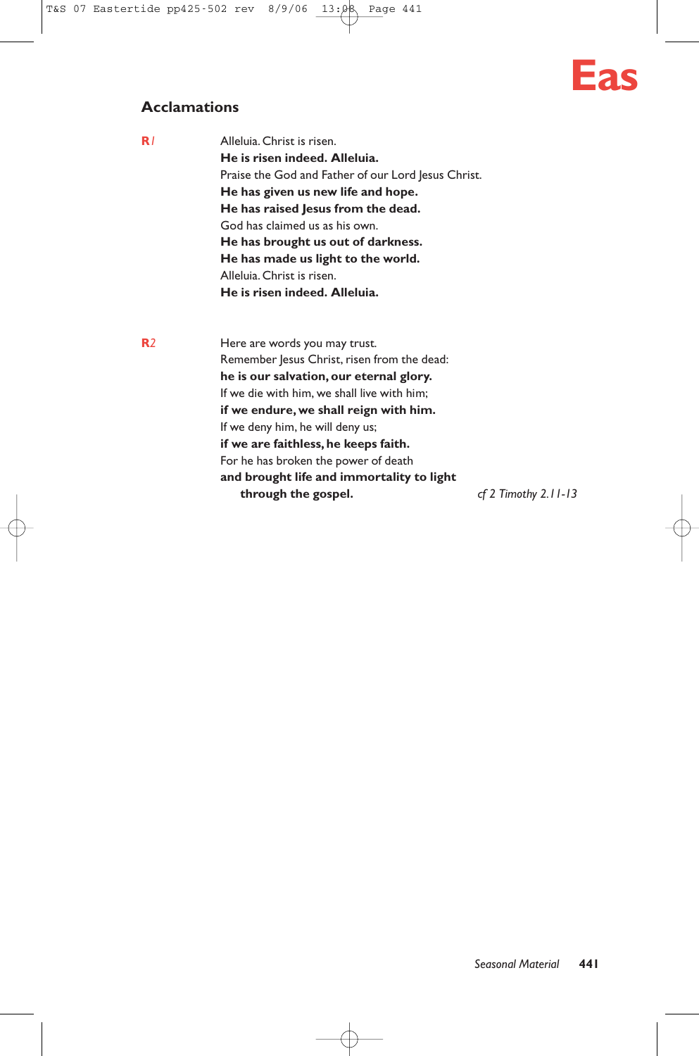## Acclamations

**R1**

Alleluia. Christ is risen.
**He is risen indeed. Alleluia.**
Praise the God and Father of our Lord Jesus Christ.
**He has given us new life and hope.**
**He has raised Jesus from the dead.**
God has claimed us as his own.
**He has brought us out of darkness.**
**He has made us light to the world.**
Alleluia. Christ is risen.
**He is risen indeed. Alleluia.**

**R2**

Here are words you may trust.
Remember Jesus Christ, risen from the dead:
**he is our salvation, our eternal glory.**
If we die with him, we shall live with him;
**if we endure, we shall reign with him.**
If we deny him, he will deny us;
**if we are faithless, he keeps faith.**
For he has broken the power of death
**and brought life and immortality to light**
**through the gospel.**

*cf 2 Timothy 2.11-13*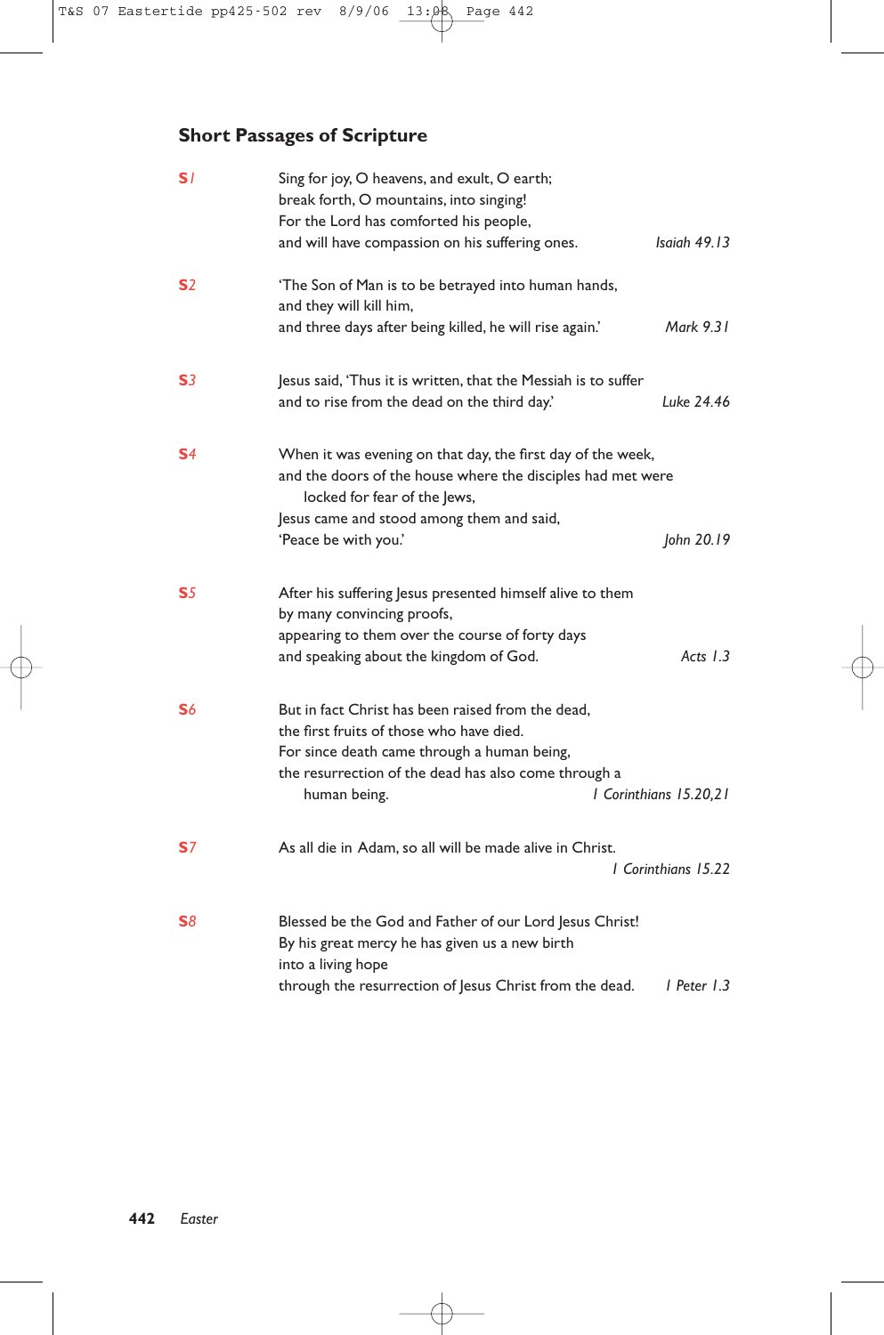## Short Passages of Scripture

**S1** Sing for joy, O heavens, and exult, O earth;
break forth, O mountains, into singing!
For the Lord has comforted his people,
and will have compassion on his suffering ones. *Isaiah 49.13*

**S2** 'The Son of Man is to be betrayed into human hands,
and they will kill him,
and three days after being killed, he will rise again.' *Mark 9.31*

**S3** Jesus said, 'Thus it is written, that the Messiah is to suffer
and to rise from the dead on the third day.' *Luke 24.46*

**S4** When it was evening on that day, the first day of the week,
and the doors of the house where the disciples had met were
locked for fear of the Jews,
Jesus came and stood among them and said,
'Peace be with you.' *John 20.19*

**S5** After his suffering Jesus presented himself alive to them
by many convincing proofs,
appearing to them over the course of forty days
and speaking about the kingdom of God. *Acts 1.3*

**S6** But in fact Christ has been raised from the dead,
the first fruits of those who have died.
For since death came through a human being,
the resurrection of the dead has also come through a
human being. *1 Corinthians 15.20,21*

**S7** As all die in Adam, so all will be made alive in Christ.
*1 Corinthians 15.22*

**S8** Blessed be the God and Father of our Lord Jesus Christ!
By his great mercy he has given us a new birth
into a living hope
through the resurrection of Jesus Christ from the dead. *1 Peter 1.3*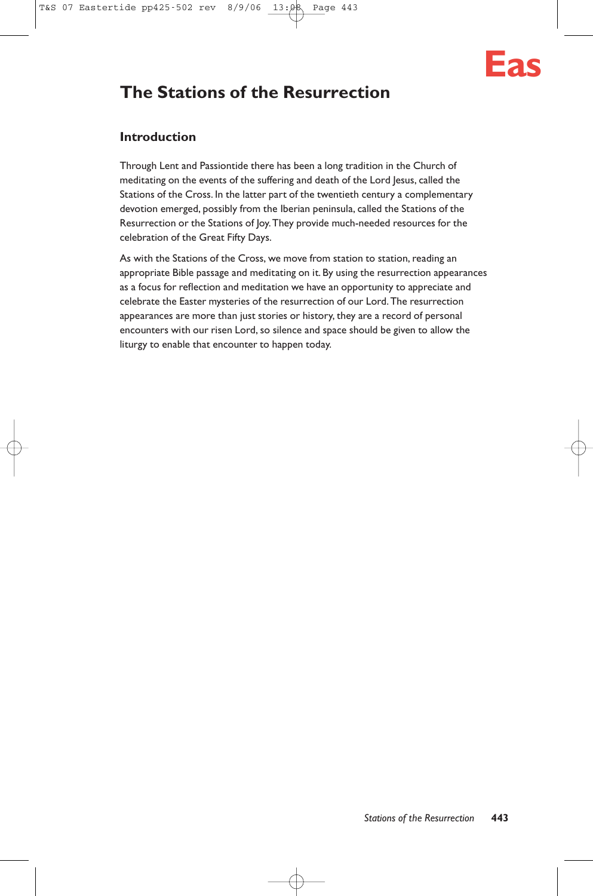# The Stations of the Resurrection

## Introduction

Through Lent and Passiontide there has been a long tradition in the Church of meditating on the events of the suffering and death of the Lord Jesus, called the Stations of the Cross. In the latter part of the twentieth century a complementary devotion emerged, possibly from the Iberian peninsula, called the Stations of the Resurrection or the Stations of Joy. They provide much-needed resources for the celebration of the Great Fifty Days.

As with the Stations of the Cross, we move from station to station, reading an appropriate Bible passage and meditating on it. By using the resurrection appearances as a focus for reflection and meditation we have an opportunity to appreciate and celebrate the Easter mysteries of the resurrection of our Lord. The resurrection appearances are more than just stories or history, they are a record of personal encounters with our risen Lord, so silence and space should be given to allow the liturgy to enable that encounter to happen today.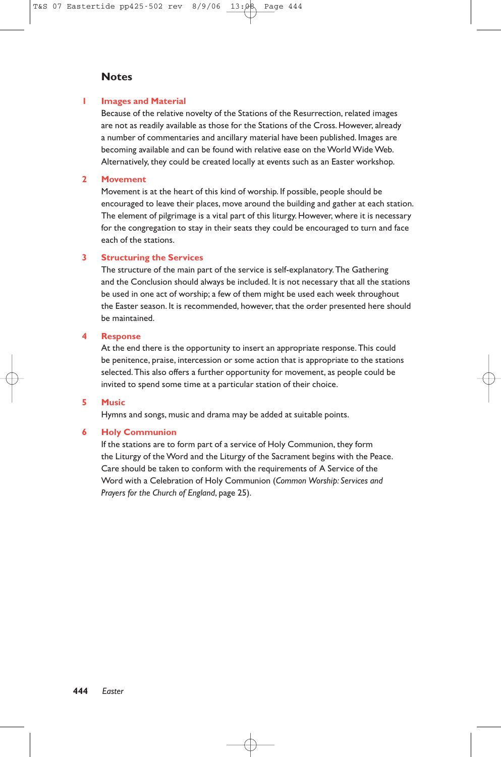## Notes

### 1 Images and Material

Because of the relative novelty of the Stations of the Resurrection, related images are not as readily available as those for the Stations of the Cross. However, already a number of commentaries and ancillary material have been published. Images are becoming available and can be found with relative ease on the World Wide Web. Alternatively, they could be created locally at events such as an Easter workshop.

### 2 Movement

Movement is at the heart of this kind of worship. If possible, people should be encouraged to leave their places, move around the building and gather at each station. The element of pilgrimage is a vital part of this liturgy. However, where it is necessary for the congregation to stay in their seats they could be encouraged to turn and face each of the stations.

### 3 Structuring the Services

The structure of the main part of the service is self-explanatory. The Gathering and the Conclusion should always be included. It is not necessary that all the stations be used in one act of worship; a few of them might be used each week throughout the Easter season. It is recommended, however, that the order presented here should be maintained.

### 4 Response

At the end there is the opportunity to insert an appropriate response. This could be penitence, praise, intercession or some action that is appropriate to the stations selected. This also offers a further opportunity for movement, as people could be invited to spend some time at a particular station of their choice.

### 5 Music

Hymns and songs, music and drama may be added at suitable points.

### 6 Holy Communion

If the stations are to form part of a service of Holy Communion, they form the Liturgy of the Word and the Liturgy of the Sacrament begins with the Peace. Care should be taken to conform with the requirements of A Service of the Word with a Celebration of Holy Communion (*Common Worship: Services and Prayers for the Church of England*, page 25).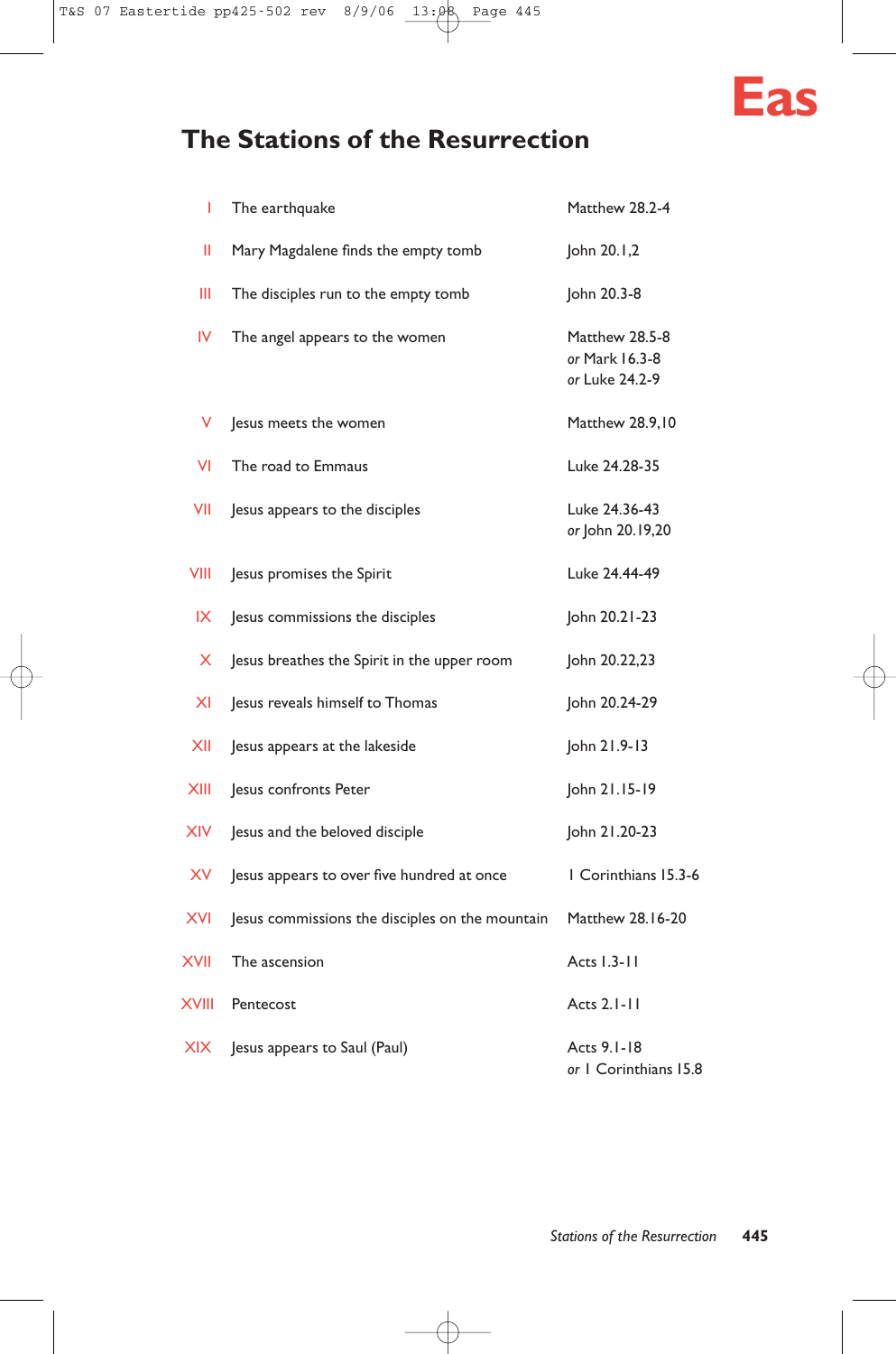# The Stations of the Resurrection

| | | |
|---|---|---|
| I | The earthquake | Matthew 28.2-4 |
| II | Mary Magdalene finds the empty tomb | John 20.1,2 |
| III | The disciples run to the empty tomb | John 20.3-8 |
| IV | The angel appears to the women | Matthew 28.5-8 *or* Mark 16.3-8 *or* Luke 24.2-9 |
| V | Jesus meets the women | Matthew 28.9,10 |
| VI | The road to Emmaus | Luke 24.28-35 |
| VII | Jesus appears to the disciples | Luke 24.36-43 *or* John 20.19,20 |
| VIII | Jesus promises the Spirit | Luke 24.44-49 |
| IX | Jesus commissions the disciples | John 20.21-23 |
| X | Jesus breathes the Spirit in the upper room | John 20.22,23 |
| XI | Jesus reveals himself to Thomas | John 20.24-29 |
| XII | Jesus appears at the lakeside | John 21.9-13 |
| XIII | Jesus confronts Peter | John 21.15-19 |
| XIV | Jesus and the beloved disciple | John 21.20-23 |
| XV | Jesus appears to over five hundred at once | 1 Corinthians 15.3-6 |
| XVI | Jesus commissions the disciples on the mountain | Matthew 28.16-20 |
| XVII | The ascension | Acts 1.3-11 |
| XVIII | Pentecost | Acts 2.1-11 |
| XIX | Jesus appears to Saul (Paul) | Acts 9.1-18 *or* 1 Corinthians 15.8 |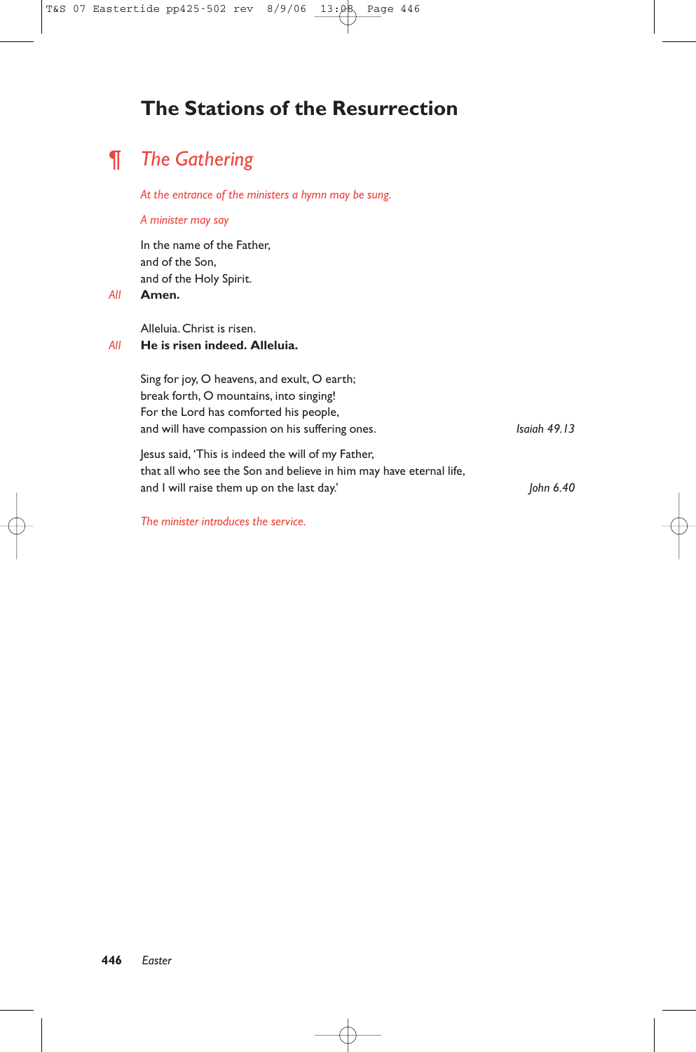# The Stations of the Resurrection

## ¶ The Gathering

*At the entrance of the ministers a hymn may be sung.*

*A minister may say*

In the name of the Father,
and of the Son,
and of the Holy Spirit.

*All* **Amen.**

Alleluia. Christ is risen.

*All* **He is risen indeed. Alleluia.**

Sing for joy, O heavens, and exult, O earth;
break forth, O mountains, into singing!
For the Lord has comforted his people,
and will have compassion on his suffering ones. *Isaiah 49.13*

Jesus said, 'This is indeed the will of my Father,
that all who see the Son and believe in him may have eternal life,
and I will raise them up on the last day.' *John 6.40*

*The minister introduces the service.*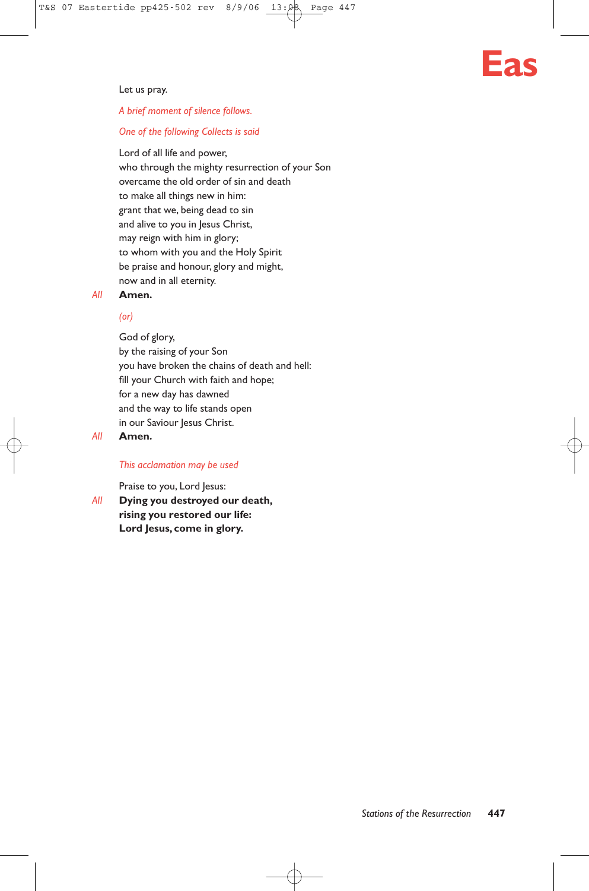Let us pray.

*A brief moment of silence follows.*

*One of the following Collects is said*

Lord of all life and power,
who through the mighty resurrection of your Son
overcame the old order of sin and death
to make all things new in him:
grant that we, being dead to sin
and alive to you in Jesus Christ,
may reign with him in glory;
to whom with you and the Holy Spirit
be praise and honour, glory and might,
now and in all eternity.

*All* **Amen.**

*(or)*

God of glory,
by the raising of your Son
you have broken the chains of death and hell:
fill your Church with faith and hope;
for a new day has dawned
and the way to life stands open
in our Saviour Jesus Christ.

*All* **Amen.**

*This acclamation may be used*

Praise to you, Lord Jesus:

*All* **Dying you destroyed our death,**
**rising you restored our life:**
**Lord Jesus, come in glory.**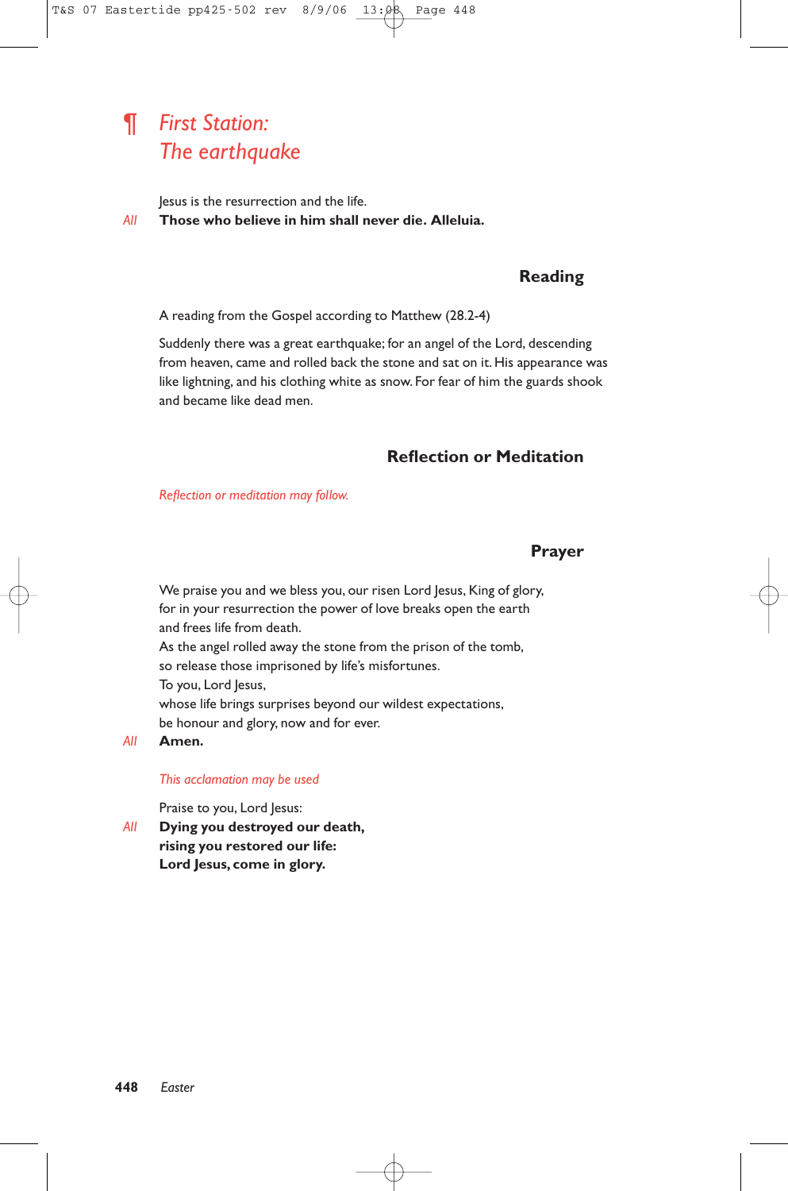## ¶ *First Station: The earthquake*

Jesus is the resurrection and the life.

*All* **Those who believe in him shall never die. Alleluia.**

### Reading

A reading from the Gospel according to Matthew (28.2-4)

Suddenly there was a great earthquake; for an angel of the Lord, descending from heaven, came and rolled back the stone and sat on it. His appearance was like lightning, and his clothing white as snow. For fear of him the guards shook and became like dead men.

### Reflection or Meditation

*Reflection or meditation may follow.*

### Prayer

We praise you and we bless you, our risen Lord Jesus, King of glory,
for in your resurrection the power of love breaks open the earth
and frees life from death.
As the angel rolled away the stone from the prison of the tomb,
so release those imprisoned by life's misfortunes.
To you, Lord Jesus,
whose life brings surprises beyond our wildest expectations,
be honour and glory, now and for ever.

*All* **Amen.**

*This acclamation may be used*

Praise to you, Lord Jesus:

*All* **Dying you destroyed our death,**
**rising you restored our life:**
**Lord Jesus, come in glory.**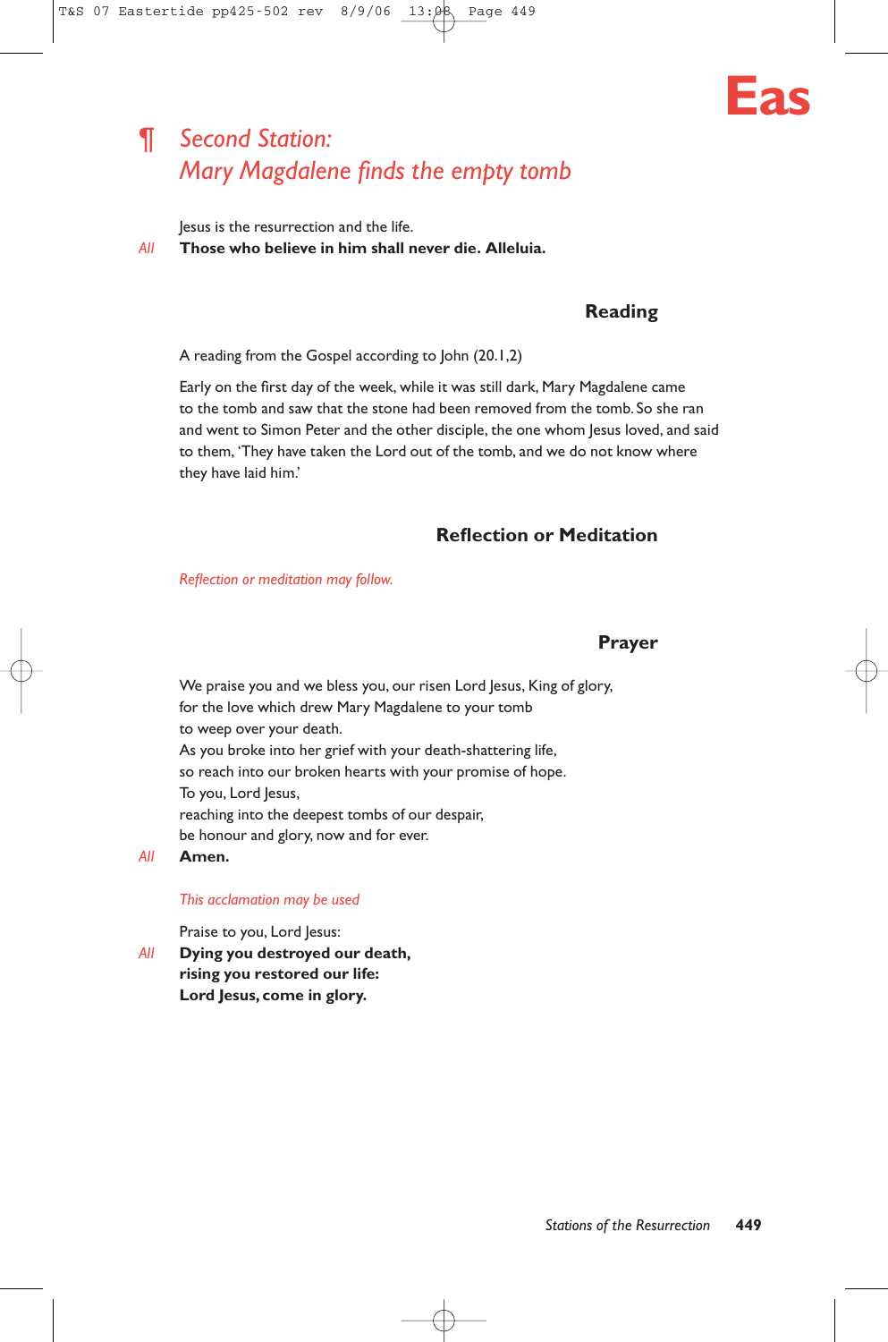## ¶ *Second Station: Mary Magdalene finds the empty tomb*

Jesus is the resurrection and the life.

*All* **Those who believe in him shall never die. Alleluia.**

### Reading

A reading from the Gospel according to John (20.1,2)

Early on the first day of the week, while it was still dark, Mary Magdalene came to the tomb and saw that the stone had been removed from the tomb. So she ran and went to Simon Peter and the other disciple, the one whom Jesus loved, and said to them, 'They have taken the Lord out of the tomb, and we do not know where they have laid him.'

### Reflection or Meditation

*Reflection or meditation may follow.*

### Prayer

We praise you and we bless you, our risen Lord Jesus, King of glory,
for the love which drew Mary Magdalene to your tomb
to weep over your death.
As you broke into her grief with your death-shattering life,
so reach into our broken hearts with your promise of hope.
To you, Lord Jesus,
reaching into the deepest tombs of our despair,
be honour and glory, now and for ever.

*All* **Amen.**

*This acclamation may be used*

Praise to you, Lord Jesus:

*All* **Dying you destroyed our death,**
**rising you restored our life:**
**Lord Jesus, come in glory.**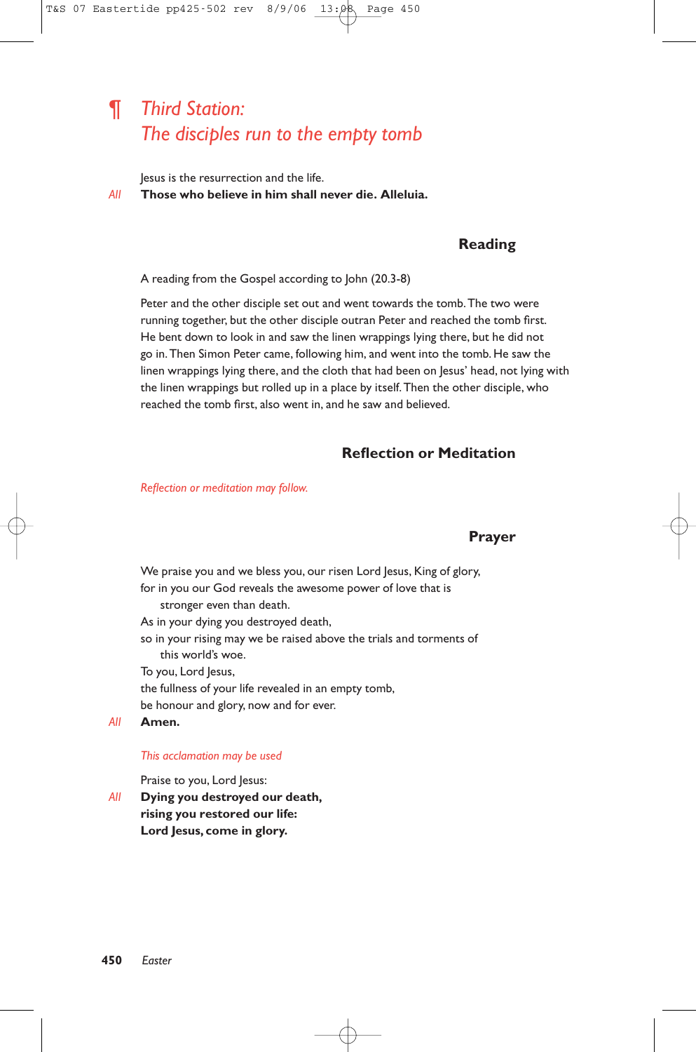## ¶ *Third Station: The disciples run to the empty tomb*

Jesus is the resurrection and the life.

*All* **Those who believe in him shall never die. Alleluia.**

### Reading

A reading from the Gospel according to John (20.3-8)

Peter and the other disciple set out and went towards the tomb. The two were running together, but the other disciple outran Peter and reached the tomb first. He bent down to look in and saw the linen wrappings lying there, but he did not go in. Then Simon Peter came, following him, and went into the tomb. He saw the linen wrappings lying there, and the cloth that had been on Jesus' head, not lying with the linen wrappings but rolled up in a place by itself. Then the other disciple, who reached the tomb first, also went in, and he saw and believed.

### Reflection or Meditation

*Reflection or meditation may follow.*

### Prayer

We praise you and we bless you, our risen Lord Jesus, King of glory,
for in you our God reveals the awesome power of love that is
stronger even than death.
As in your dying you destroyed death,
so in your rising may we be raised above the trials and torments of
this world's woe.
To you, Lord Jesus,
the fullness of your life revealed in an empty tomb,
be honour and glory, now and for ever.

*All* **Amen.**

*This acclamation may be used*

Praise to you, Lord Jesus:

*All* **Dying you destroyed our death,**
**rising you restored our life:**
**Lord Jesus, come in glory.**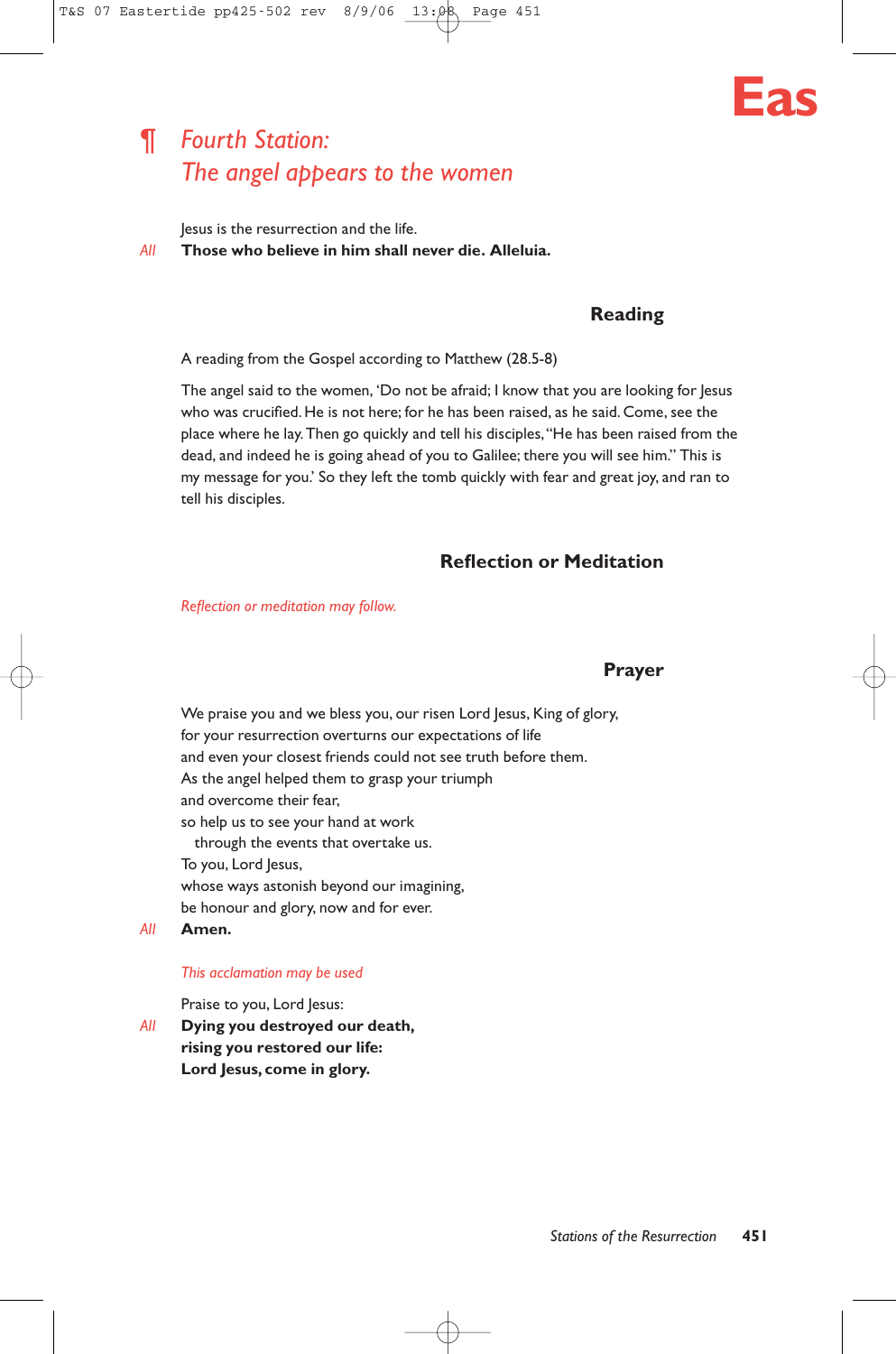## ¶ *Fourth Station: The angel appears to the women*

Jesus is the resurrection and the life.

*All* **Those who believe in him shall never die. Alleluia.**

### Reading

A reading from the Gospel according to Matthew (28.5-8)

The angel said to the women, 'Do not be afraid; I know that you are looking for Jesus who was crucified. He is not here; for he has been raised, as he said. Come, see the place where he lay. Then go quickly and tell his disciples, "He has been raised from the dead, and indeed he is going ahead of you to Galilee; there you will see him." This is my message for you.' So they left the tomb quickly with fear and great joy, and ran to tell his disciples.

### Reflection or Meditation

*Reflection or meditation may follow.*

### Prayer

We praise you and we bless you, our risen Lord Jesus, King of glory,
for your resurrection overturns our expectations of life
and even your closest friends could not see truth before them.
As the angel helped them to grasp your triumph
and overcome their fear,
so help us to see your hand at work
  through the events that overtake us.
To you, Lord Jesus,
whose ways astonish beyond our imagining,
be honour and glory, now and for ever.

*All* **Amen.**

*This acclamation may be used*

Praise to you, Lord Jesus:

*All* **Dying you destroyed our death,**
**rising you restored our life:**
**Lord Jesus, come in glory.**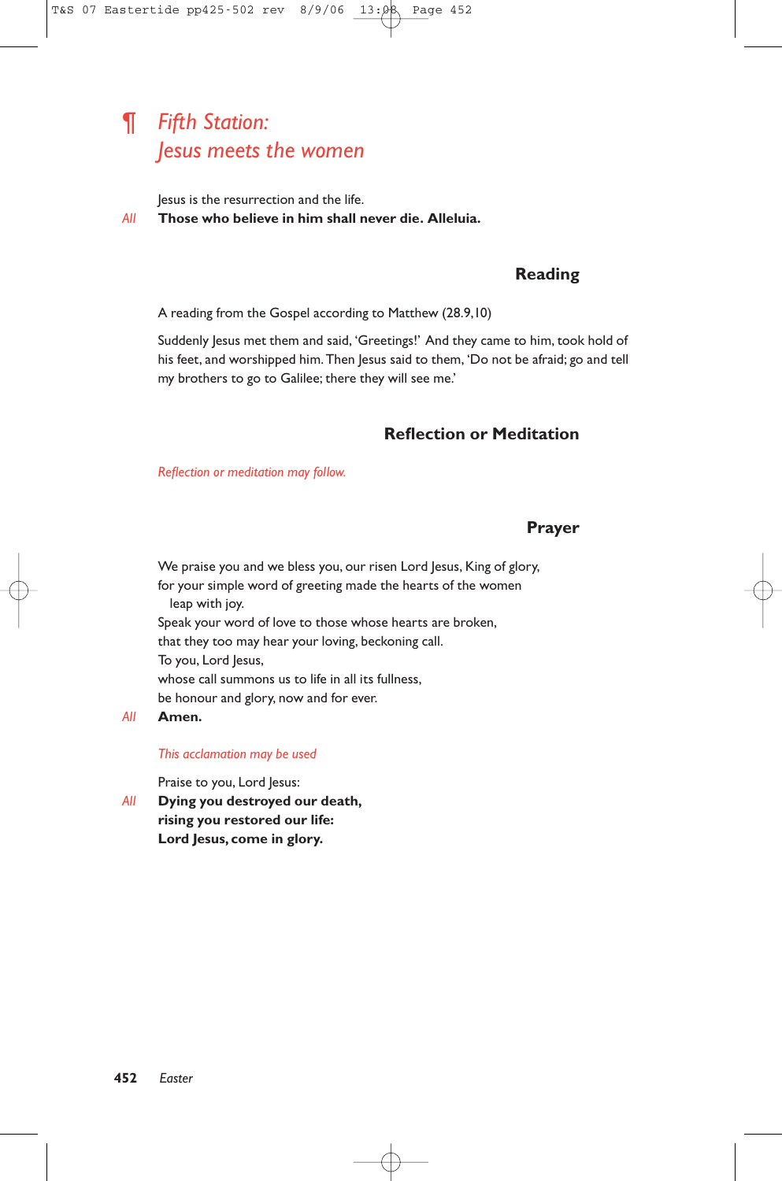## ¶ *Fifth Station: Jesus meets the women*

Jesus is the resurrection and the life.

*All* **Those who believe in him shall never die. Alleluia.**

### Reading

A reading from the Gospel according to Matthew (28.9,10)

Suddenly Jesus met them and said, 'Greetings!' And they came to him, took hold of his feet, and worshipped him. Then Jesus said to them, 'Do not be afraid; go and tell my brothers to go to Galilee; there they will see me.'

### Reflection or Meditation

*Reflection or meditation may follow.*

### Prayer

We praise you and we bless you, our risen Lord Jesus, King of glory,
for your simple word of greeting made the hearts of the women
leap with joy.
Speak your word of love to those whose hearts are broken,
that they too may hear your loving, beckoning call.
To you, Lord Jesus,
whose call summons us to life in all its fullness,
be honour and glory, now and for ever.

*All* **Amen.**

*This acclamation may be used*

Praise to you, Lord Jesus:

*All* **Dying you destroyed our death,**
**rising you restored our life:**
**Lord Jesus, come in glory.**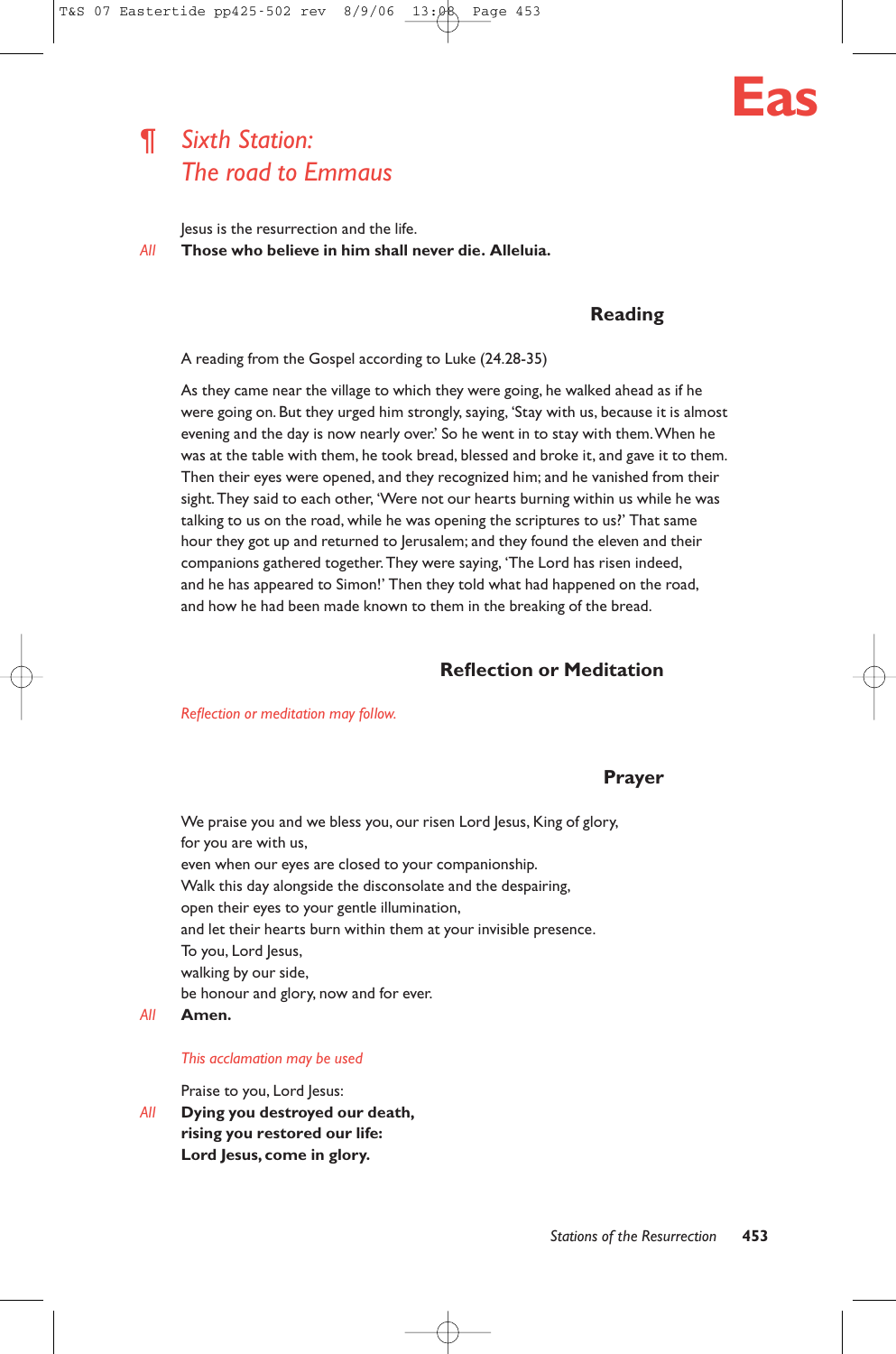# ¶ Sixth Station: The road to Emmaus

Jesus is the resurrection and the life.

*All* **Those who believe in him shall never die. Alleluia.**

### Reading

A reading from the Gospel according to Luke (24.28-35)

As they came near the village to which they were going, he walked ahead as if he were going on. But they urged him strongly, saying, 'Stay with us, because it is almost evening and the day is now nearly over.' So he went in to stay with them. When he was at the table with them, he took bread, blessed and broke it, and gave it to them. Then their eyes were opened, and they recognized him; and he vanished from their sight. They said to each other, 'Were not our hearts burning within us while he was talking to us on the road, while he was opening the scriptures to us?' That same hour they got up and returned to Jerusalem; and they found the eleven and their companions gathered together. They were saying, 'The Lord has risen indeed, and he has appeared to Simon!' Then they told what had happened on the road, and how he had been made known to them in the breaking of the bread.

### Reflection or Meditation

*Reflection or meditation may follow.*

### Prayer

We praise you and we bless you, our risen Lord Jesus, King of glory,
for you are with us,
even when our eyes are closed to your companionship.
Walk this day alongside the disconsolate and the despairing,
open their eyes to your gentle illumination,
and let their hearts burn within them at your invisible presence.
To you, Lord Jesus,
walking by our side,
be honour and glory, now and for ever.

*All* **Amen.**

*This acclamation may be used*

Praise to you, Lord Jesus:

*All* **Dying you destroyed our death,**
**rising you restored our life:**
**Lord Jesus, come in glory.**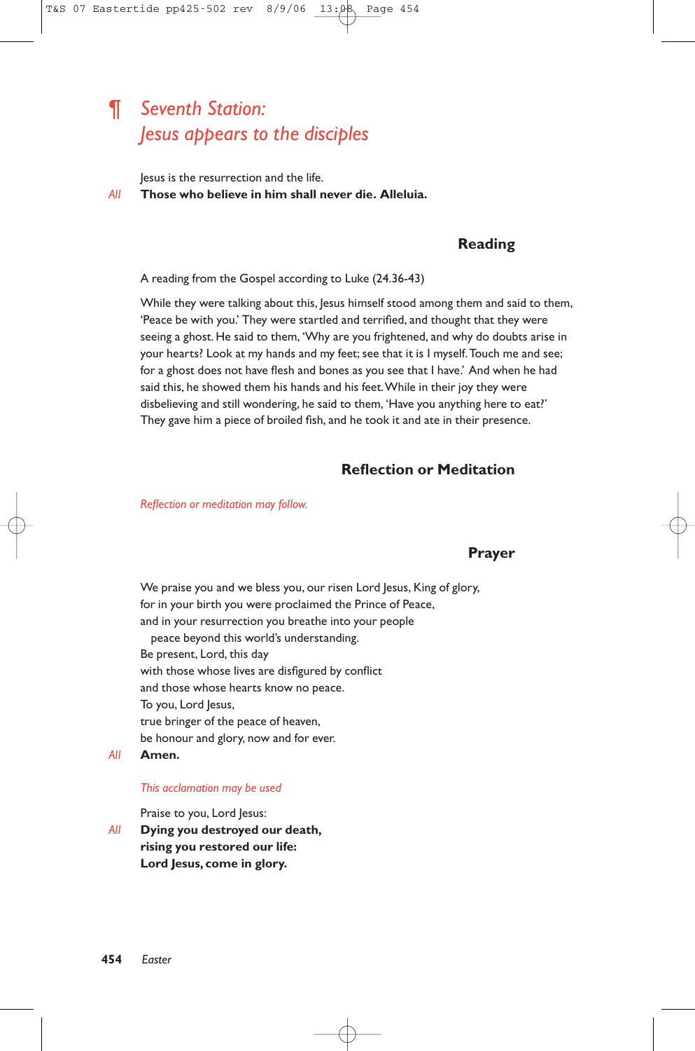## ¶ *Seventh Station: Jesus appears to the disciples*

Jesus is the resurrection and the life.

*All* **Those who believe in him shall never die. Alleluia.**

### Reading

A reading from the Gospel according to Luke (24.36-43)

While they were talking about this, Jesus himself stood among them and said to them, 'Peace be with you.' They were startled and terrified, and thought that they were seeing a ghost. He said to them, 'Why are you frightened, and why do doubts arise in your hearts? Look at my hands and my feet; see that it is I myself. Touch me and see; for a ghost does not have flesh and bones as you see that I have.' And when he had said this, he showed them his hands and his feet. While in their joy they were disbelieving and still wondering, he said to them, 'Have you anything here to eat?' They gave him a piece of broiled fish, and he took it and ate in their presence.

### Reflection or Meditation

*Reflection or meditation may follow.*

### Prayer

We praise you and we bless you, our risen Lord Jesus, King of glory,
for in your birth you were proclaimed the Prince of Peace,
and in your resurrection you breathe into your people
  peace beyond this world's understanding.
Be present, Lord, this day
with those whose lives are disfigured by conflict
and those whose hearts know no peace.
To you, Lord Jesus,
true bringer of the peace of heaven,
be honour and glory, now and for ever.

*All* **Amen.**

*This acclamation may be used*

Praise to you, Lord Jesus:

*All* **Dying you destroyed our death,**
**rising you restored our life:**
**Lord Jesus, come in glory.**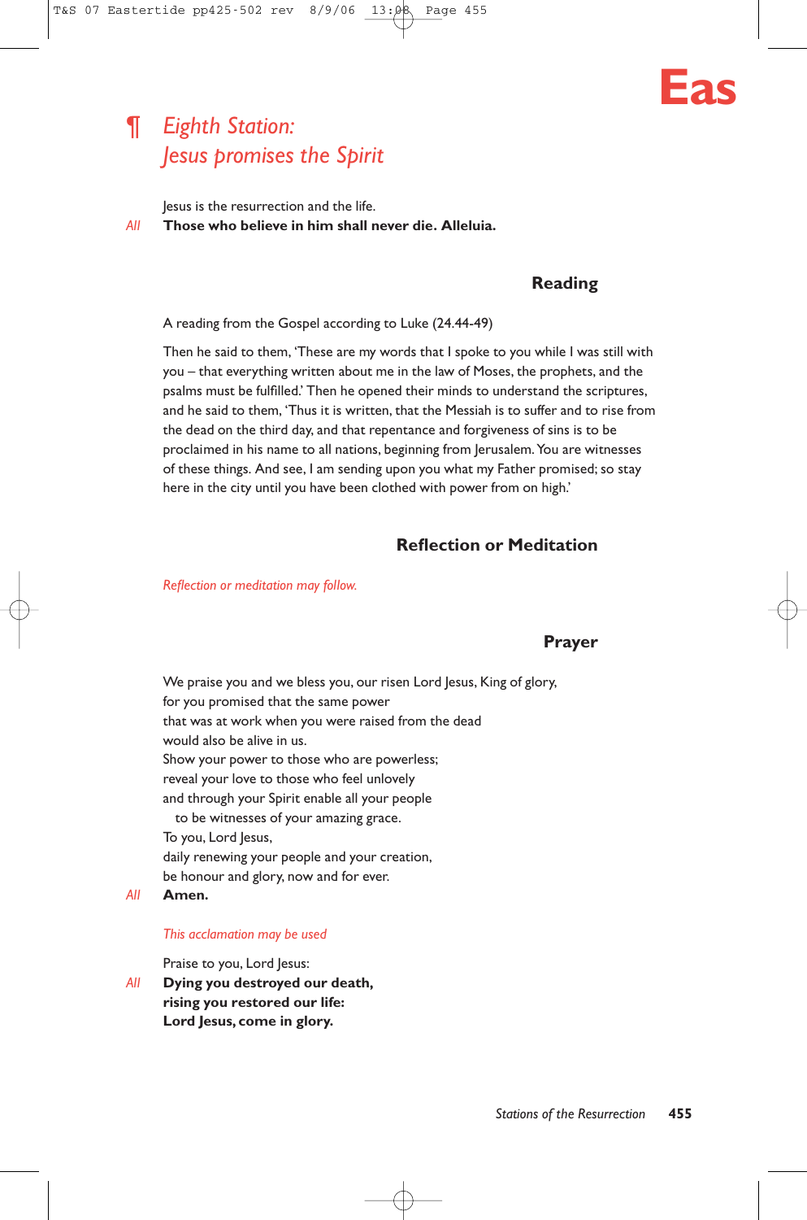## ¶ *Eighth Station: Jesus promises the Spirit*

Jesus is the resurrection and the life.

*All* **Those who believe in him shall never die. Alleluia.**

### Reading

A reading from the Gospel according to Luke (24.44-49)

Then he said to them, 'These are my words that I spoke to you while I was still with you – that everything written about me in the law of Moses, the prophets, and the psalms must be fulfilled.' Then he opened their minds to understand the scriptures, and he said to them, 'Thus it is written, that the Messiah is to suffer and to rise from the dead on the third day, and that repentance and forgiveness of sins is to be proclaimed in his name to all nations, beginning from Jerusalem. You are witnesses of these things. And see, I am sending upon you what my Father promised; so stay here in the city until you have been clothed with power from on high.'

### Reflection or Meditation

*Reflection or meditation may follow.*

### Prayer

We praise you and we bless you, our risen Lord Jesus, King of glory,
for you promised that the same power
that was at work when you were raised from the dead
would also be alive in us.
Show your power to those who are powerless;
reveal your love to those who feel unlovely
and through your Spirit enable all your people
to be witnesses of your amazing grace.
To you, Lord Jesus,
daily renewing your people and your creation,
be honour and glory, now and for ever.

*All* **Amen.**

*This acclamation may be used*

Praise to you, Lord Jesus:

*All* **Dying you destroyed our death,**
**rising you restored our life:**
**Lord Jesus, come in glory.**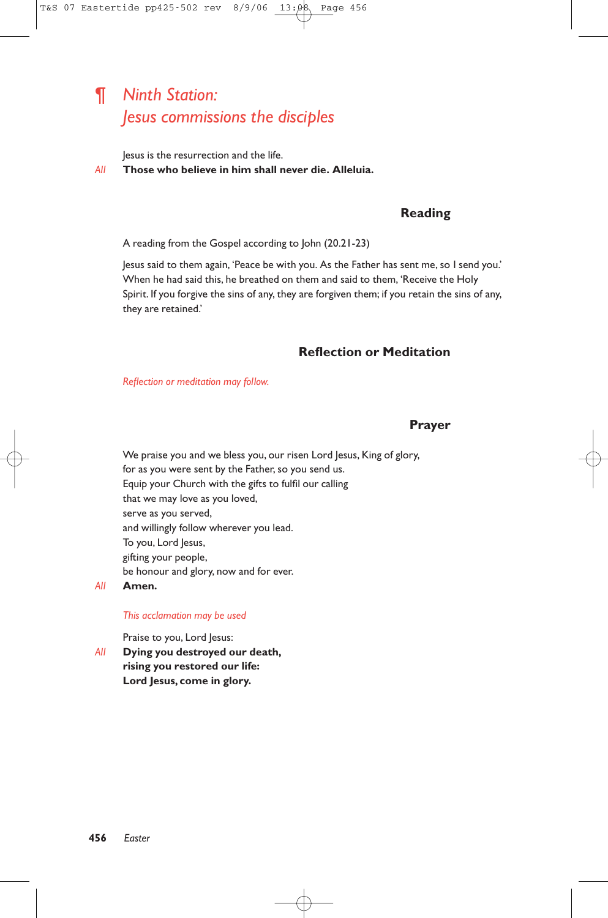## ¶ *Ninth Station: Jesus commissions the disciples*

Jesus is the resurrection and the life.

*All* **Those who believe in him shall never die. Alleluia.**

### Reading

A reading from the Gospel according to John (20.21-23)

Jesus said to them again, 'Peace be with you. As the Father has sent me, so I send you.' When he had said this, he breathed on them and said to them, 'Receive the Holy Spirit. If you forgive the sins of any, they are forgiven them; if you retain the sins of any, they are retained.'

### Reflection or Meditation

*Reflection or meditation may follow.*

### Prayer

We praise you and we bless you, our risen Lord Jesus, King of glory,
for as you were sent by the Father, so you send us.
Equip your Church with the gifts to fulfil our calling
that we may love as you loved,
serve as you served,
and willingly follow wherever you lead.
To you, Lord Jesus,
gifting your people,
be honour and glory, now and for ever.

*All* **Amen.**

*This acclamation may be used*

Praise to you, Lord Jesus:

*All* **Dying you destroyed our death,**
**rising you restored our life:**
**Lord Jesus, come in glory.**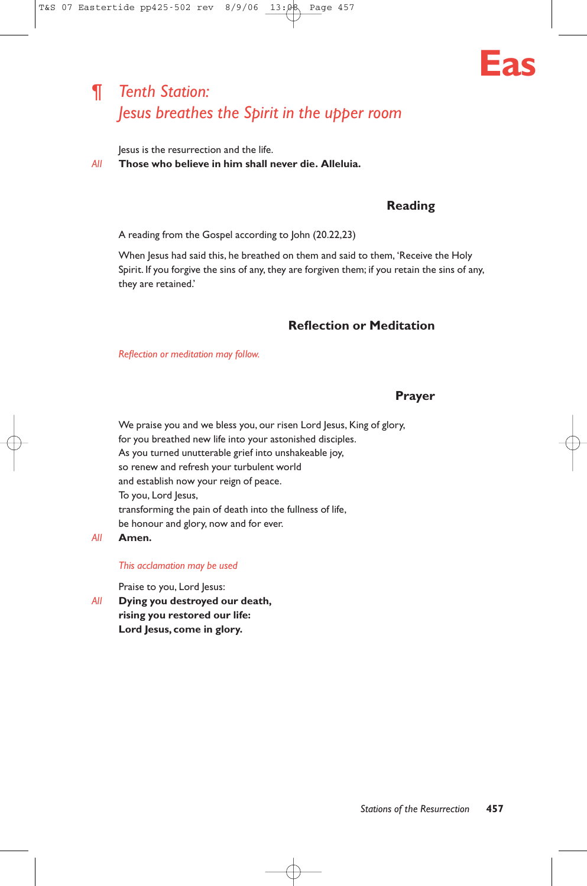## ¶ *Tenth Station: Jesus breathes the Spirit in the upper room*

Jesus is the resurrection and the life.

*All* **Those who believe in him shall never die. Alleluia.**

### Reading

A reading from the Gospel according to John (20.22,23)

When Jesus had said this, he breathed on them and said to them, 'Receive the Holy Spirit. If you forgive the sins of any, they are forgiven them; if you retain the sins of any, they are retained.'

### Reflection or Meditation

*Reflection or meditation may follow.*

### Prayer

We praise you and we bless you, our risen Lord Jesus, King of glory,
for you breathed new life into your astonished disciples.
As you turned unutterable grief into unshakeable joy,
so renew and refresh your turbulent world
and establish now your reign of peace.
To you, Lord Jesus,
transforming the pain of death into the fullness of life,
be honour and glory, now and for ever.

*All* **Amen.**

*This acclamation may be used*

Praise to you, Lord Jesus:

*All* **Dying you destroyed our death,**
**rising you restored our life:**
**Lord Jesus, come in glory.**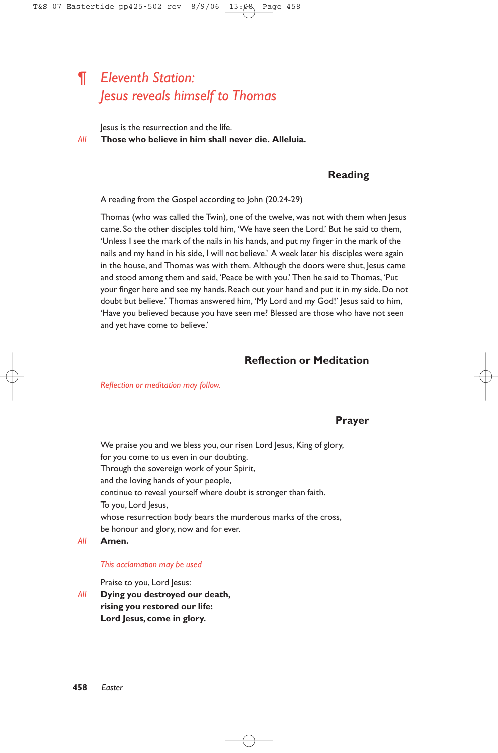## ¶ *Eleventh Station: Jesus reveals himself to Thomas*

Jesus is the resurrection and the life.

*All* **Those who believe in him shall never die. Alleluia.**

### Reading

A reading from the Gospel according to John (20.24-29)

Thomas (who was called the Twin), one of the twelve, was not with them when Jesus came. So the other disciples told him, 'We have seen the Lord.' But he said to them, 'Unless I see the mark of the nails in his hands, and put my finger in the mark of the nails and my hand in his side, I will not believe.' A week later his disciples were again in the house, and Thomas was with them. Although the doors were shut, Jesus came and stood among them and said, 'Peace be with you.' Then he said to Thomas, 'Put your finger here and see my hands. Reach out your hand and put it in my side. Do not doubt but believe.' Thomas answered him, 'My Lord and my God!' Jesus said to him, 'Have you believed because you have seen me? Blessed are those who have not seen and yet have come to believe.'

### Reflection or Meditation

*Reflection or meditation may follow.*

### Prayer

We praise you and we bless you, our risen Lord Jesus, King of glory,
for you come to us even in our doubting.
Through the sovereign work of your Spirit,
and the loving hands of your people,
continue to reveal yourself where doubt is stronger than faith.
To you, Lord Jesus,
whose resurrection body bears the murderous marks of the cross,
be honour and glory, now and for ever.

*All* **Amen.**

*This acclamation may be used*

Praise to you, Lord Jesus:

*All* **Dying you destroyed our death,**
**rising you restored our life:**
**Lord Jesus, come in glory.**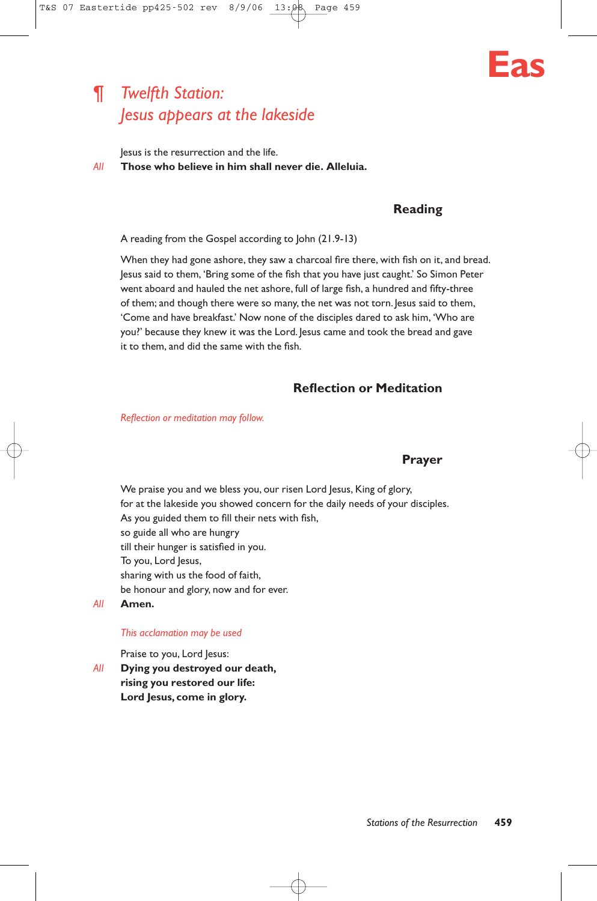## ¶ *Twelfth Station: Jesus appears at the lakeside*

Jesus is the resurrection and the life.

*All* **Those who believe in him shall never die. Alleluia.**

### Reading

A reading from the Gospel according to John (21.9-13)

When they had gone ashore, they saw a charcoal fire there, with fish on it, and bread. Jesus said to them, 'Bring some of the fish that you have just caught.' So Simon Peter went aboard and hauled the net ashore, full of large fish, a hundred and fifty-three of them; and though there were so many, the net was not torn. Jesus said to them, 'Come and have breakfast.' Now none of the disciples dared to ask him, 'Who are you?' because they knew it was the Lord. Jesus came and took the bread and gave it to them, and did the same with the fish.

### Reflection or Meditation

*Reflection or meditation may follow.*

### Prayer

We praise you and we bless you, our risen Lord Jesus, King of glory,
for at the lakeside you showed concern for the daily needs of your disciples.
As you guided them to fill their nets with fish,
so guide all who are hungry
till their hunger is satisfied in you.
To you, Lord Jesus,
sharing with us the food of faith,
be honour and glory, now and for ever.

*All* **Amen.**

*This acclamation may be used*

Praise to you, Lord Jesus:

*All* **Dying you destroyed our death,**
**rising you restored our life:**
**Lord Jesus, come in glory.**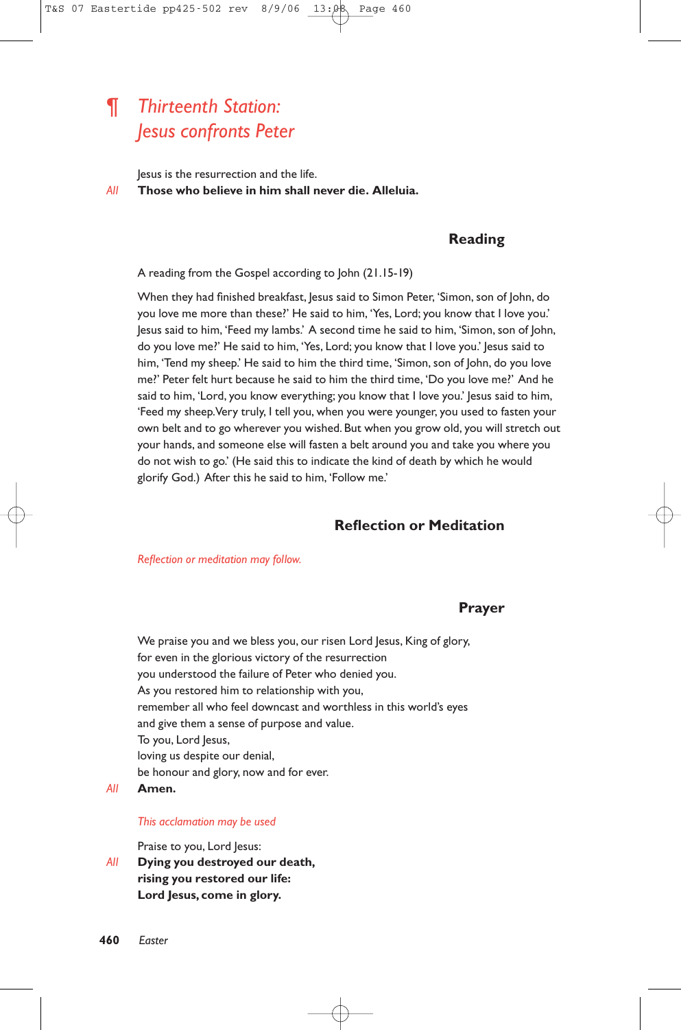# ¶ *Thirteenth Station: Jesus confronts Peter*

Jesus is the resurrection and the life.

*All* **Those who believe in him shall never die. Alleluia.**

### Reading

A reading from the Gospel according to John (21.15-19)

When they had finished breakfast, Jesus said to Simon Peter, 'Simon, son of John, do you love me more than these?' He said to him, 'Yes, Lord; you know that I love you.' Jesus said to him, 'Feed my lambs.' A second time he said to him, 'Simon, son of John, do you love me?' He said to him, 'Yes, Lord; you know that I love you.' Jesus said to him, 'Tend my sheep.' He said to him the third time, 'Simon, son of John, do you love me?' Peter felt hurt because he said to him the third time, 'Do you love me?' And he said to him, 'Lord, you know everything; you know that I love you.' Jesus said to him, 'Feed my sheep. Very truly, I tell you, when you were younger, you used to fasten your own belt and to go wherever you wished. But when you grow old, you will stretch out your hands, and someone else will fasten a belt around you and take you where you do not wish to go.' (He said this to indicate the kind of death by which he would glorify God.) After this he said to him, 'Follow me.'

### Reflection or Meditation

*Reflection or meditation may follow.*

### Prayer

We praise you and we bless you, our risen Lord Jesus, King of glory,
for even in the glorious victory of the resurrection
you understood the failure of Peter who denied you.
As you restored him to relationship with you,
remember all who feel downcast and worthless in this world's eyes
and give them a sense of purpose and value.
To you, Lord Jesus,
loving us despite our denial,
be honour and glory, now and for ever.

*All* **Amen.**

*This acclamation may be used*

Praise to you, Lord Jesus:

*All* **Dying you destroyed our death,**
**rising you restored our life:**
**Lord Jesus, come in glory.**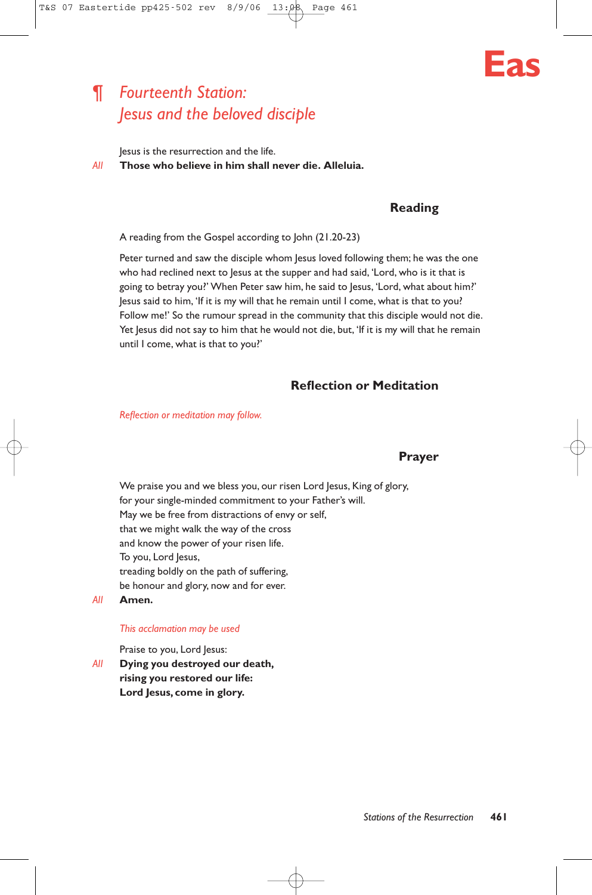## ¶ *Fourteenth Station: Jesus and the beloved disciple*

Jesus is the resurrection and the life.

*All* **Those who believe in him shall never die. Alleluia.**

### Reading

A reading from the Gospel according to John (21.20-23)

Peter turned and saw the disciple whom Jesus loved following them; he was the one who had reclined next to Jesus at the supper and had said, 'Lord, who is it that is going to betray you?' When Peter saw him, he said to Jesus, 'Lord, what about him?' Jesus said to him, 'If it is my will that he remain until I come, what is that to you? Follow me!' So the rumour spread in the community that this disciple would not die. Yet Jesus did not say to him that he would not die, but, 'If it is my will that he remain until I come, what is that to you?'

### Reflection or Meditation

*Reflection or meditation may follow.*

### Prayer

We praise you and we bless you, our risen Lord Jesus, King of glory,
for your single-minded commitment to your Father's will.
May we be free from distractions of envy or self,
that we might walk the way of the cross
and know the power of your risen life.
To you, Lord Jesus,
treading boldly on the path of suffering,
be honour and glory, now and for ever.

*All* **Amen.**

*This acclamation may be used*

Praise to you, Lord Jesus:

*All* **Dying you destroyed our death,
rising you restored our life:
Lord Jesus, come in glory.**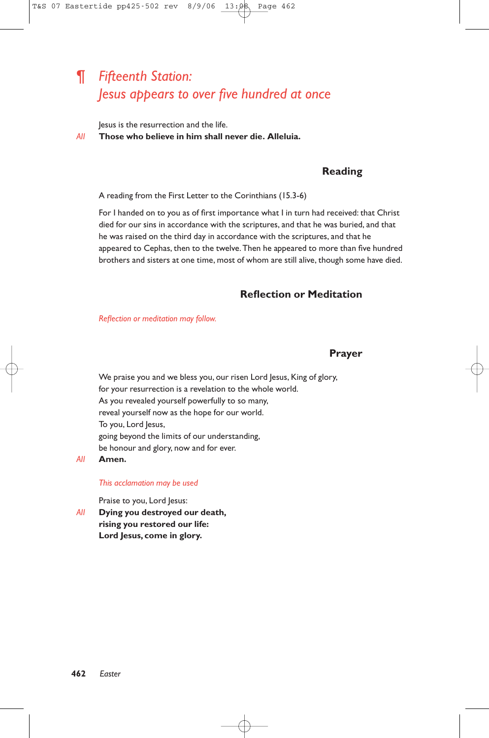## ¶ *Fifteenth Station: Jesus appears to over five hundred at once*

Jesus is the resurrection and the life.

*All* **Those who believe in him shall never die. Alleluia.**

### Reading

A reading from the First Letter to the Corinthians (15.3-6)

For I handed on to you as of first importance what I in turn had received: that Christ died for our sins in accordance with the scriptures, and that he was buried, and that he was raised on the third day in accordance with the scriptures, and that he appeared to Cephas, then to the twelve. Then he appeared to more than five hundred brothers and sisters at one time, most of whom are still alive, though some have died.

### Reflection or Meditation

*Reflection or meditation may follow.*

### Prayer

We praise you and we bless you, our risen Lord Jesus, King of glory,
for your resurrection is a revelation to the whole world.
As you revealed yourself powerfully to so many,
reveal yourself now as the hope for our world.
To you, Lord Jesus,
going beyond the limits of our understanding,
be honour and glory, now and for ever.

*All* **Amen.**

*This acclamation may be used*

Praise to you, Lord Jesus:

*All* **Dying you destroyed our death,**
**rising you restored our life:**
**Lord Jesus, come in glory.**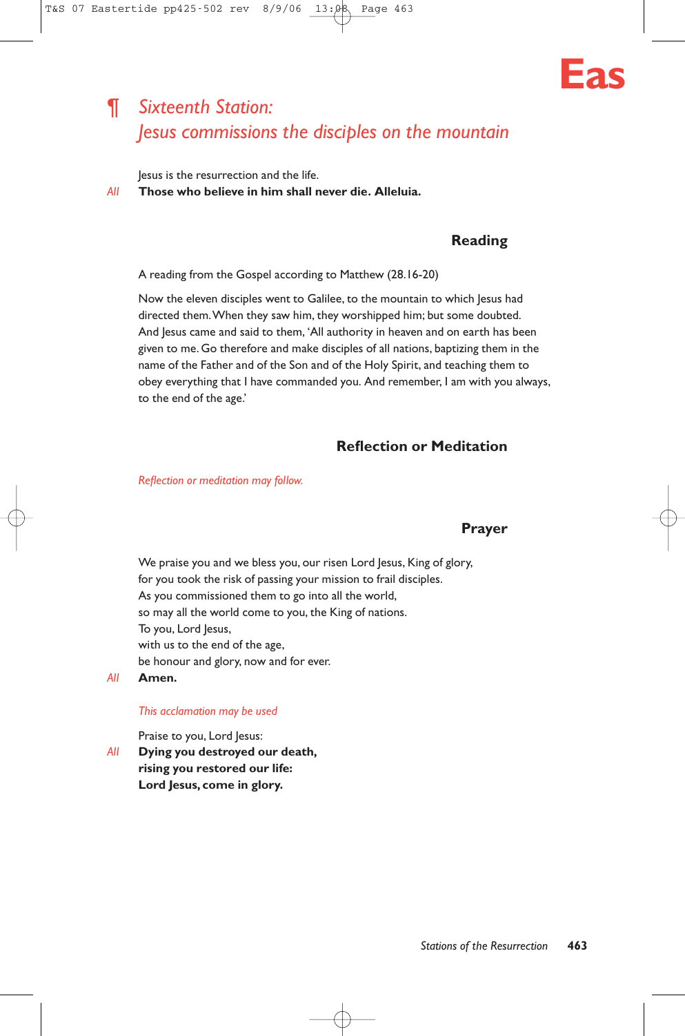## ¶ *Sixteenth Station: Jesus commissions the disciples on the mountain*

Jesus is the resurrection and the life.

*All* **Those who believe in him shall never die. Alleluia.**

### Reading

A reading from the Gospel according to Matthew (28.16-20)

Now the eleven disciples went to Galilee, to the mountain to which Jesus had directed them. When they saw him, they worshipped him; but some doubted. And Jesus came and said to them, 'All authority in heaven and on earth has been given to me. Go therefore and make disciples of all nations, baptizing them in the name of the Father and of the Son and of the Holy Spirit, and teaching them to obey everything that I have commanded you. And remember, I am with you always, to the end of the age.'

### Reflection or Meditation

*Reflection or meditation may follow.*

### Prayer

We praise you and we bless you, our risen Lord Jesus, King of glory,
for you took the risk of passing your mission to frail disciples.
As you commissioned them to go into all the world,
so may all the world come to you, the King of nations.
To you, Lord Jesus,
with us to the end of the age,
be honour and glory, now and for ever.

*All* **Amen.**

*This acclamation may be used*

Praise to you, Lord Jesus:

*All* **Dying you destroyed our death,**
**rising you restored our life:**
**Lord Jesus, come in glory.**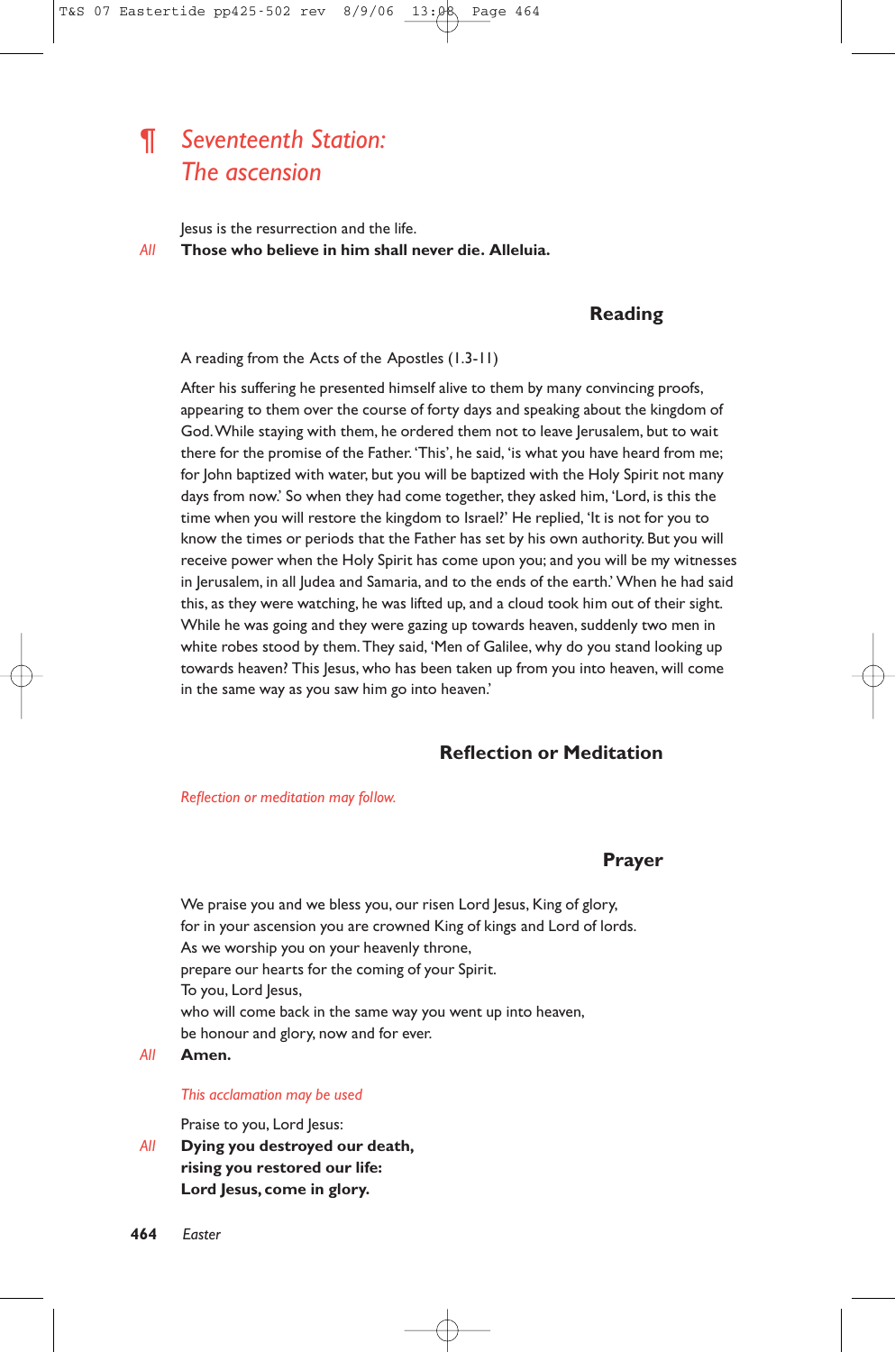# ¶ *Seventeenth Station: The ascension*

Jesus is the resurrection and the life.

*All* **Those who believe in him shall never die. Alleluia.**

### Reading

A reading from the Acts of the Apostles (1.3-11)

After his suffering he presented himself alive to them by many convincing proofs, appearing to them over the course of forty days and speaking about the kingdom of God. While staying with them, he ordered them not to leave Jerusalem, but to wait there for the promise of the Father. 'This', he said, 'is what you have heard from me; for John baptized with water, but you will be baptized with the Holy Spirit not many days from now.' So when they had come together, they asked him, 'Lord, is this the time when you will restore the kingdom to Israel?' He replied, 'It is not for you to know the times or periods that the Father has set by his own authority. But you will receive power when the Holy Spirit has come upon you; and you will be my witnesses in Jerusalem, in all Judea and Samaria, and to the ends of the earth.' When he had said this, as they were watching, he was lifted up, and a cloud took him out of their sight. While he was going and they were gazing up towards heaven, suddenly two men in white robes stood by them. They said, 'Men of Galilee, why do you stand looking up towards heaven? This Jesus, who has been taken up from you into heaven, will come in the same way as you saw him go into heaven.'

### Reflection or Meditation

*Reflection or meditation may follow.*

### Prayer

We praise you and we bless you, our risen Lord Jesus, King of glory,
for in your ascension you are crowned King of kings and Lord of lords.
As we worship you on your heavenly throne,
prepare our hearts for the coming of your Spirit.
To you, Lord Jesus,
who will come back in the same way you went up into heaven,
be honour and glory, now and for ever.

*All* **Amen.**

*This acclamation may be used*

Praise to you, Lord Jesus:

*All* **Dying you destroyed our death,**
**rising you restored our life:**
**Lord Jesus, come in glory.**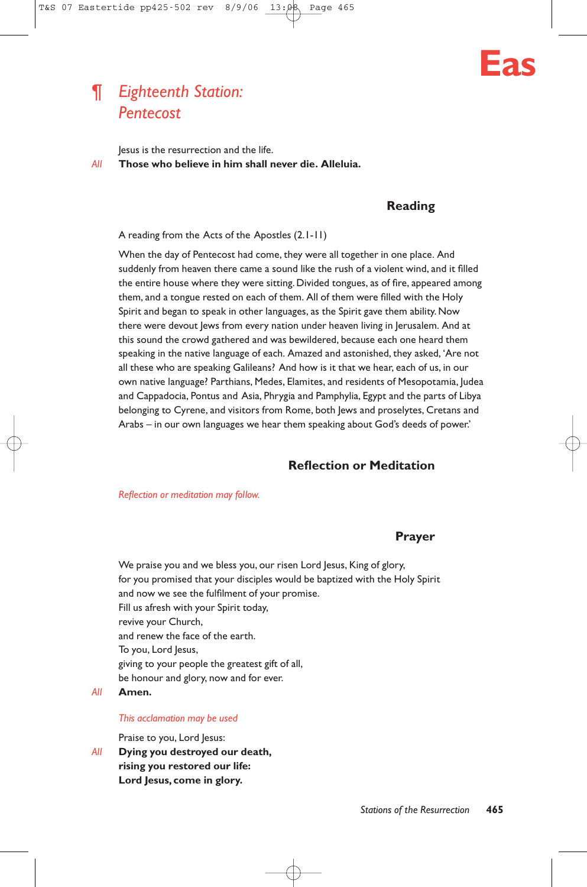## ¶ *Eighteenth Station: Pentecost*

Jesus is the resurrection and the life.

*All* **Those who believe in him shall never die. Alleluia.**

### Reading

A reading from the Acts of the Apostles (2.1-11)

When the day of Pentecost had come, they were all together in one place. And suddenly from heaven there came a sound like the rush of a violent wind, and it filled the entire house where they were sitting. Divided tongues, as of fire, appeared among them, and a tongue rested on each of them. All of them were filled with the Holy Spirit and began to speak in other languages, as the Spirit gave them ability. Now there were devout Jews from every nation under heaven living in Jerusalem. And at this sound the crowd gathered and was bewildered, because each one heard them speaking in the native language of each. Amazed and astonished, they asked, 'Are not all these who are speaking Galileans? And how is it that we hear, each of us, in our own native language? Parthians, Medes, Elamites, and residents of Mesopotamia, Judea and Cappadocia, Pontus and Asia, Phrygia and Pamphylia, Egypt and the parts of Libya belonging to Cyrene, and visitors from Rome, both Jews and proselytes, Cretans and Arabs – in our own languages we hear them speaking about God's deeds of power.'

### Reflection or Meditation

*Reflection or meditation may follow.*

### Prayer

We praise you and we bless you, our risen Lord Jesus, King of glory,
for you promised that your disciples would be baptized with the Holy Spirit
and now we see the fulfilment of your promise.
Fill us afresh with your Spirit today,
revive your Church,
and renew the face of the earth.
To you, Lord Jesus,
giving to your people the greatest gift of all,
be honour and glory, now and for ever.

*All* **Amen.**

*This acclamation may be used*

Praise to you, Lord Jesus:

*All* **Dying you destroyed our death,**
**rising you restored our life:**
**Lord Jesus, come in glory.**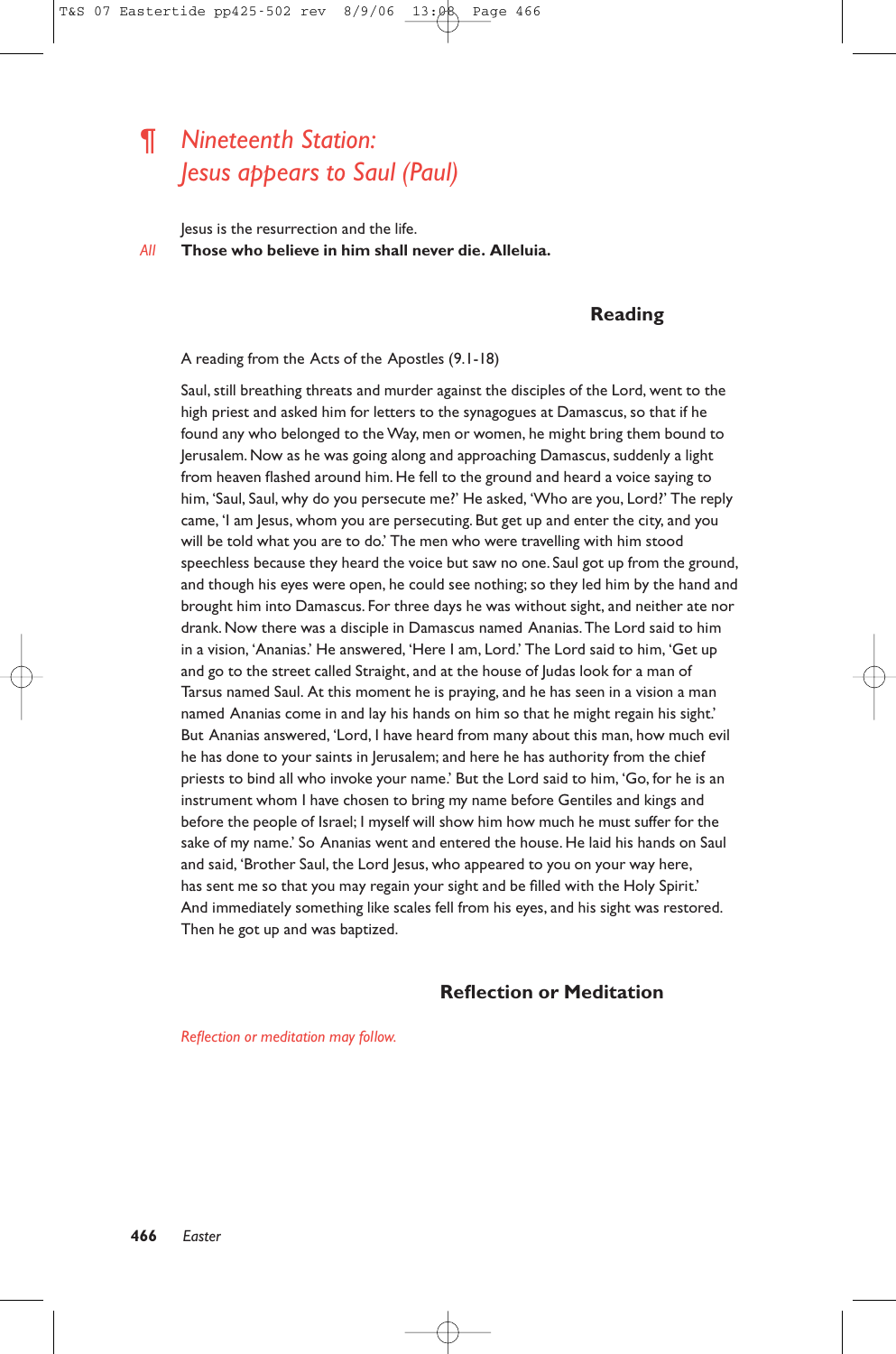## ¶ *Nineteenth Station: Jesus appears to Saul (Paul)*

Jesus is the resurrection and the life.

*All* **Those who believe in him shall never die. Alleluia.**

### Reading

A reading from the Acts of the Apostles (9.1-18)

Saul, still breathing threats and murder against the disciples of the Lord, went to the high priest and asked him for letters to the synagogues at Damascus, so that if he found any who belonged to the Way, men or women, he might bring them bound to Jerusalem. Now as he was going along and approaching Damascus, suddenly a light from heaven flashed around him. He fell to the ground and heard a voice saying to him, 'Saul, Saul, why do you persecute me?' He asked, 'Who are you, Lord?' The reply came, 'I am Jesus, whom you are persecuting. But get up and enter the city, and you will be told what you are to do.' The men who were travelling with him stood speechless because they heard the voice but saw no one. Saul got up from the ground, and though his eyes were open, he could see nothing; so they led him by the hand and brought him into Damascus. For three days he was without sight, and neither ate nor drank. Now there was a disciple in Damascus named Ananias. The Lord said to him in a vision, 'Ananias.' He answered, 'Here I am, Lord.' The Lord said to him, 'Get up and go to the street called Straight, and at the house of Judas look for a man of Tarsus named Saul. At this moment he is praying, and he has seen in a vision a man named Ananias come in and lay his hands on him so that he might regain his sight.' But Ananias answered, 'Lord, I have heard from many about this man, how much evil he has done to your saints in Jerusalem; and here he has authority from the chief priests to bind all who invoke your name.' But the Lord said to him, 'Go, for he is an instrument whom I have chosen to bring my name before Gentiles and kings and before the people of Israel; I myself will show him how much he must suffer for the sake of my name.' So Ananias went and entered the house. He laid his hands on Saul and said, 'Brother Saul, the Lord Jesus, who appeared to you on your way here, has sent me so that you may regain your sight and be filled with the Holy Spirit.' And immediately something like scales fell from his eyes, and his sight was restored. Then he got up and was baptized.

### Reflection or Meditation

*Reflection or meditation may follow.*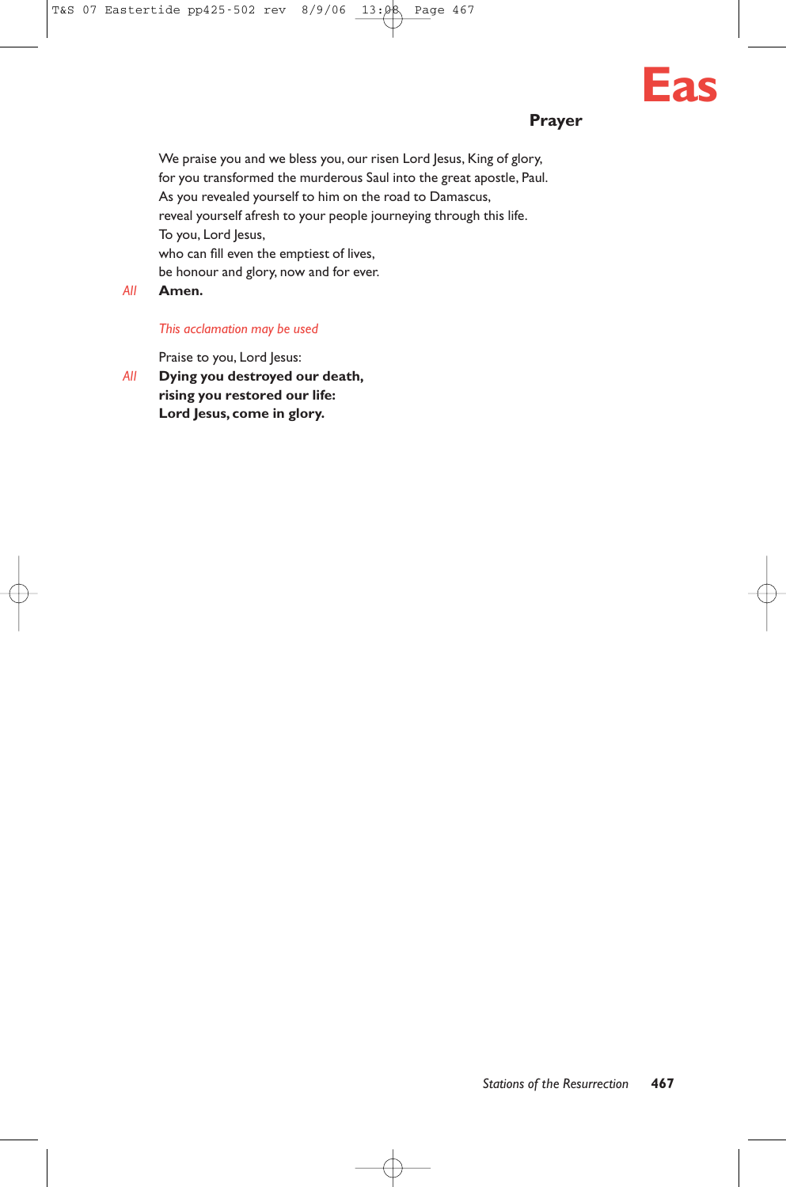## Prayer

We praise you and we bless you, our risen Lord Jesus, King of glory,
for you transformed the murderous Saul into the great apostle, Paul.
As you revealed yourself to him on the road to Damascus,
reveal yourself afresh to your people journeying through this life.
To you, Lord Jesus,
who can fill even the emptiest of lives,
be honour and glory, now and for ever.

*All* **Amen.**

*This acclamation may be used*

Praise to you, Lord Jesus:

*All* **Dying you destroyed our death,**
**rising you restored our life:**
**Lord Jesus, come in glory.**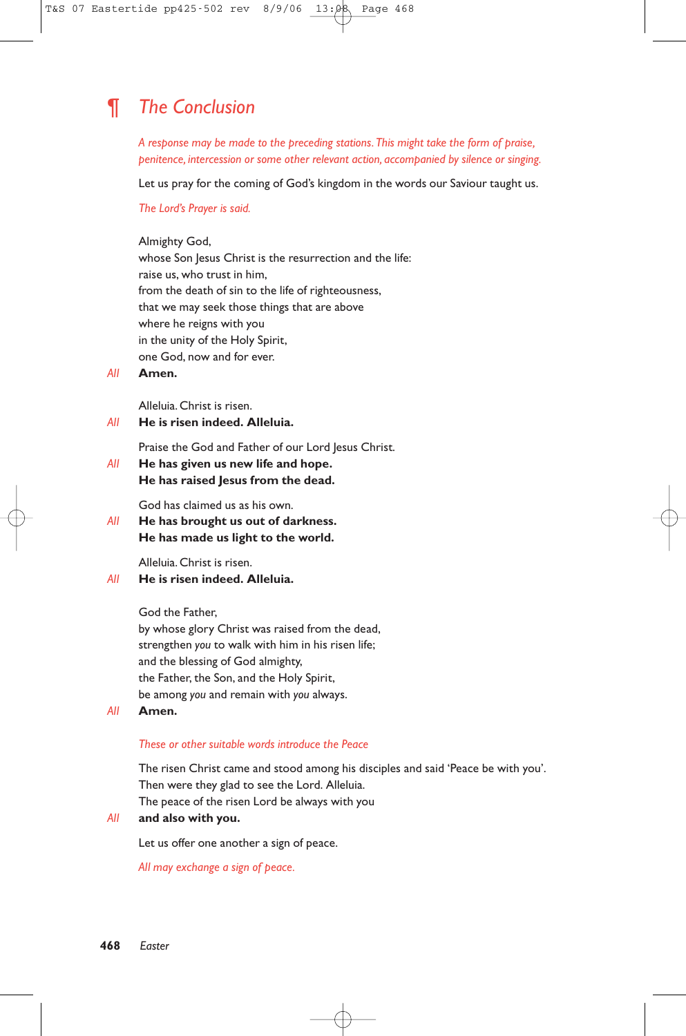## ¶ The Conclusion

*A response may be made to the preceding stations. This might take the form of praise, penitence, intercession or some other relevant action, accompanied by silence or singing.*

Let us pray for the coming of God's kingdom in the words our Saviour taught us.

*The Lord's Prayer is said.*

Almighty God,
whose Son Jesus Christ is the resurrection and the life:
raise us, who trust in him,
from the death of sin to the life of righteousness,
that we may seek those things that are above
where he reigns with you
in the unity of the Holy Spirit,
one God, now and for ever.

*All* **Amen.**

Alleluia. Christ is risen.

*All* **He is risen indeed. Alleluia.**

Praise the God and Father of our Lord Jesus Christ.

*All* **He has given us new life and hope.
He has raised Jesus from the dead.**

God has claimed us as his own.

*All* **He has brought us out of darkness.
He has made us light to the world.**

Alleluia. Christ is risen.

*All* **He is risen indeed. Alleluia.**

God the Father,
by whose glory Christ was raised from the dead,
strengthen *you* to walk with him in his risen life;
and the blessing of God almighty,
the Father, the Son, and the Holy Spirit,
be among *you* and remain with *you* always.

*All* **Amen.**

*These or other suitable words introduce the Peace*

The risen Christ came and stood among his disciples and said 'Peace be with you'.
Then were they glad to see the Lord. Alleluia.
The peace of the risen Lord be always with you

*All* **and also with you.**

Let us offer one another a sign of peace.

*All may exchange a sign of peace.*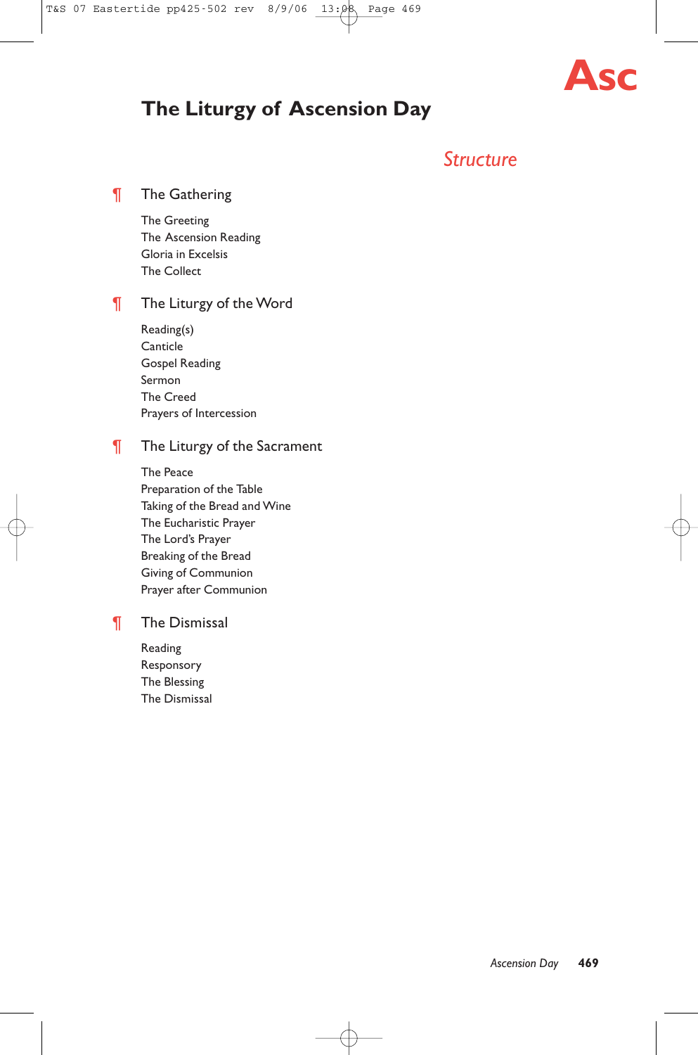# Asc

## The Liturgy of Ascension Day

### *Structure*

¶ **The Gathering**

The Greeting
The Ascension Reading
Gloria in Excelsis
The Collect

¶ **The Liturgy of the Word**

Reading(s)
Canticle
Gospel Reading
Sermon
The Creed
Prayers of Intercession

¶ **The Liturgy of the Sacrament**

The Peace
Preparation of the Table
Taking of the Bread and Wine
The Eucharistic Prayer
The Lord's Prayer
Breaking of the Bread
Giving of Communion
Prayer after Communion

¶ **The Dismissal**

Reading
Responsory
The Blessing
The Dismissal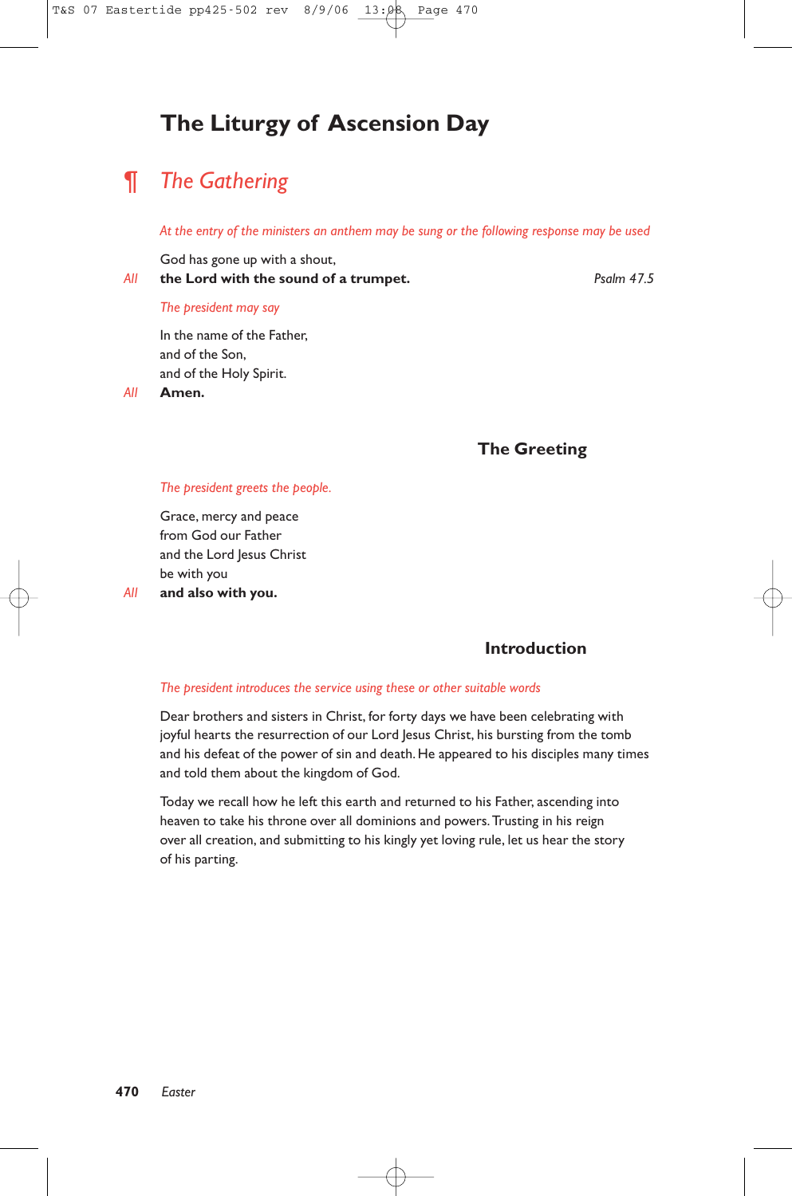# The Liturgy of Ascension Day

## ¶ *The Gathering*

*At the entry of the ministers an anthem may be sung or the following response may be used*

God has gone up with a shout,
*All* **the Lord with the sound of a trumpet.** *Psalm 47.5*

*The president may say*

In the name of the Father,
and of the Son,
and of the Holy Spirit.
*All* **Amen.**

### The Greeting

*The president greets the people.*

Grace, mercy and peace
from God our Father
and the Lord Jesus Christ
be with you
*All* **and also with you.**

### Introduction

*The president introduces the service using these or other suitable words*

Dear brothers and sisters in Christ, for forty days we have been celebrating with joyful hearts the resurrection of our Lord Jesus Christ, his bursting from the tomb and his defeat of the power of sin and death. He appeared to his disciples many times and told them about the kingdom of God.

Today we recall how he left this earth and returned to his Father, ascending into heaven to take his throne over all dominions and powers. Trusting in his reign over all creation, and submitting to his kingly yet loving rule, let us hear the story of his parting.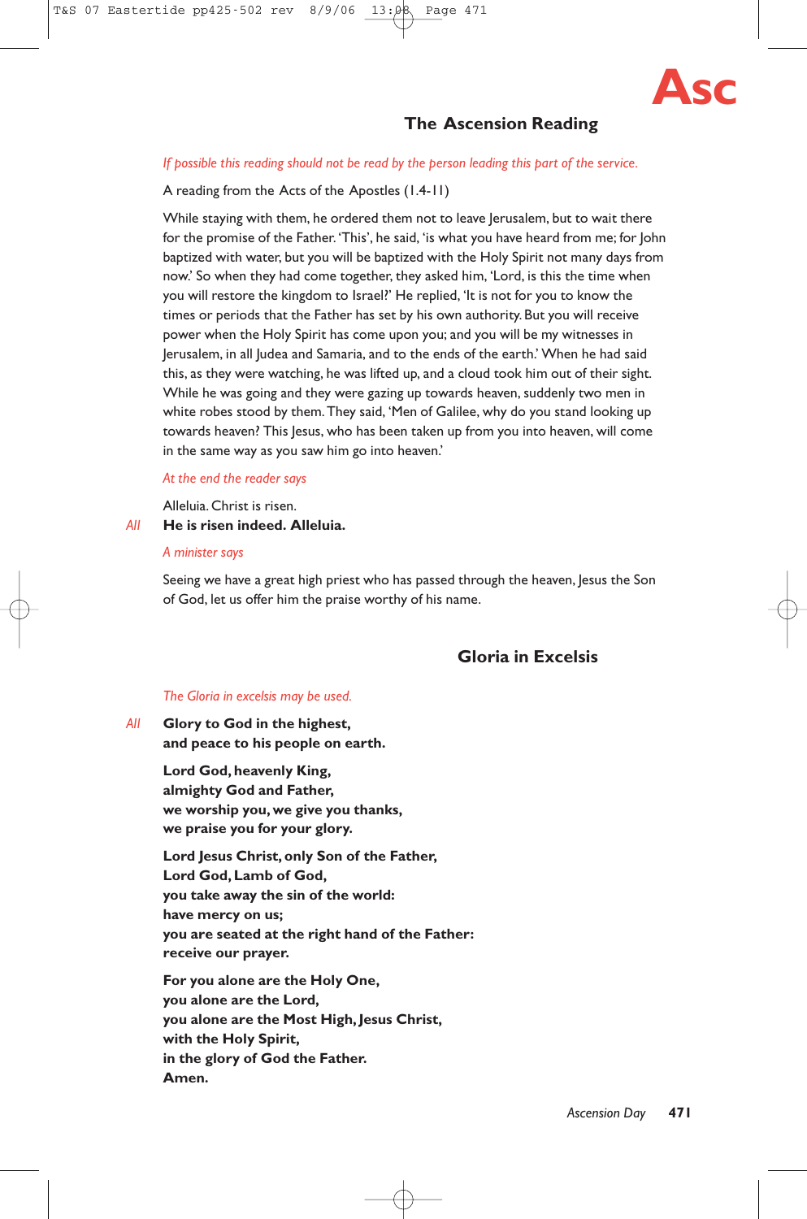# Asc

## The Ascension Reading

*If possible this reading should not be read by the person leading this part of the service.*

A reading from the Acts of the Apostles (1.4-11)

While staying with them, he ordered them not to leave Jerusalem, but to wait there for the promise of the Father. 'This', he said, 'is what you have heard from me; for John baptized with water, but you will be baptized with the Holy Spirit not many days from now.' So when they had come together, they asked him, 'Lord, is this the time when you will restore the kingdom to Israel?' He replied, 'It is not for you to know the times or periods that the Father has set by his own authority. But you will receive power when the Holy Spirit has come upon you; and you will be my witnesses in Jerusalem, in all Judea and Samaria, and to the ends of the earth.' When he had said this, as they were watching, he was lifted up, and a cloud took him out of their sight. While he was going and they were gazing up towards heaven, suddenly two men in white robes stood by them. They said, 'Men of Galilee, why do you stand looking up towards heaven? This Jesus, who has been taken up from you into heaven, will come in the same way as you saw him go into heaven.'

*At the end the reader says*

Alleluia. Christ is risen.

*All* **He is risen indeed. Alleluia.**

*A minister says*

Seeing we have a great high priest who has passed through the heaven, Jesus the Son of God, let us offer him the praise worthy of his name.

## Gloria in Excelsis

*The Gloria in excelsis may be used.*

*All* **Glory to God in the highest,**
**and peace to his people on earth.**

**Lord God, heavenly King,**
**almighty God and Father,**
**we worship you, we give you thanks,**
**we praise you for your glory.**

**Lord Jesus Christ, only Son of the Father,**
**Lord God, Lamb of God,**
**you take away the sin of the world:**
**have mercy on us;**
**you are seated at the right hand of the Father:**
**receive our prayer.**

**For you alone are the Holy One,**
**you alone are the Lord,**
**you alone are the Most High, Jesus Christ,**
**with the Holy Spirit,**
**in the glory of God the Father.**
**Amen.**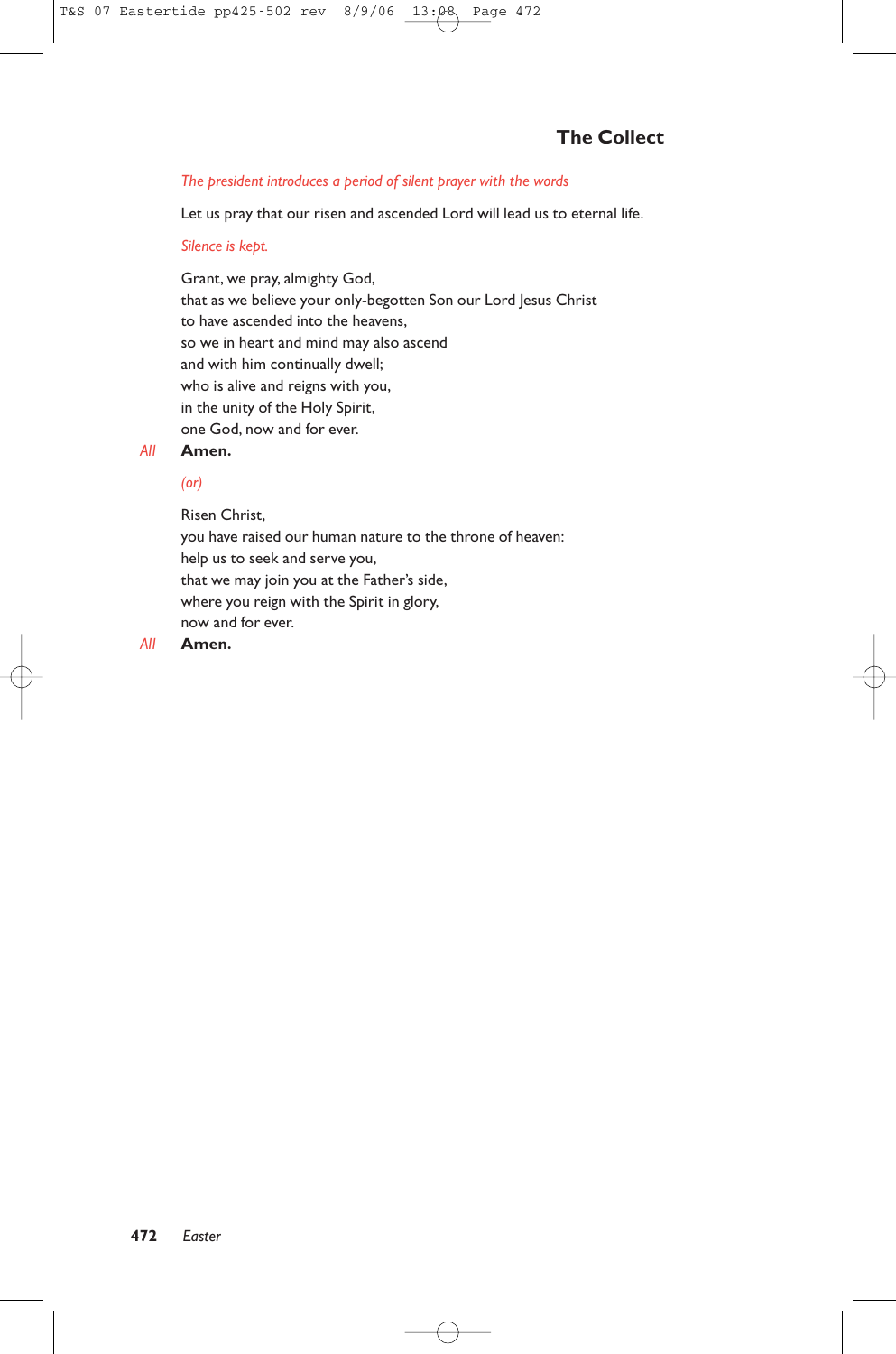## The Collect

*The president introduces a period of silent prayer with the words*

Let us pray that our risen and ascended Lord will lead us to eternal life.

*Silence is kept.*

Grant, we pray, almighty God,
that as we believe your only-begotten Son our Lord Jesus Christ
to have ascended into the heavens,
so we in heart and mind may also ascend
and with him continually dwell;
who is alive and reigns with you,
in the unity of the Holy Spirit,
one God, now and for ever.

*All* **Amen.**

*(or)*

Risen Christ,
you have raised our human nature to the throne of heaven:
help us to seek and serve you,
that we may join you at the Father's side,
where you reign with the Spirit in glory,
now and for ever.

*All* **Amen.**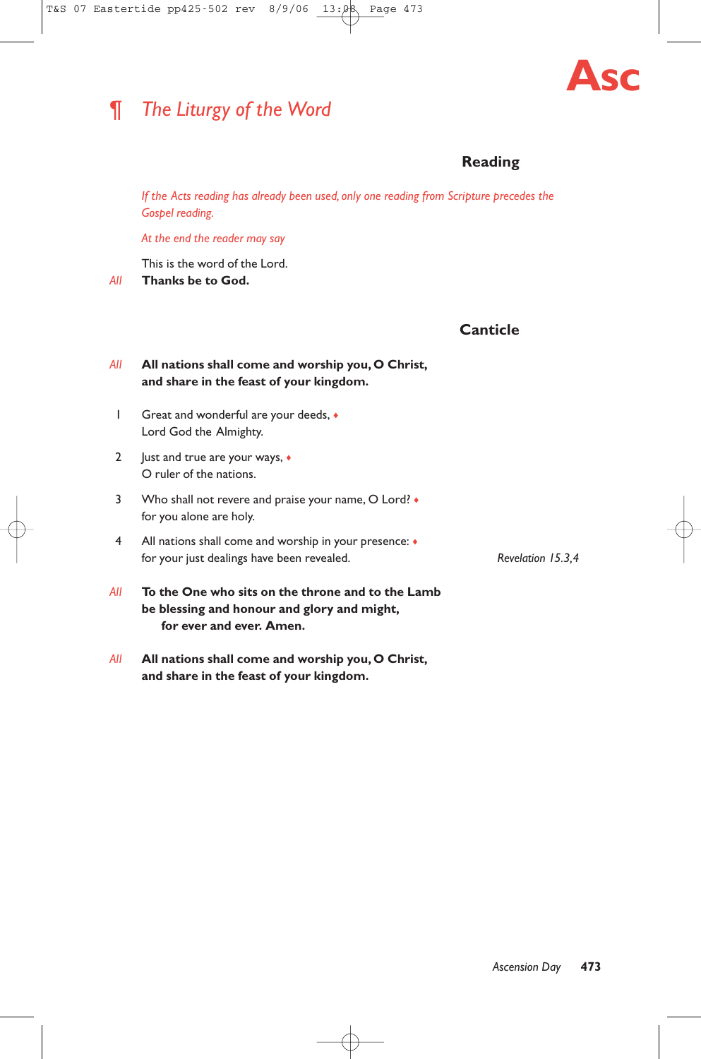Asc

# ¶ *The Liturgy of the Word*

### Reading

*If the Acts reading has already been used, only one reading from Scripture precedes the Gospel reading.*

*At the end the reader may say*

This is the word of the Lord.
*All* **Thanks be to God.**

### Canticle

*All* **All nations shall come and worship you, O Christ,
and share in the feast of your kingdom.**

1 Great and wonderful are your deeds, ♦
Lord God the Almighty.

2 Just and true are your ways, ♦
O ruler of the nations.

3 Who shall not revere and praise your name, O Lord? ♦
for you alone are holy.

4 All nations shall come and worship in your presence: ♦
for your just dealings have been revealed.

*Revelation 15.3,4*

*All* **To the One who sits on the throne and to the Lamb
be blessing and honour and glory and might,
for ever and ever. Amen.**

*All* **All nations shall come and worship you, O Christ,
and share in the feast of your kingdom.**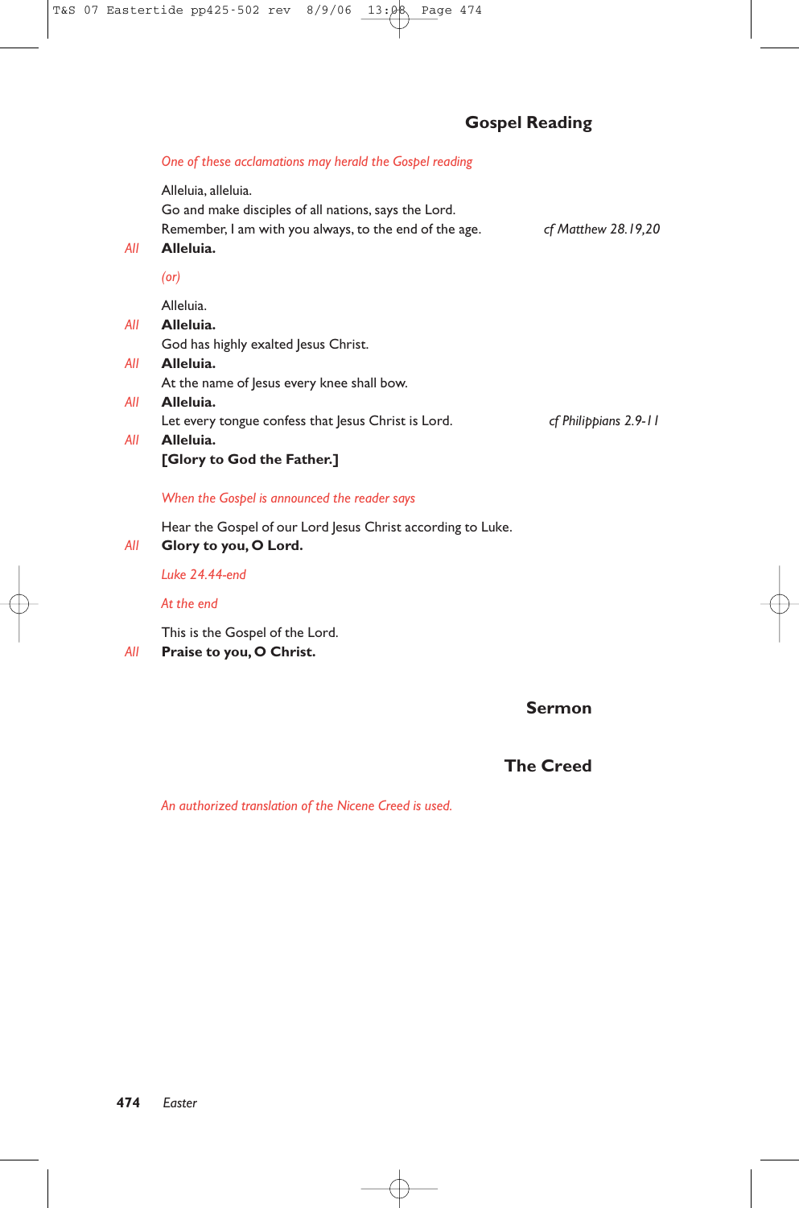## Gospel Reading

*One of these acclamations may herald the Gospel reading*

Alleluia, alleluia.
Go and make disciples of all nations, says the Lord.
Remember, I am with you always, to the end of the age. *cf Matthew 28.19,20*

*All* **Alleluia.**

*(or)*

Alleluia.
*All* **Alleluia.**
God has highly exalted Jesus Christ.
*All* **Alleluia.**
At the name of Jesus every knee shall bow.
*All* **Alleluia.**
Let every tongue confess that Jesus Christ is Lord. *cf Philippians 2.9-11*
*All* **Alleluia.**
**[Glory to God the Father.]**

*When the Gospel is announced the reader says*

Hear the Gospel of our Lord Jesus Christ according to Luke.
*All* **Glory to you, O Lord.**

*Luke 24.44-end*

*At the end*

This is the Gospel of the Lord.
*All* **Praise to you, O Christ.**

## Sermon

## The Creed

*An authorized translation of the Nicene Creed is used.*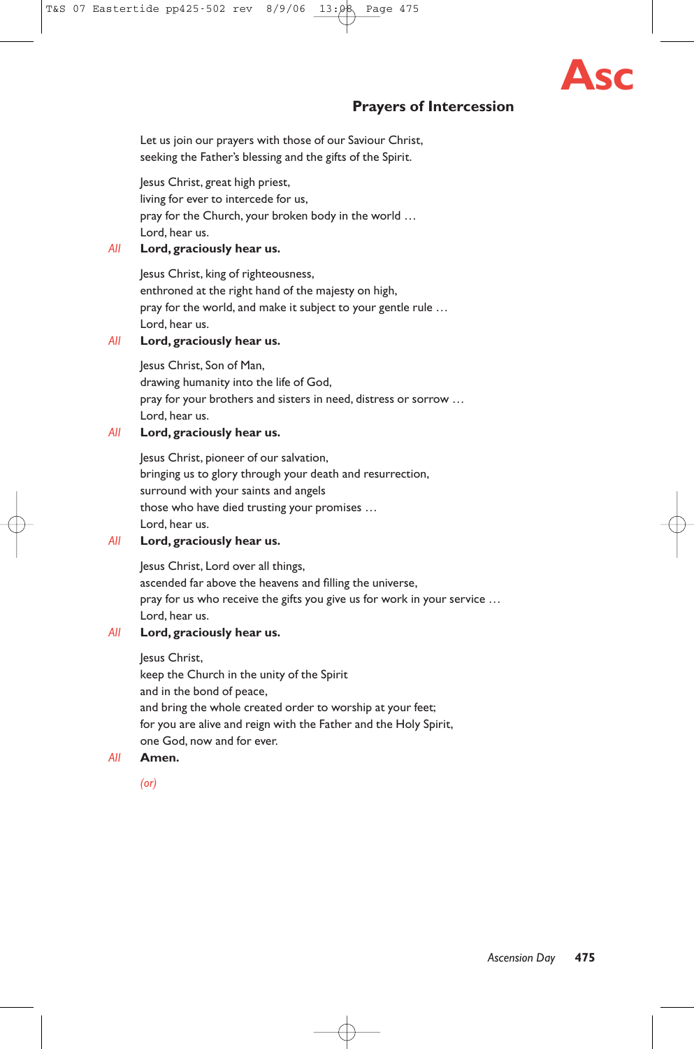**Asc**

## Prayers of Intercession

Let us join our prayers with those of our Saviour Christ,
seeking the Father's blessing and the gifts of the Spirit.

Jesus Christ, great high priest,
living for ever to intercede for us,
pray for the Church, your broken body in the world …
Lord, hear us.

*All* **Lord, graciously hear us.**

Jesus Christ, king of righteousness,
enthroned at the right hand of the majesty on high,
pray for the world, and make it subject to your gentle rule …
Lord, hear us.

*All* **Lord, graciously hear us.**

Jesus Christ, Son of Man,
drawing humanity into the life of God,
pray for your brothers and sisters in need, distress or sorrow …
Lord, hear us.

*All* **Lord, graciously hear us.**

Jesus Christ, pioneer of our salvation,
bringing us to glory through your death and resurrection,
surround with your saints and angels
those who have died trusting your promises …
Lord, hear us.

*All* **Lord, graciously hear us.**

Jesus Christ, Lord over all things,
ascended far above the heavens and filling the universe,
pray for us who receive the gifts you give us for work in your service …
Lord, hear us.

*All* **Lord, graciously hear us.**

Jesus Christ,
keep the Church in the unity of the Spirit
and in the bond of peace,
and bring the whole created order to worship at your feet;
for you are alive and reign with the Father and the Holy Spirit,
one God, now and for ever.

*All* **Amen.**

*(or)*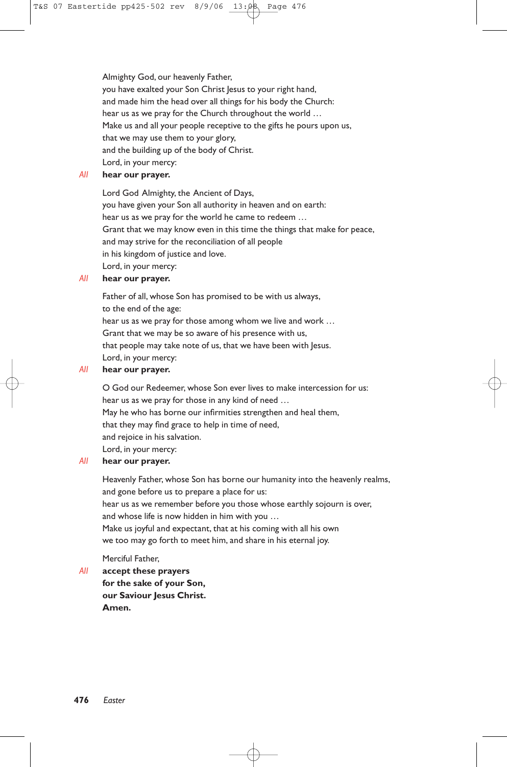Almighty God, our heavenly Father,
you have exalted your Son Christ Jesus to your right hand,
and made him the head over all things for his body the Church:
hear us as we pray for the Church throughout the world …
Make us and all your people receptive to the gifts he pours upon us,
that we may use them to your glory,
and the building up of the body of Christ.
Lord, in your mercy:

*All* **hear our prayer.**

Lord God Almighty, the Ancient of Days,
you have given your Son all authority in heaven and on earth:
hear us as we pray for the world he came to redeem …
Grant that we may know even in this time the things that make for peace,
and may strive for the reconciliation of all people
in his kingdom of justice and love.
Lord, in your mercy:

*All* **hear our prayer.**

Father of all, whose Son has promised to be with us always,
to the end of the age:
hear us as we pray for those among whom we live and work …
Grant that we may be so aware of his presence with us,
that people may take note of us, that we have been with Jesus.
Lord, in your mercy:

*All* **hear our prayer.**

O God our Redeemer, whose Son ever lives to make intercession for us:
hear us as we pray for those in any kind of need …
May he who has borne our infirmities strengthen and heal them,
that they may find grace to help in time of need,
and rejoice in his salvation.
Lord, in your mercy:

*All* **hear our prayer.**

Heavenly Father, whose Son has borne our humanity into the heavenly realms,
and gone before us to prepare a place for us:
hear us as we remember before you those whose earthly sojourn is over,
and whose life is now hidden in him with you …
Make us joyful and expectant, that at his coming with all his own
we too may go forth to meet him, and share in his eternal joy.

Merciful Father,

*All* **accept these prayers**
**for the sake of your Son,**
**our Saviour Jesus Christ.**
**Amen.**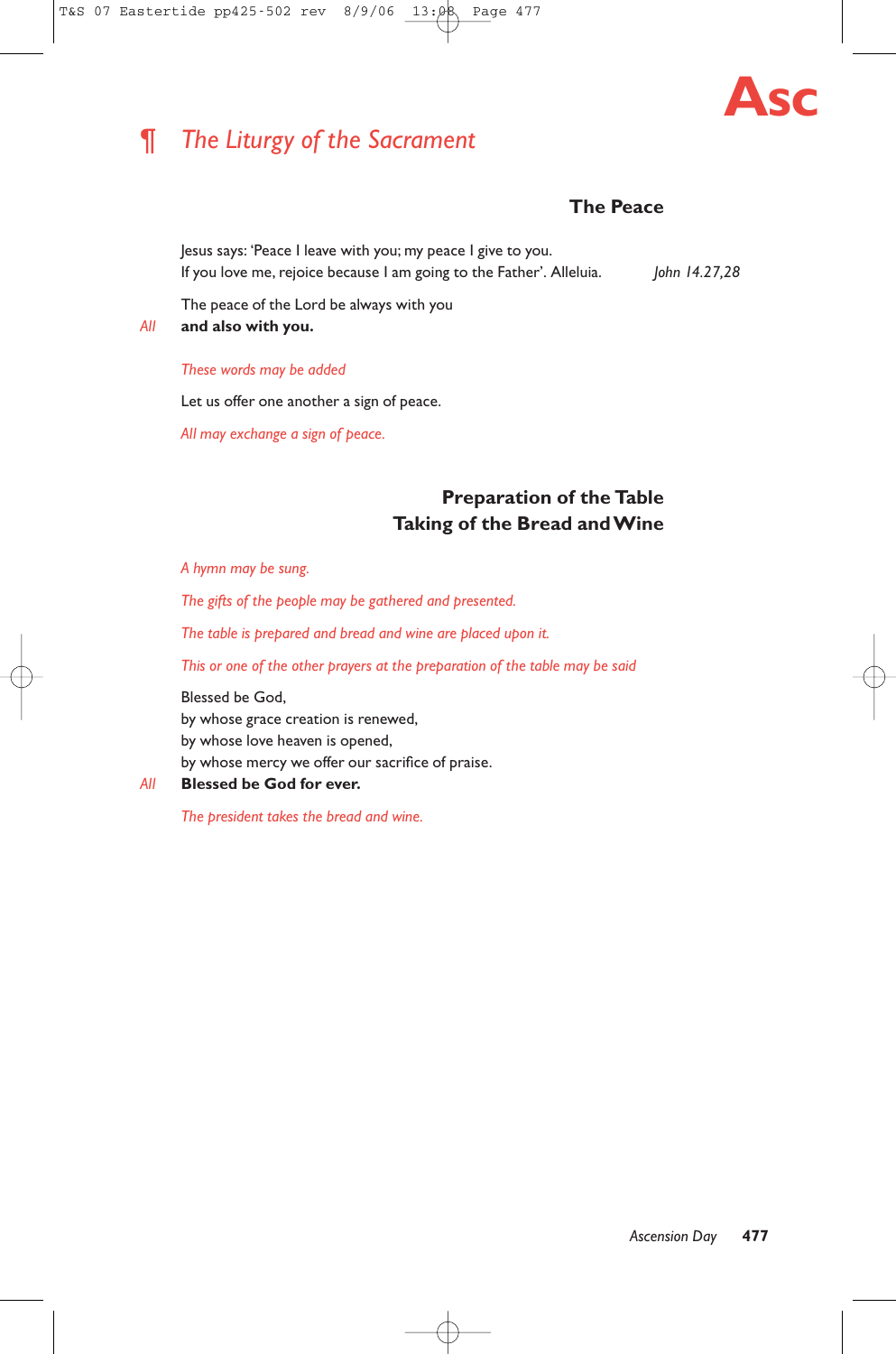# ¶ *The Liturgy of the Sacrament*

### The Peace

Jesus says: 'Peace I leave with you; my peace I give to you.
If you love me, rejoice because I am going to the Father'. Alleluia. *John 14.27,28*

The peace of the Lord be always with you

*All* **and also with you.**

*These words may be added*

Let us offer one another a sign of peace.

*All may exchange a sign of peace.*

### Preparation of the Table
### Taking of the Bread and Wine

*A hymn may be sung.*

*The gifts of the people may be gathered and presented.*

*The table is prepared and bread and wine are placed upon it.*

*This or one of the other prayers at the preparation of the table may be said*

Blessed be God,
by whose grace creation is renewed,
by whose love heaven is opened,
by whose mercy we offer our sacrifice of praise.

*All* **Blessed be God for ever.**

*The president takes the bread and wine.*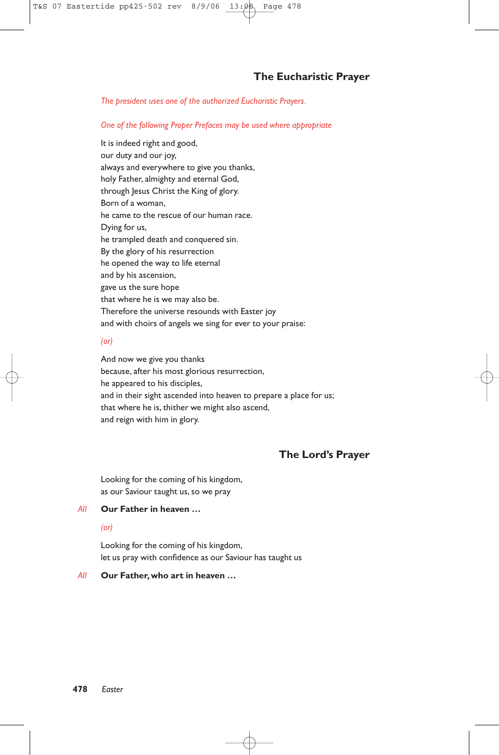## The Eucharistic Prayer

*The president uses one of the authorized Eucharistic Prayers.*

*One of the following Proper Prefaces may be used where appropriate*

It is indeed right and good,
our duty and our joy,
always and everywhere to give you thanks,
holy Father, almighty and eternal God,
through Jesus Christ the King of glory.
Born of a woman,
he came to the rescue of our human race.
Dying for us,
he trampled death and conquered sin.
By the glory of his resurrection
he opened the way to life eternal
and by his ascension,
gave us the sure hope
that where he is we may also be.
Therefore the universe resounds with Easter joy
and with choirs of angels we sing for ever to your praise:

*(or)*

And now we give you thanks
because, after his most glorious resurrection,
he appeared to his disciples,
and in their sight ascended into heaven to prepare a place for us;
that where he is, thither we might also ascend,
and reign with him in glory.

## The Lord's Prayer

Looking for the coming of his kingdom,
as our Saviour taught us, so we pray

*All* **Our Father in heaven …**

*(or)*

Looking for the coming of his kingdom,
let us pray with confidence as our Saviour has taught us

*All* **Our Father, who art in heaven …**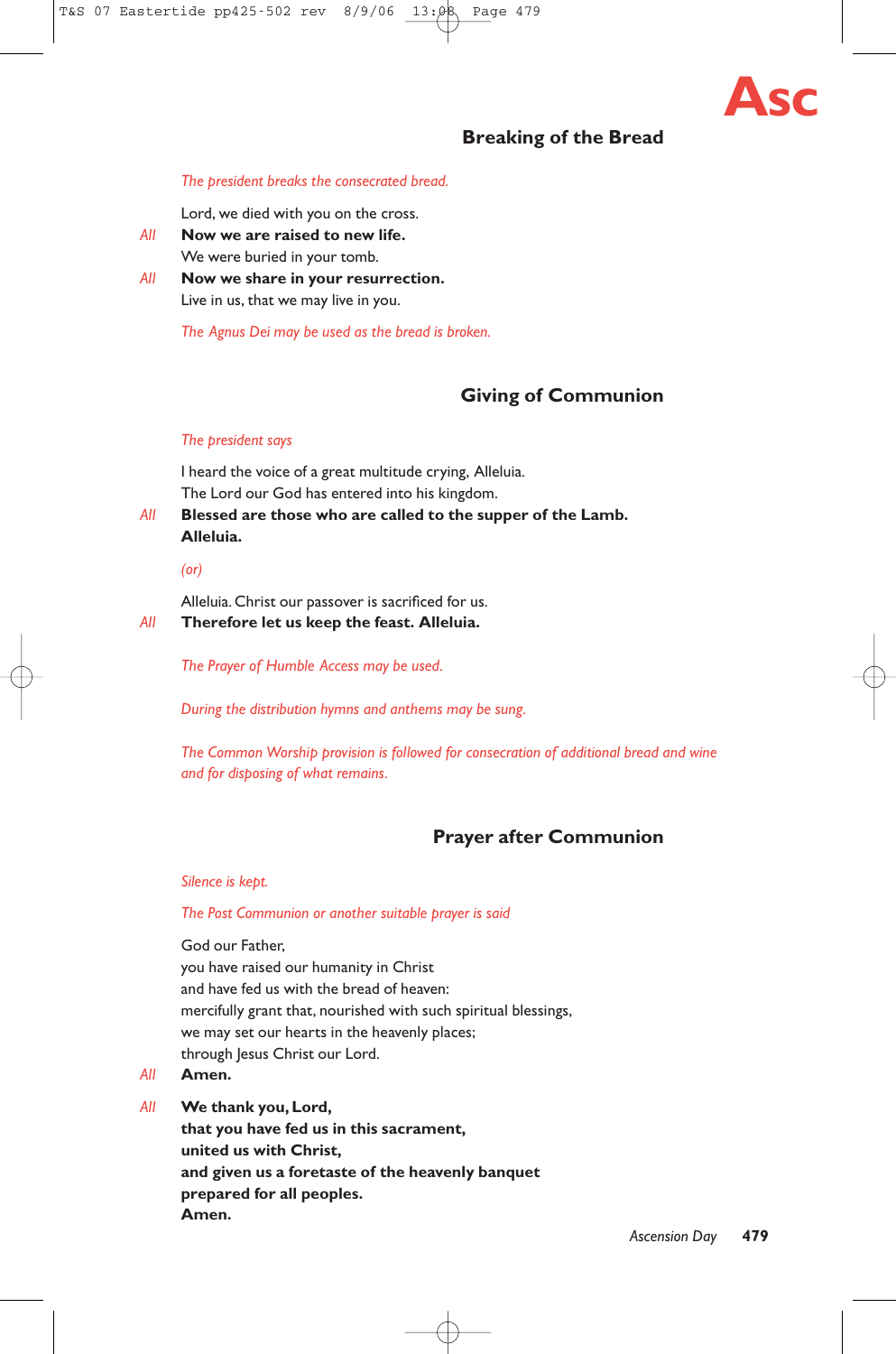**Asc**

## Breaking of the Bread

*The president breaks the consecrated bread.*

Lord, we died with you on the cross.

*All* **Now we are raised to new life.**

We were buried in your tomb.

*All* **Now we share in your resurrection.**

Live in us, that we may live in you.

*The Agnus Dei may be used as the bread is broken.*

## Giving of Communion

*The president says*

I heard the voice of a great multitude crying, Alleluia.
The Lord our God has entered into his kingdom.

*All* **Blessed are those who are called to the supper of the Lamb.**
**Alleluia.**

*(or)*

Alleluia. Christ our passover is sacrificed for us.

*All* **Therefore let us keep the feast. Alleluia.**

*The Prayer of Humble Access may be used.*

*During the distribution hymns and anthems may be sung.*

*The Common Worship provision is followed for consecration of additional bread and wine and for disposing of what remains.*

## Prayer after Communion

*Silence is kept.*

*The Post Communion or another suitable prayer is said*

God our Father,
you have raised our humanity in Christ
and have fed us with the bread of heaven:
mercifully grant that, nourished with such spiritual blessings,
we may set our hearts in the heavenly places;
through Jesus Christ our Lord.

*All* **Amen.**

*All* **We thank you, Lord,**
**that you have fed us in this sacrament,**
**united us with Christ,**
**and given us a foretaste of the heavenly banquet**
**prepared for all peoples.**
**Amen.**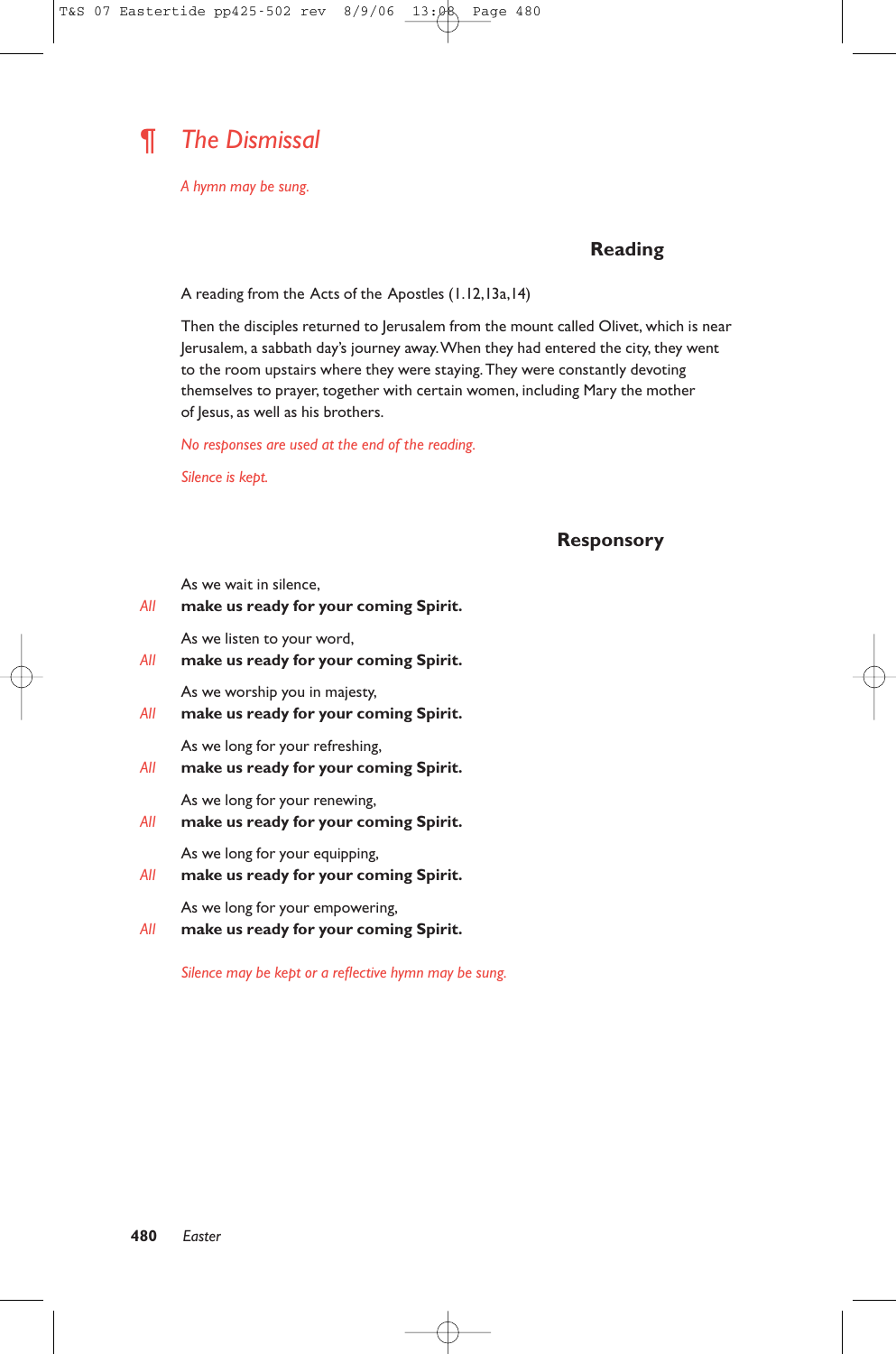## ¶ *The Dismissal*

*A hymn may be sung.*

### Reading

A reading from the Acts of the Apostles (1.12,13a,14)

Then the disciples returned to Jerusalem from the mount called Olivet, which is near Jerusalem, a sabbath day's journey away. When they had entered the city, they went to the room upstairs where they were staying. They were constantly devoting themselves to prayer, together with certain women, including Mary the mother of Jesus, as well as his brothers.

*No responses are used at the end of the reading.*

*Silence is kept.*

### Responsory

As we wait in silence,
*All* **make us ready for your coming Spirit.**

As we listen to your word,
*All* **make us ready for your coming Spirit.**

As we worship you in majesty,
*All* **make us ready for your coming Spirit.**

As we long for your refreshing,
*All* **make us ready for your coming Spirit.**

As we long for your renewing,
*All* **make us ready for your coming Spirit.**

As we long for your equipping,
*All* **make us ready for your coming Spirit.**

As we long for your empowering,
*All* **make us ready for your coming Spirit.**

*Silence may be kept or a reflective hymn may be sung.*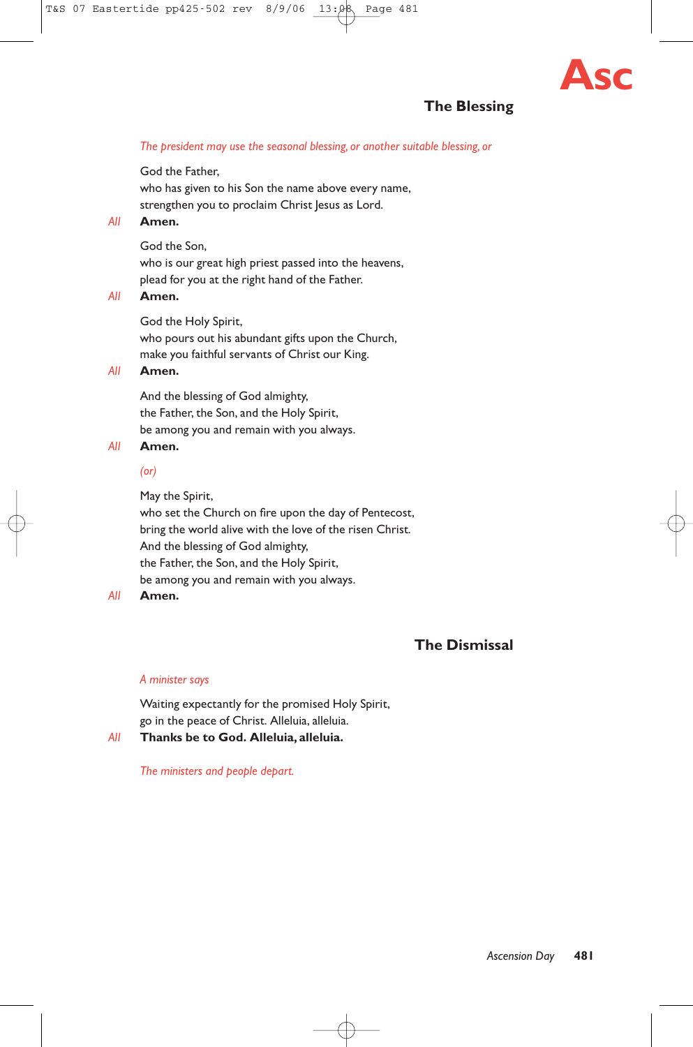## The Blessing

*The president may use the seasonal blessing, or another suitable blessing, or*

God the Father,  
who has given to his Son the name above every name,  
strengthen you to proclaim Christ Jesus as Lord.

*All* **Amen.**

God the Son,  
who is our great high priest passed into the heavens,  
plead for you at the right hand of the Father.

*All* **Amen.**

God the Holy Spirit,  
who pours out his abundant gifts upon the Church,  
make you faithful servants of Christ our King.

*All* **Amen.**

And the blessing of God almighty,  
the Father, the Son, and the Holy Spirit,  
be among you and remain with you always.

*All* **Amen.**

*(or)*

May the Spirit,  
who set the Church on fire upon the day of Pentecost,  
bring the world alive with the love of the risen Christ.  
And the blessing of God almighty,  
the Father, the Son, and the Holy Spirit,  
be among you and remain with you always.

*All* **Amen.**

## The Dismissal

*A minister says*

Waiting expectantly for the promised Holy Spirit,  
go in the peace of Christ. Alleluia, alleluia.

*All* **Thanks be to God. Alleluia, alleluia.**

*The ministers and people depart.*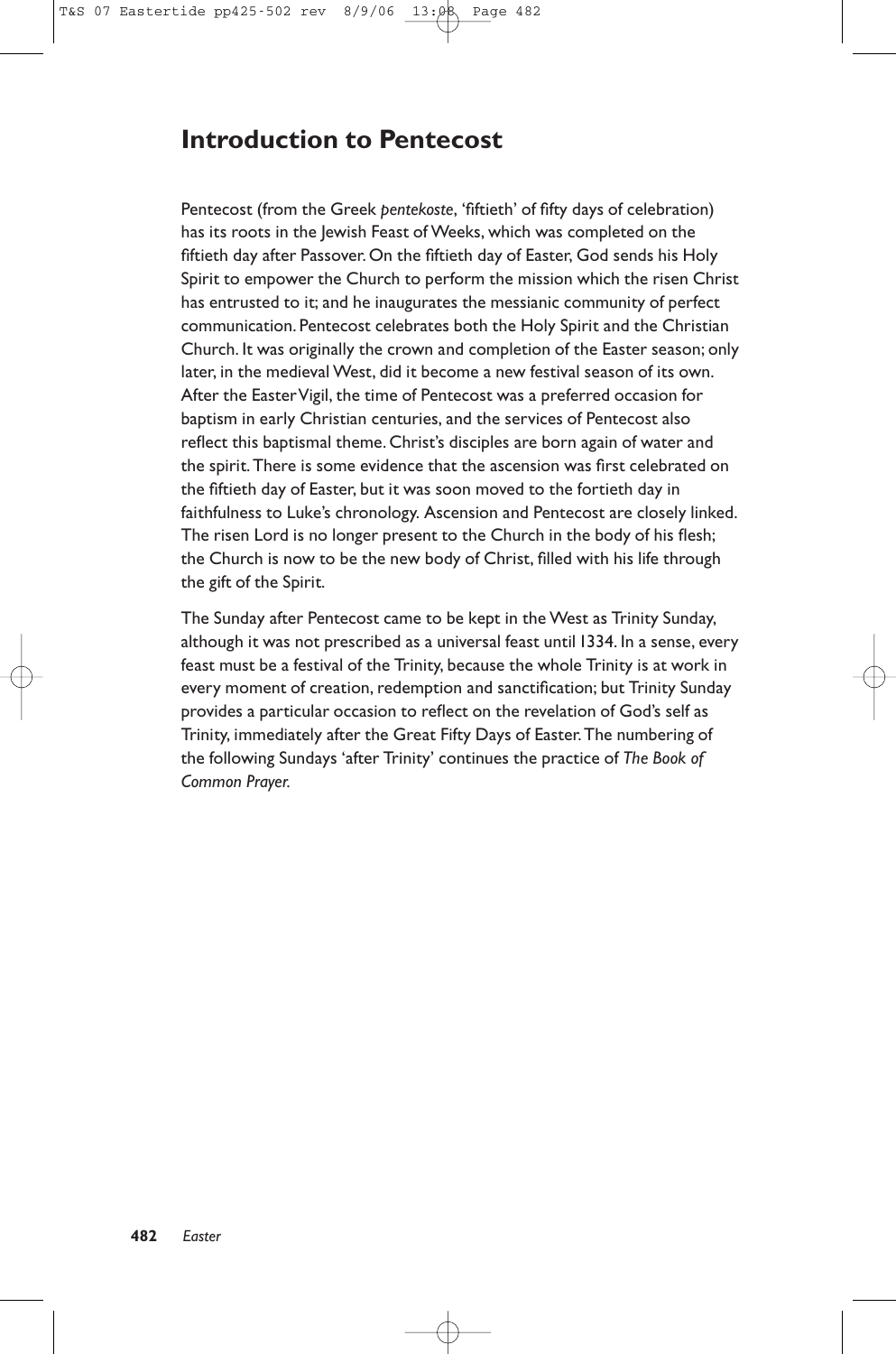# Introduction to Pentecost

Pentecost (from the Greek *pentekoste*, 'fiftieth' of fifty days of celebration) has its roots in the Jewish Feast of Weeks, which was completed on the fiftieth day after Passover. On the fiftieth day of Easter, God sends his Holy Spirit to empower the Church to perform the mission which the risen Christ has entrusted to it; and he inaugurates the messianic community of perfect communication. Pentecost celebrates both the Holy Spirit and the Christian Church. It was originally the crown and completion of the Easter season; only later, in the medieval West, did it become a new festival season of its own. After the Easter Vigil, the time of Pentecost was a preferred occasion for baptism in early Christian centuries, and the services of Pentecost also reflect this baptismal theme. Christ's disciples are born again of water and the spirit. There is some evidence that the ascension was first celebrated on the fiftieth day of Easter, but it was soon moved to the fortieth day in faithfulness to Luke's chronology. Ascension and Pentecost are closely linked. The risen Lord is no longer present to the Church in the body of his flesh; the Church is now to be the new body of Christ, filled with his life through the gift of the Spirit.

The Sunday after Pentecost came to be kept in the West as Trinity Sunday, although it was not prescribed as a universal feast until 1334. In a sense, every feast must be a festival of the Trinity, because the whole Trinity is at work in every moment of creation, redemption and sanctification; but Trinity Sunday provides a particular occasion to reflect on the revelation of God's self as Trinity, immediately after the Great Fifty Days of Easter. The numbering of the following Sundays 'after Trinity' continues the practice of *The Book of Common Prayer*.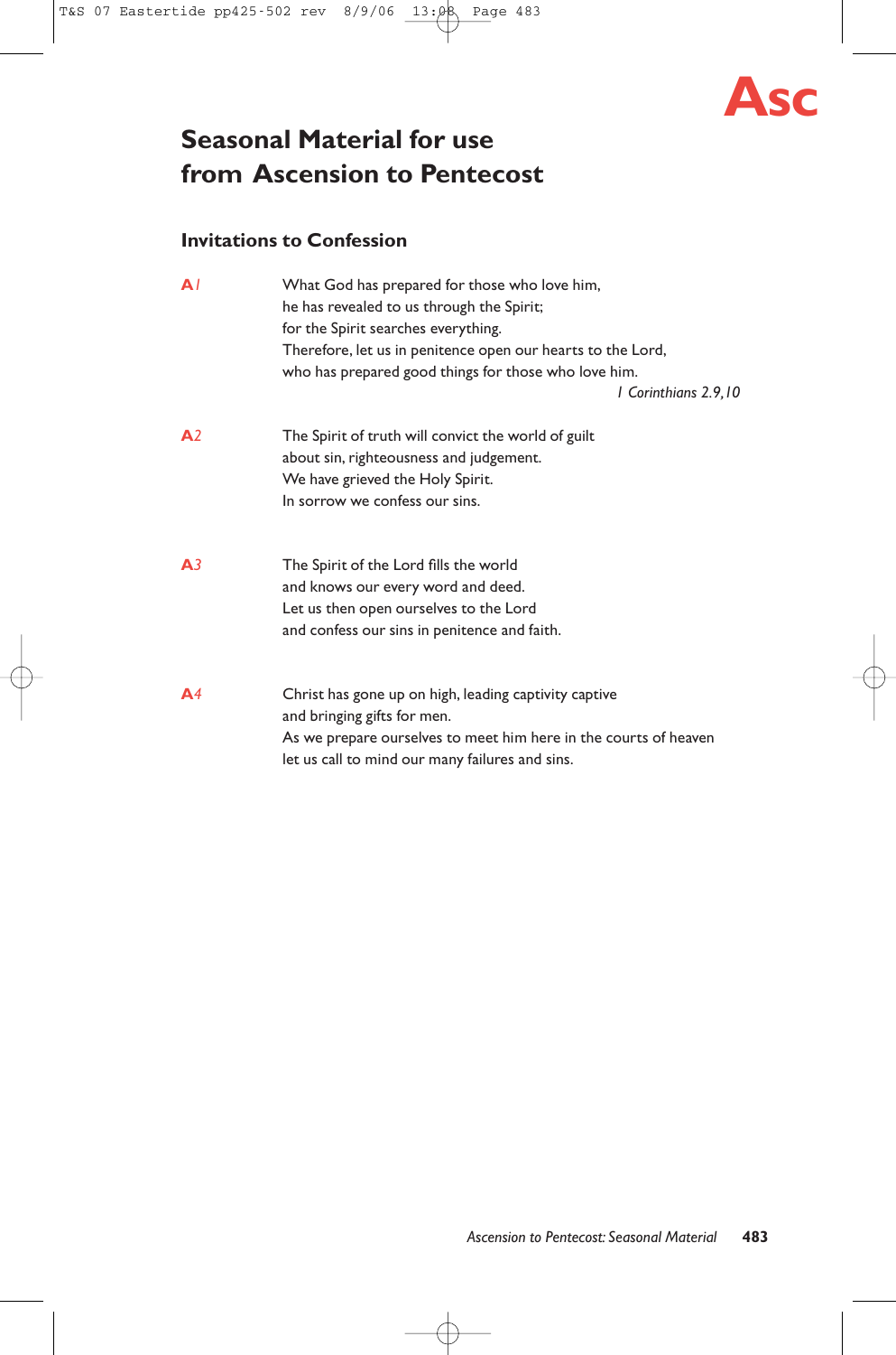**Asc**

# Seasonal Material for use from Ascension to Pentecost

## Invitations to Confession

**A1**

What God has prepared for those who love him,
he has revealed to us through the Spirit;
for the Spirit searches everything.
Therefore, let us in penitence open our hearts to the Lord,
who has prepared good things for those who love him.

*1 Corinthians 2.9,10*

**A2**

The Spirit of truth will convict the world of guilt
about sin, righteousness and judgement.
We have grieved the Holy Spirit.
In sorrow we confess our sins.

**A3**

The Spirit of the Lord fills the world
and knows our every word and deed.
Let us then open ourselves to the Lord
and confess our sins in penitence and faith.

**A4**

Christ has gone up on high, leading captivity captive
and bringing gifts for men.
As we prepare ourselves to meet him here in the courts of heaven
let us call to mind our many failures and sins.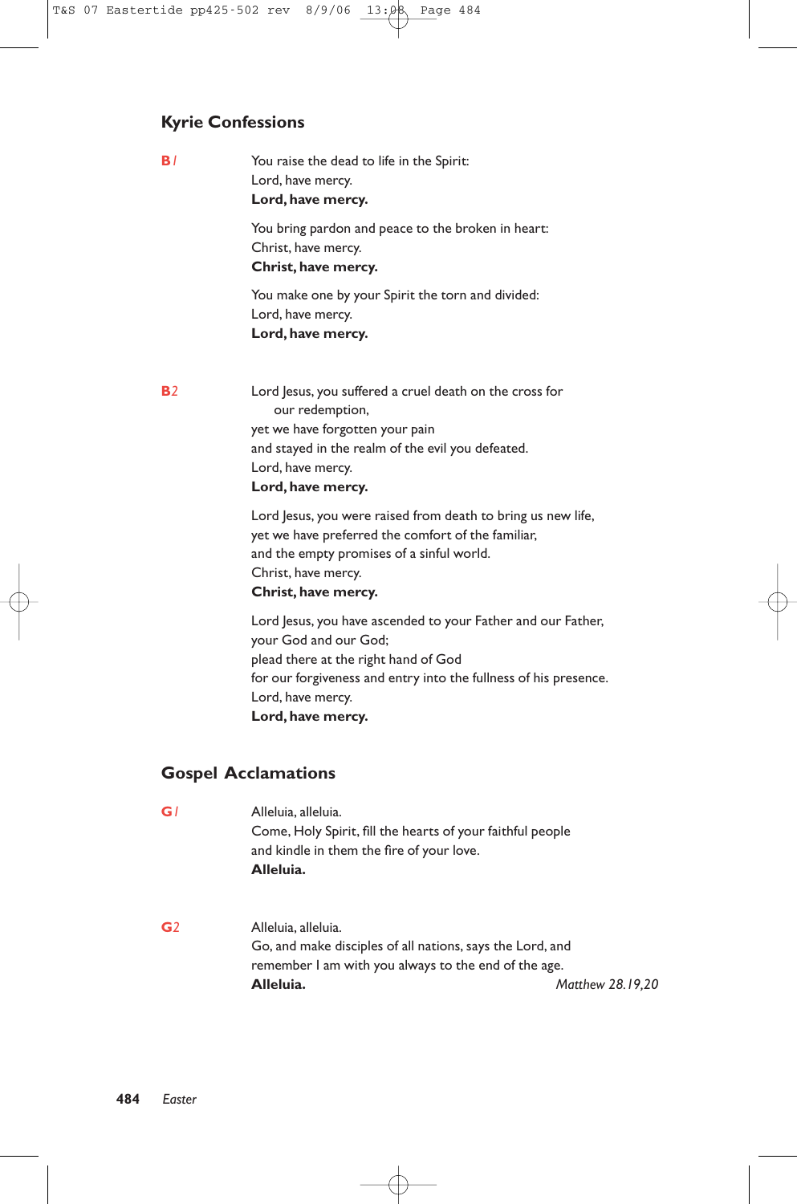## Kyrie Confessions

**B1**

You raise the dead to life in the Spirit:
Lord, have mercy.
**Lord, have mercy.**

You bring pardon and peace to the broken in heart:
Christ, have mercy.
**Christ, have mercy.**

You make one by your Spirit the torn and divided:
Lord, have mercy.
**Lord, have mercy.**

**B2**

Lord Jesus, you suffered a cruel death on the cross for
our redemption,
yet we have forgotten your pain
and stayed in the realm of the evil you defeated.
Lord, have mercy.
**Lord, have mercy.**

Lord Jesus, you were raised from death to bring us new life,
yet we have preferred the comfort of the familiar,
and the empty promises of a sinful world.
Christ, have mercy.
**Christ, have mercy.**

Lord Jesus, you have ascended to your Father and our Father,
your God and our God;
plead there at the right hand of God
for our forgiveness and entry into the fullness of his presence.
Lord, have mercy.
**Lord, have mercy.**

## Gospel Acclamations

**G1**

Alleluia, alleluia.
Come, Holy Spirit, fill the hearts of your faithful people
and kindle in them the fire of your love.
**Alleluia.**

**G2**

Alleluia, alleluia.
Go, and make disciples of all nations, says the Lord, and
remember I am with you always to the end of the age.
**Alleluia.** *Matthew 28.19,20*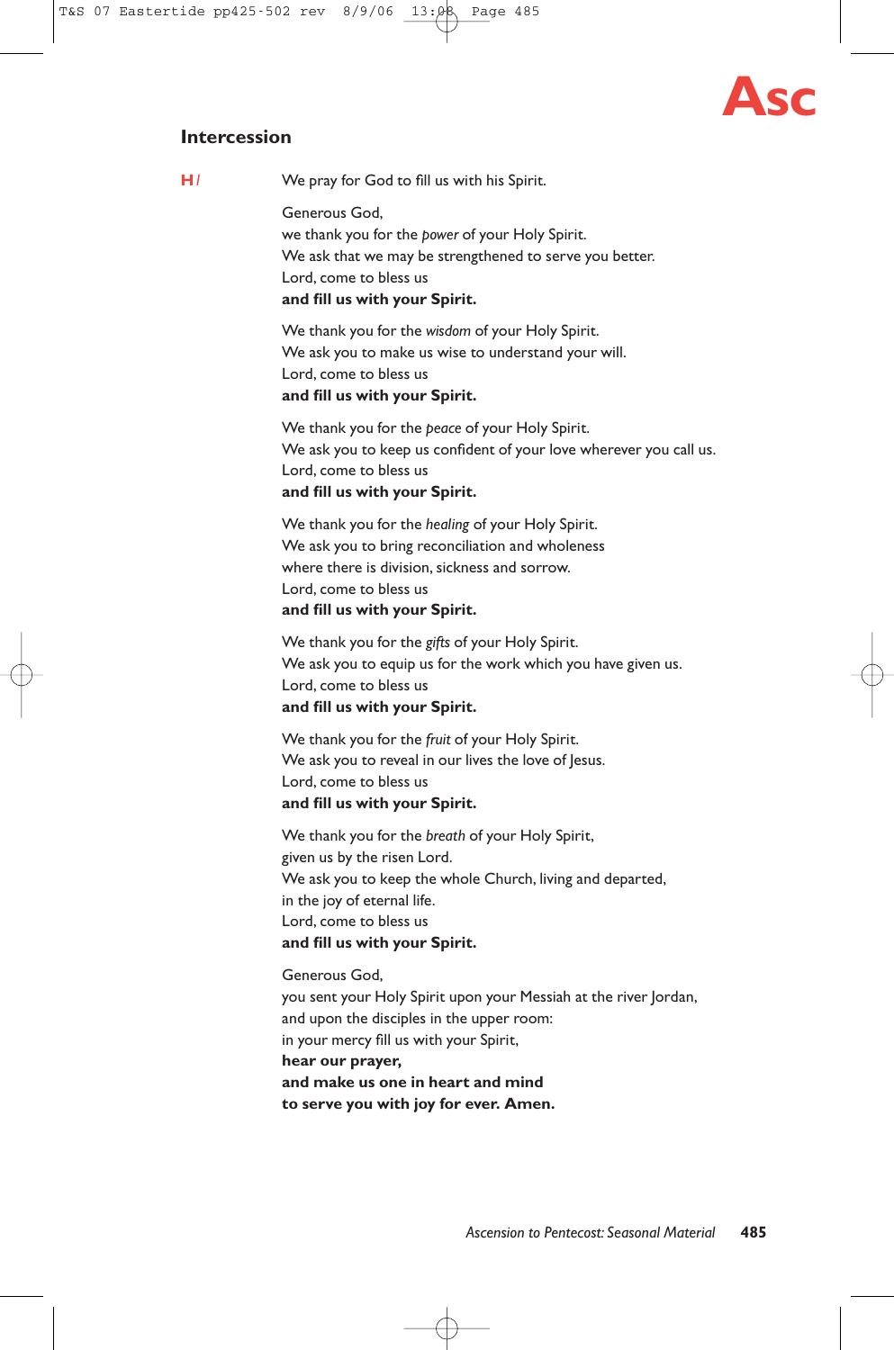## Intercession

**H** *I*

We pray for God to fill us with his Spirit.

Generous God,
we thank you for the *power* of your Holy Spirit.
We ask that we may be strengthened to serve you better.
Lord, come to bless us
**and fill us with your Spirit.**

We thank you for the *wisdom* of your Holy Spirit.
We ask you to make us wise to understand your will.
Lord, come to bless us
**and fill us with your Spirit.**

We thank you for the *peace* of your Holy Spirit.
We ask you to keep us confident of your love wherever you call us.
Lord, come to bless us
**and fill us with your Spirit.**

We thank you for the *healing* of your Holy Spirit.
We ask you to bring reconciliation and wholeness
where there is division, sickness and sorrow.
Lord, come to bless us
**and fill us with your Spirit.**

We thank you for the *gifts* of your Holy Spirit.
We ask you to equip us for the work which you have given us.
Lord, come to bless us
**and fill us with your Spirit.**

We thank you for the *fruit* of your Holy Spirit.
We ask you to reveal in our lives the love of Jesus.
Lord, come to bless us
**and fill us with your Spirit.**

We thank you for the *breath* of your Holy Spirit,
given us by the risen Lord.
We ask you to keep the whole Church, living and departed,
in the joy of eternal life.
Lord, come to bless us
**and fill us with your Spirit.**

Generous God,
you sent your Holy Spirit upon your Messiah at the river Jordan,
and upon the disciples in the upper room:
in your mercy fill us with your Spirit,
**hear our prayer,**
**and make us one in heart and mind**
**to serve you with joy for ever. Amen.**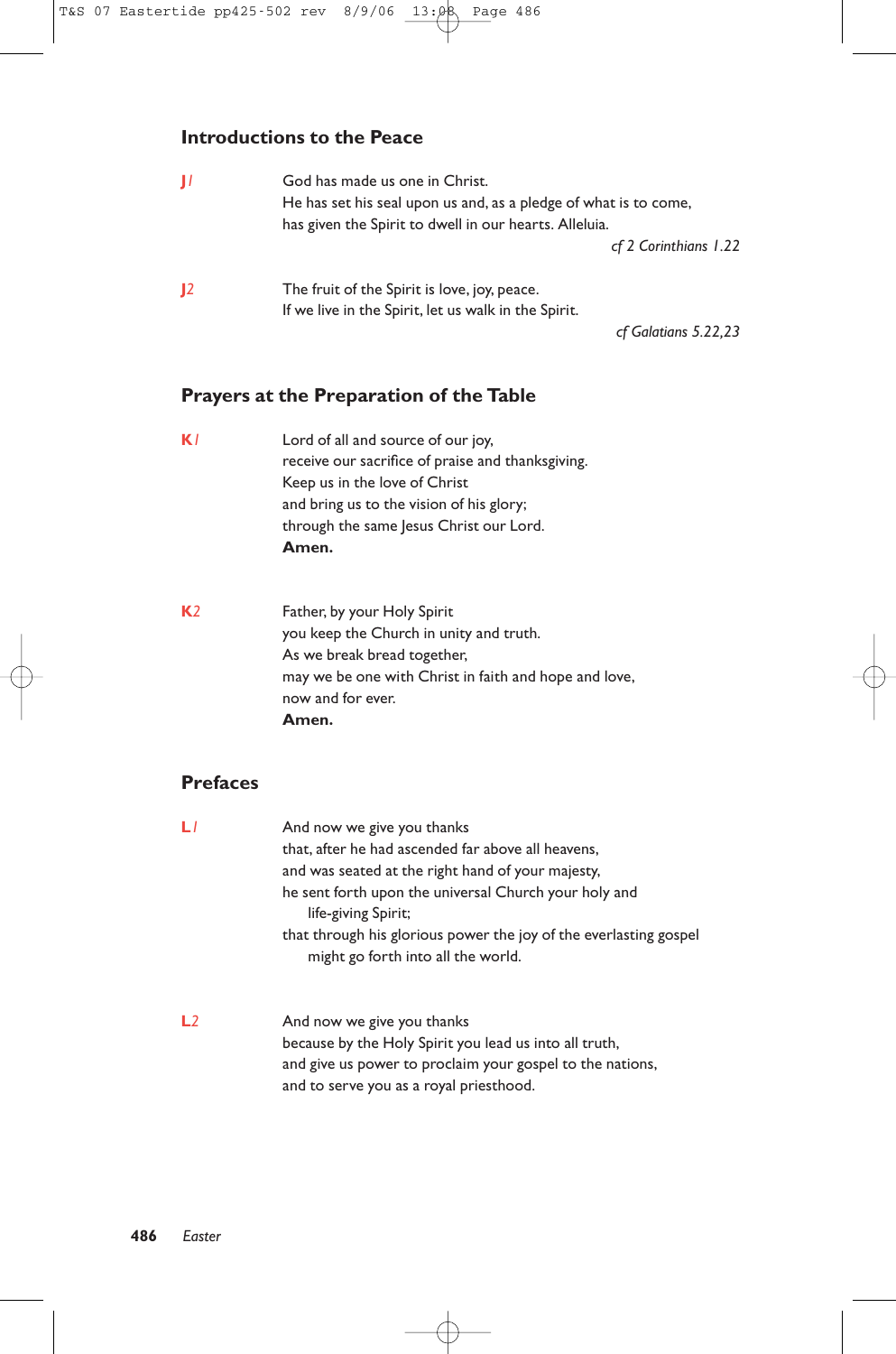## Introductions to the Peace

**J1** God has made us one in Christ.
He has set his seal upon us and, as a pledge of what is to come,
has given the Spirit to dwell in our hearts. Alleluia.

*cf 2 Corinthians 1.22*

**J2** The fruit of the Spirit is love, joy, peace.
If we live in the Spirit, let us walk in the Spirit.

*cf Galatians 5.22,23*

## Prayers at the Preparation of the Table

**K1** Lord of all and source of our joy,
receive our sacrifice of praise and thanksgiving.
Keep us in the love of Christ
and bring us to the vision of his glory;
through the same Jesus Christ our Lord.
**Amen.**

**K2** Father, by your Holy Spirit
you keep the Church in unity and truth.
As we break bread together,
may we be one with Christ in faith and hope and love,
now and for ever.
**Amen.**

## Prefaces

**L1** And now we give you thanks
that, after he had ascended far above all heavens,
and was seated at the right hand of your majesty,
he sent forth upon the universal Church your holy and life-giving Spirit;
that through his glorious power the joy of the everlasting gospel might go forth into all the world.

**L2** And now we give you thanks
because by the Holy Spirit you lead us into all truth,
and give us power to proclaim your gospel to the nations,
and to serve you as a royal priesthood.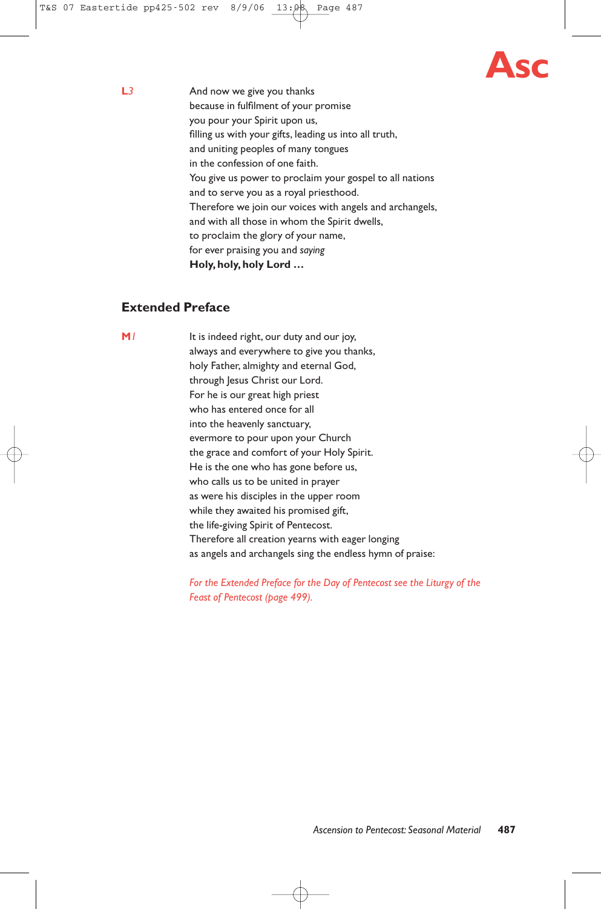**Asc**

**L3**

And now we give you thanks
because in fulfilment of your promise
you pour your Spirit upon us,
filling us with your gifts, leading us into all truth,
and uniting peoples of many tongues
in the confession of one faith.
You give us power to proclaim your gospel to all nations
and to serve you as a royal priesthood.
Therefore we join our voices with angels and archangels,
and with all those in whom the Spirit dwells,
to proclaim the glory of your name,
for ever praising you and *saying*
**Holy, holy, holy Lord …**

## Extended Preface

**M1**

It is indeed right, our duty and our joy,
always and everywhere to give you thanks,
holy Father, almighty and eternal God,
through Jesus Christ our Lord.
For he is our great high priest
who has entered once for all
into the heavenly sanctuary,
evermore to pour upon your Church
the grace and comfort of your Holy Spirit.
He is the one who has gone before us,
who calls us to be united in prayer
as were his disciples in the upper room
while they awaited his promised gift,
the life-giving Spirit of Pentecost.
Therefore all creation yearns with eager longing
as angels and archangels sing the endless hymn of praise:

*For the Extended Preface for the Day of Pentecost see the Liturgy of the Feast of Pentecost (page 499).*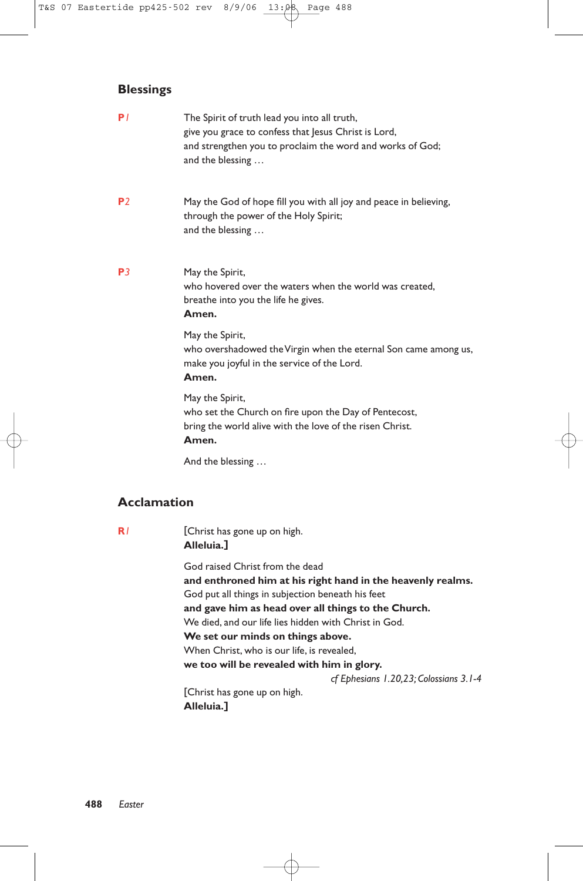## Blessings

**P***1*

The Spirit of truth lead you into all truth,
give you grace to confess that Jesus Christ is Lord,
and strengthen you to proclaim the word and works of God;
and the blessing …

**P***2*

May the God of hope fill you with all joy and peace in believing,
through the power of the Holy Spirit;
and the blessing …

**P***3*

May the Spirit,
who hovered over the waters when the world was created,
breathe into you the life he gives.
**Amen.**

May the Spirit,
who overshadowed the Virgin when the eternal Son came among us,
make you joyful in the service of the Lord.
**Amen.**

May the Spirit,
who set the Church on fire upon the Day of Pentecost,
bring the world alive with the love of the risen Christ.
**Amen.**

And the blessing …

## Acclamation

**R***1*

[Christ has gone up on high.
**Alleluia.]**

God raised Christ from the dead
**and enthroned him at his right hand in the heavenly realms.**
God put all things in subjection beneath his feet
**and gave him as head over all things to the Church.**
We died, and our life lies hidden with Christ in God.
**We set our minds on things above.**
When Christ, who is our life, is revealed,
**we too will be revealed with him in glory.**

*cf Ephesians 1.20,23; Colossians 3.1-4*

[Christ has gone up on high.
**Alleluia.]**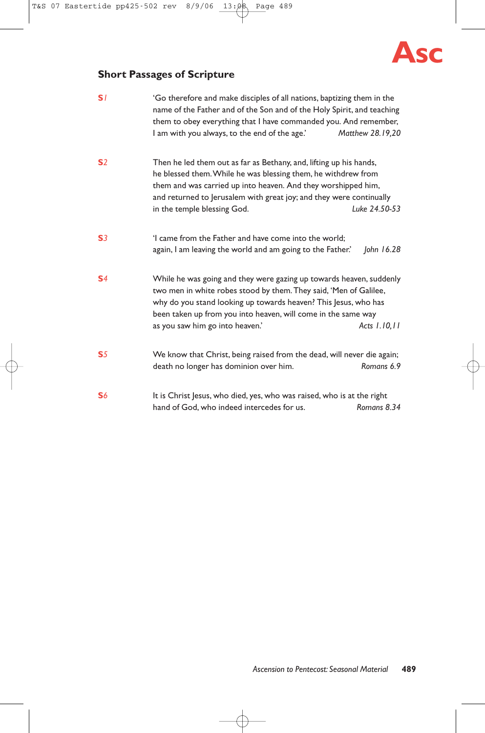**Asc**

## Short Passages of Scripture

**S1** ‘Go therefore and make disciples of all nations, baptizing them in the name of the Father and of the Son and of the Holy Spirit, and teaching them to obey everything that I have commanded you. And remember, I am with you always, to the end of the age.’ *Matthew 28.19,20*

**S2** Then he led them out as far as Bethany, and, lifting up his hands, he blessed them. While he was blessing them, he withdrew from them and was carried up into heaven. And they worshipped him, and returned to Jerusalem with great joy; and they were continually in the temple blessing God. *Luke 24.50-53*

**S3** ‘I came from the Father and have come into the world; again, I am leaving the world and am going to the Father.’ *John 16.28*

**S4** While he was going and they were gazing up towards heaven, suddenly two men in white robes stood by them. They said, ‘Men of Galilee, why do you stand looking up towards heaven? This Jesus, who has been taken up from you into heaven, will come in the same way as you saw him go into heaven.’ *Acts 1.10,11*

**S5** We know that Christ, being raised from the dead, will never die again; death no longer has dominion over him. *Romans 6.9*

**S6** It is Christ Jesus, who died, yes, who was raised, who is at the right hand of God, who indeed intercedes for us. *Romans 8.34*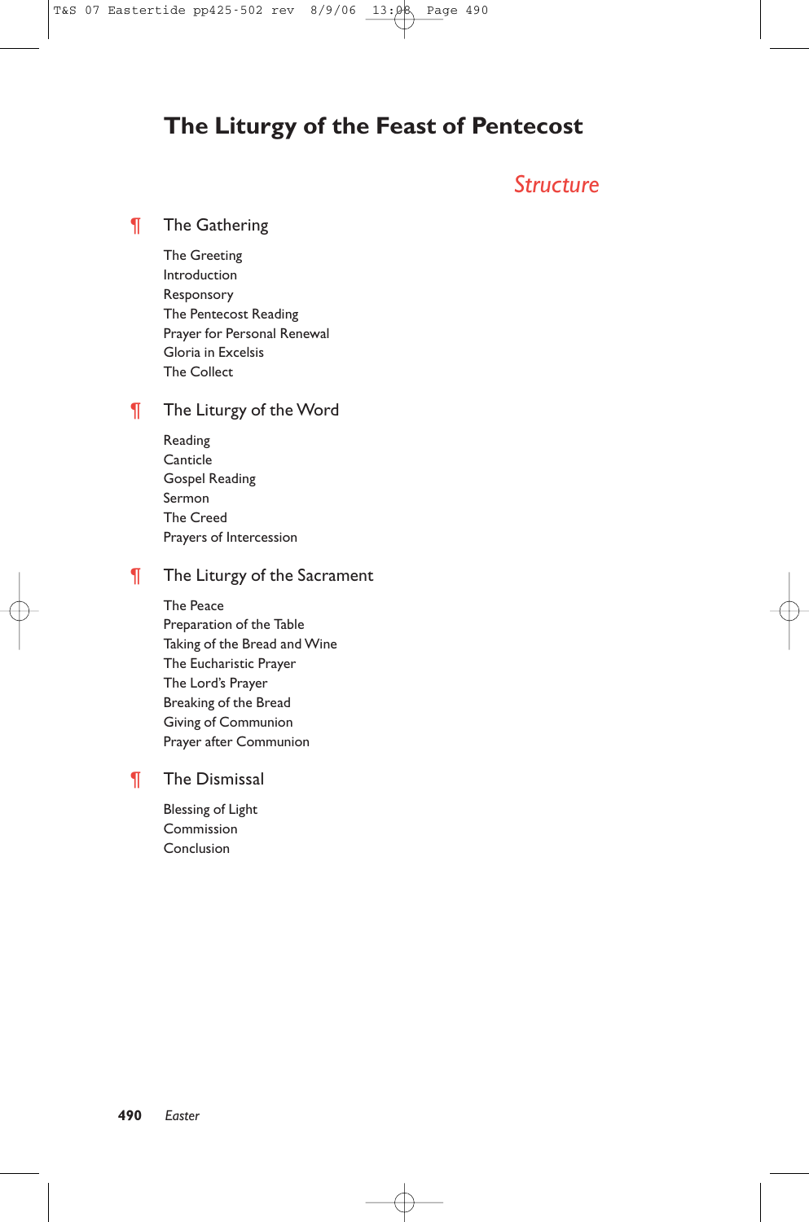# The Liturgy of the Feast of Pentecost

## *Structure*

¶ The Gathering

The Greeting
Introduction
Responsory
The Pentecost Reading
Prayer for Personal Renewal
Gloria in Excelsis
The Collect

¶ The Liturgy of the Word

Reading
Canticle
Gospel Reading
Sermon
The Creed
Prayers of Intercession

¶ The Liturgy of the Sacrament

The Peace
Preparation of the Table
Taking of the Bread and Wine
The Eucharistic Prayer
The Lord's Prayer
Breaking of the Bread
Giving of Communion
Prayer after Communion

¶ The Dismissal

Blessing of Light
Commission
Conclusion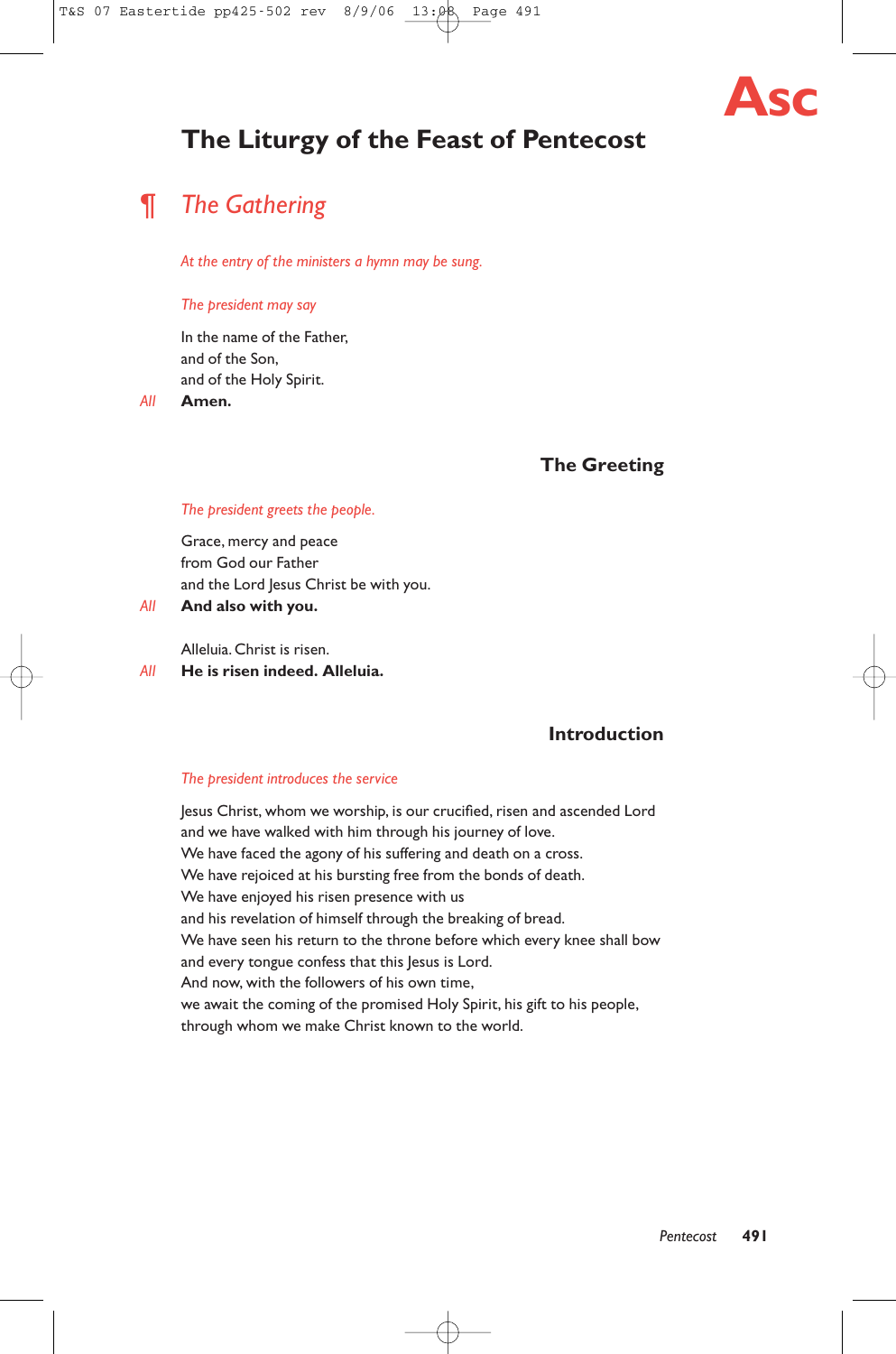Asc

# The Liturgy of the Feast of Pentecost

## ¶ *The Gathering*

*At the entry of the ministers a hymn may be sung.*

*The president may say*

In the name of the Father,
and of the Son,
and of the Holy Spirit.

*All* **Amen.**

### The Greeting

*The president greets the people.*

Grace, mercy and peace
from God our Father
and the Lord Jesus Christ be with you.

*All* **And also with you.**

Alleluia. Christ is risen.

*All* **He is risen indeed. Alleluia.**

### Introduction

*The president introduces the service*

Jesus Christ, whom we worship, is our crucified, risen and ascended Lord
and we have walked with him through his journey of love.
We have faced the agony of his suffering and death on a cross.
We have rejoiced at his bursting free from the bonds of death.
We have enjoyed his risen presence with us
and his revelation of himself through the breaking of bread.
We have seen his return to the throne before which every knee shall bow
and every tongue confess that this Jesus is Lord.
And now, with the followers of his own time,
we await the coming of the promised Holy Spirit, his gift to his people,
through whom we make Christ known to the world.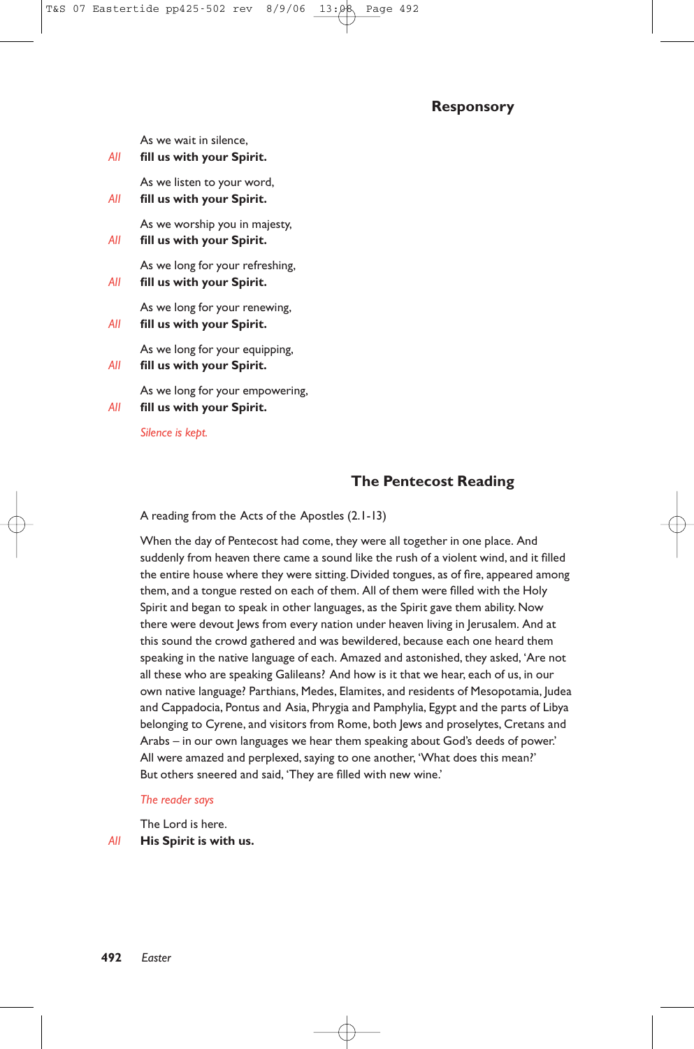## Responsory

As we wait in silence,
*All* **fill us with your Spirit.**

As we listen to your word,
*All* **fill us with your Spirit.**

As we worship you in majesty,
*All* **fill us with your Spirit.**

As we long for your refreshing,
*All* **fill us with your Spirit.**

As we long for your renewing,
*All* **fill us with your Spirit.**

As we long for your equipping,
*All* **fill us with your Spirit.**

As we long for your empowering,
*All* **fill us with your Spirit.**

*Silence is kept.*

## The Pentecost Reading

A reading from the Acts of the Apostles (2.1-13)

When the day of Pentecost had come, they were all together in one place. And suddenly from heaven there came a sound like the rush of a violent wind, and it filled the entire house where they were sitting. Divided tongues, as of fire, appeared among them, and a tongue rested on each of them. All of them were filled with the Holy Spirit and began to speak in other languages, as the Spirit gave them ability. Now there were devout Jews from every nation under heaven living in Jerusalem. And at this sound the crowd gathered and was bewildered, because each one heard them speaking in the native language of each. Amazed and astonished, they asked, 'Are not all these who are speaking Galileans? And how is it that we hear, each of us, in our own native language? Parthians, Medes, Elamites, and residents of Mesopotamia, Judea and Cappadocia, Pontus and Asia, Phrygia and Pamphylia, Egypt and the parts of Libya belonging to Cyrene, and visitors from Rome, both Jews and proselytes, Cretans and Arabs – in our own languages we hear them speaking about God's deeds of power.' All were amazed and perplexed, saying to one another, 'What does this mean?' But others sneered and said, 'They are filled with new wine.'

*The reader says*

The Lord is here.
*All* **His Spirit is with us.**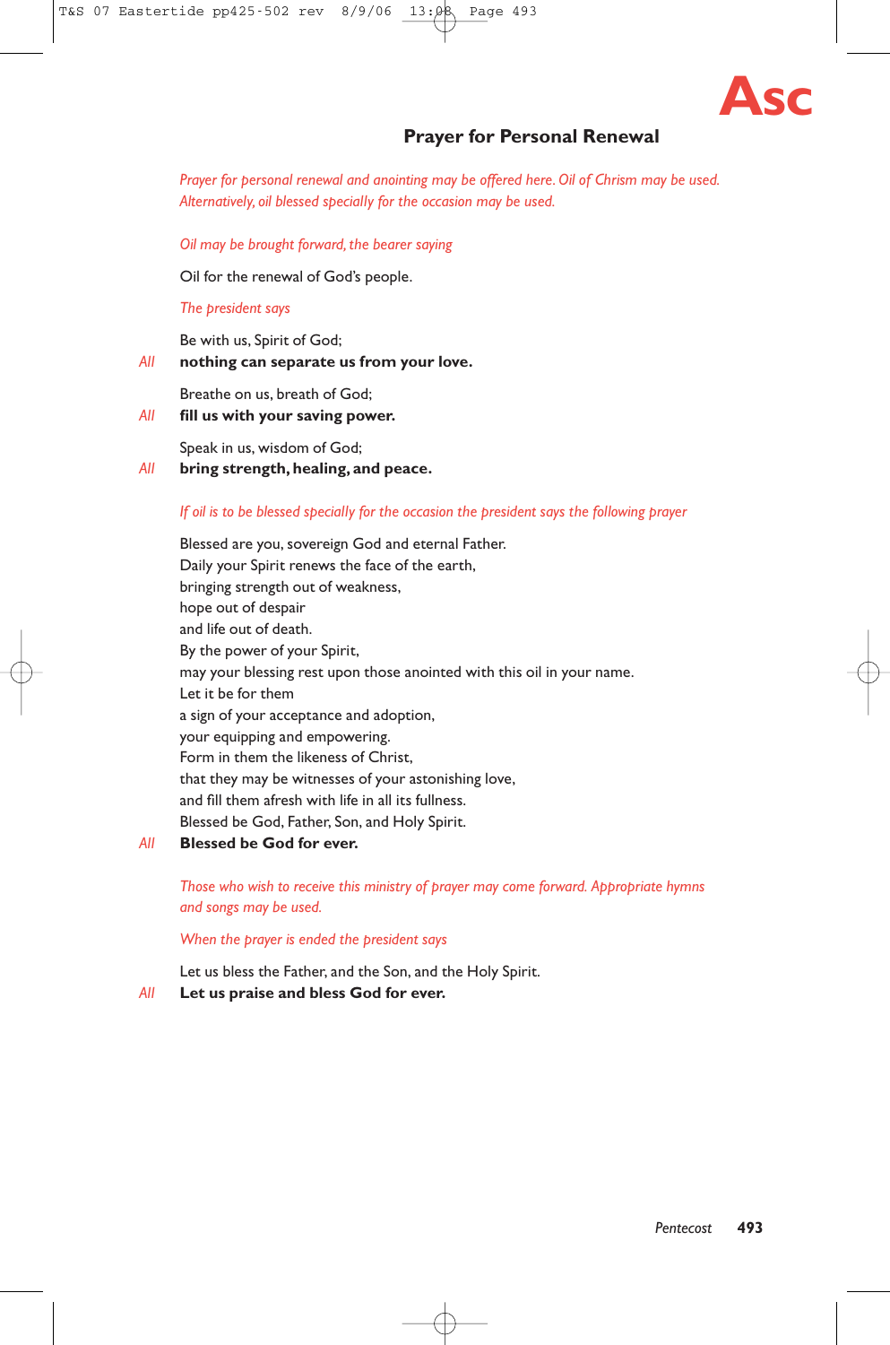Asc

## Prayer for Personal Renewal

*Prayer for personal renewal and anointing may be offered here. Oil of Chrism may be used. Alternatively, oil blessed specially for the occasion may be used.*

*Oil may be brought forward, the bearer saying*

Oil for the renewal of God's people.

*The president says*

Be with us, Spirit of God;
*All* **nothing can separate us from your love.**

Breathe on us, breath of God;
*All* **fill us with your saving power.**

Speak in us, wisdom of God;
*All* **bring strength, healing, and peace.**

*If oil is to be blessed specially for the occasion the president says the following prayer*

Blessed are you, sovereign God and eternal Father.
Daily your Spirit renews the face of the earth,
bringing strength out of weakness,
hope out of despair
and life out of death.
By the power of your Spirit,
may your blessing rest upon those anointed with this oil in your name.
Let it be for them
a sign of your acceptance and adoption,
your equipping and empowering.
Form in them the likeness of Christ,
that they may be witnesses of your astonishing love,
and fill them afresh with life in all its fullness.
Blessed be God, Father, Son, and Holy Spirit.
*All* **Blessed be God for ever.**

*Those who wish to receive this ministry of prayer may come forward. Appropriate hymns and songs may be used.*

*When the prayer is ended the president says*

Let us bless the Father, and the Son, and the Holy Spirit.
*All* **Let us praise and bless God for ever.**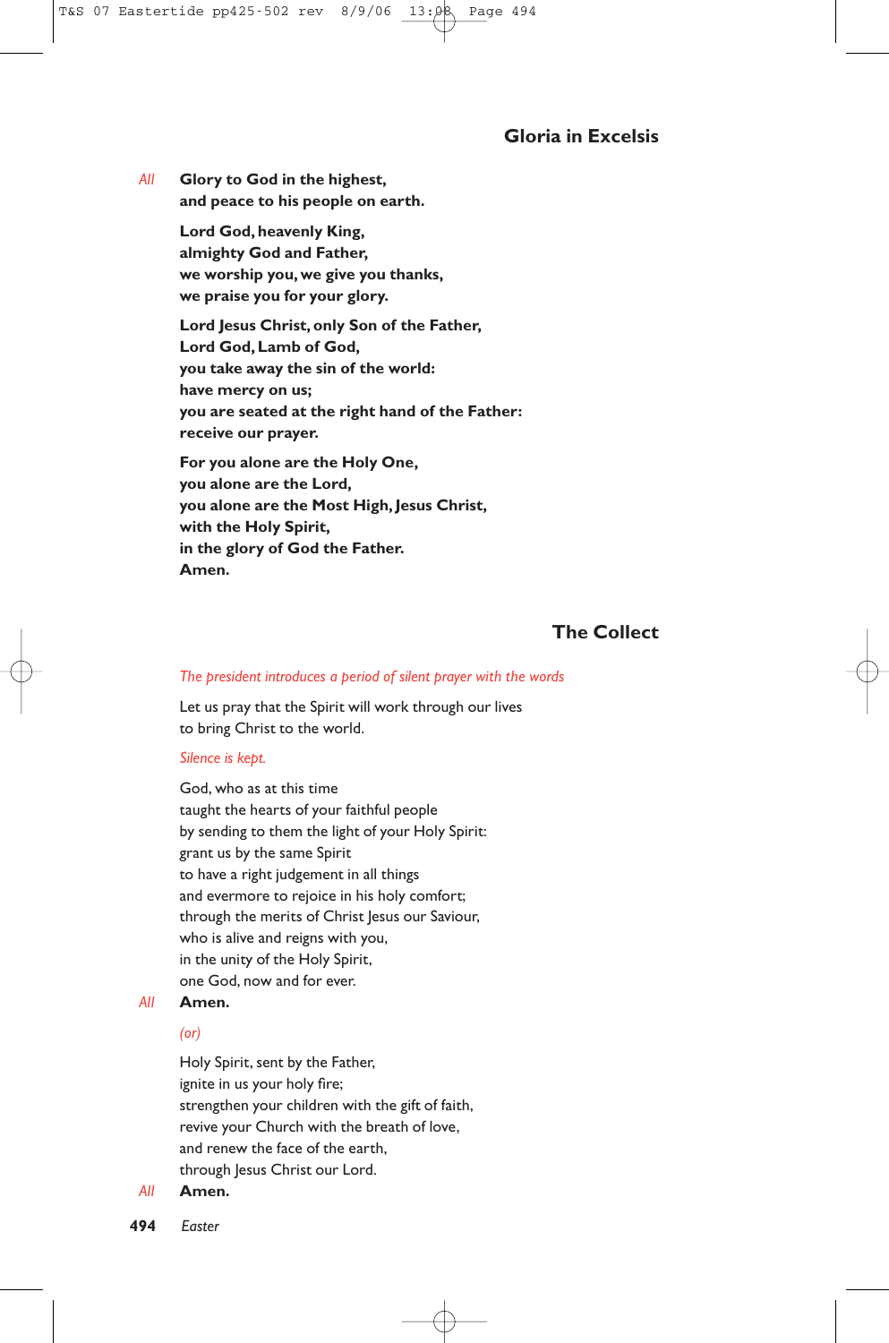## Gloria in Excelsis

*All* **Glory to God in the highest,**
**and peace to his people on earth.**

**Lord God, heavenly King,**
**almighty God and Father,**
**we worship you, we give you thanks,**
**we praise you for your glory.**

**Lord Jesus Christ, only Son of the Father,**
**Lord God, Lamb of God,**
**you take away the sin of the world:**
**have mercy on us;**
**you are seated at the right hand of the Father:**
**receive our prayer.**

**For you alone are the Holy One,**
**you alone are the Lord,**
**you alone are the Most High, Jesus Christ,**
**with the Holy Spirit,**
**in the glory of God the Father.**
**Amen.**

## The Collect

*The president introduces a period of silent prayer with the words*

Let us pray that the Spirit will work through our lives
to bring Christ to the world.

*Silence is kept.*

God, who as at this time
taught the hearts of your faithful people
by sending to them the light of your Holy Spirit:
grant us by the same Spirit
to have a right judgement in all things
and evermore to rejoice in his holy comfort;
through the merits of Christ Jesus our Saviour,
who is alive and reigns with you,
in the unity of the Holy Spirit,
one God, now and for ever.

*All* **Amen.**

*(or)*

Holy Spirit, sent by the Father,
ignite in us your holy fire;
strengthen your children with the gift of faith,
revive your Church with the breath of love,
and renew the face of the earth,
through Jesus Christ our Lord.

*All* **Amen.**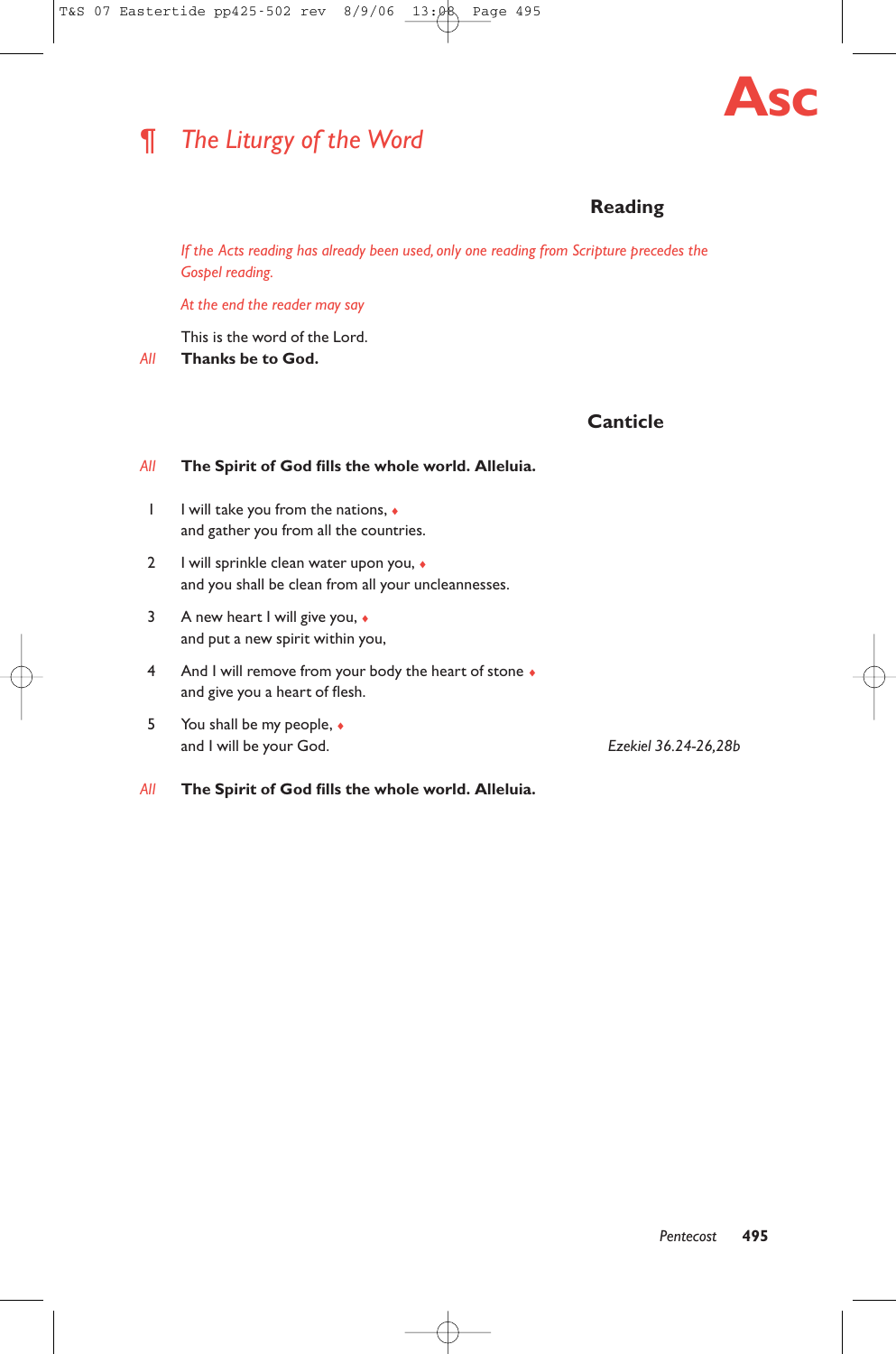# ¶ *The Liturgy of the Word*

### Reading

*If the Acts reading has already been used, only one reading from Scripture precedes the Gospel reading.*

*At the end the reader may say*

This is the word of the Lord.

*All* **Thanks be to God.**

### Canticle

*All* **The Spirit of God fills the whole world. Alleluia.**

1 I will take you from the nations, ♦
and gather you from all the countries.

2 I will sprinkle clean water upon you, ♦
and you shall be clean from all your uncleannesses.

3 A new heart I will give you, ♦
and put a new spirit within you,

4 And I will remove from your body the heart of stone ♦
and give you a heart of flesh.

5 You shall be my people, ♦
and I will be your God.

*Ezekiel 36.24-26,28b*

*All* **The Spirit of God fills the whole world. Alleluia.**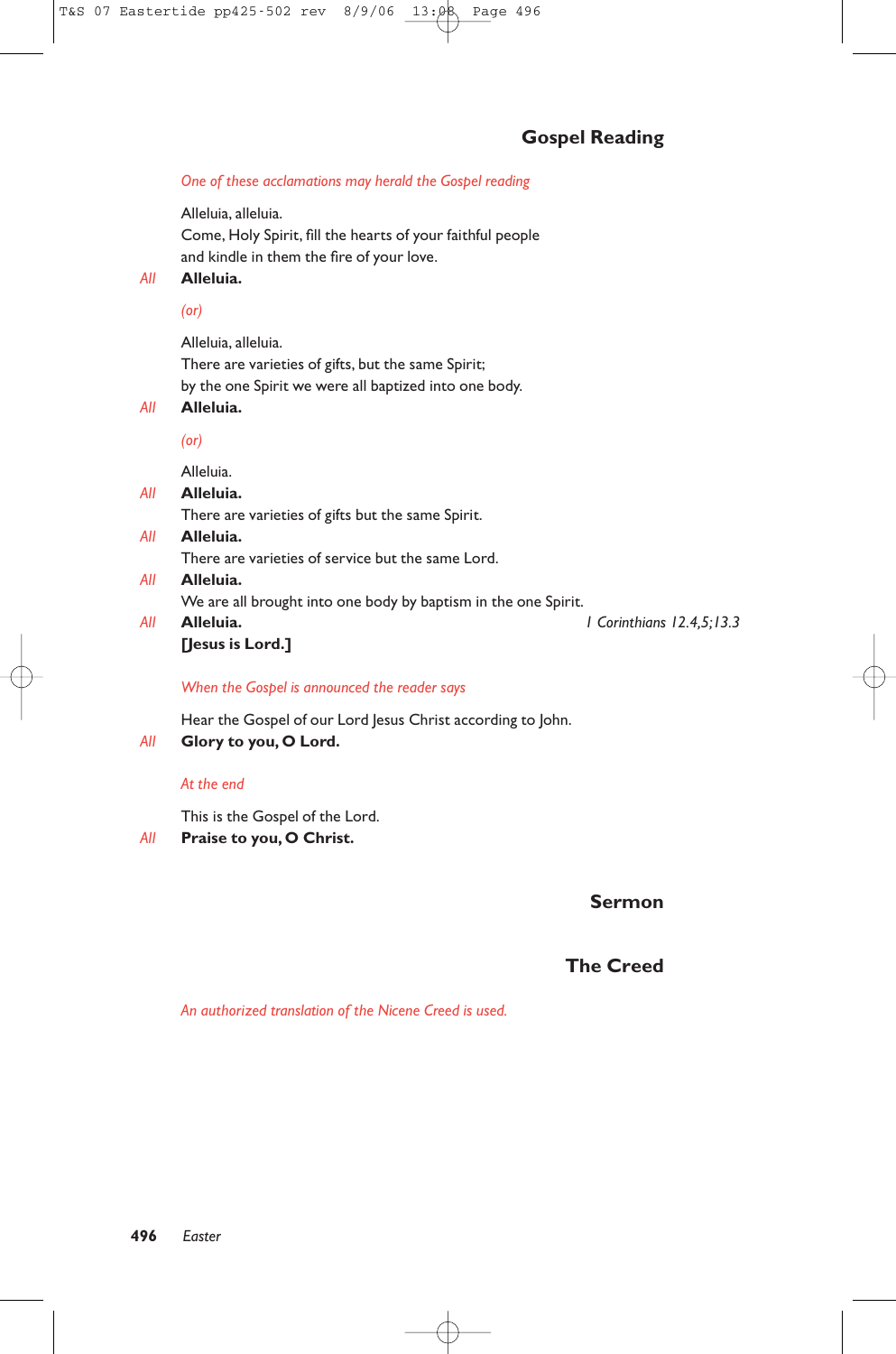## Gospel Reading

*One of these acclamations may herald the Gospel reading*

Alleluia, alleluia.
Come, Holy Spirit, fill the hearts of your faithful people
and kindle in them the fire of your love.

*All* **Alleluia.**

*(or)*

Alleluia, alleluia.
There are varieties of gifts, but the same Spirit;
by the one Spirit we were all baptized into one body.

*All* **Alleluia.**

*(or)*

Alleluia.

*All* **Alleluia.**

There are varieties of gifts but the same Spirit.

*All* **Alleluia.**

There are varieties of service but the same Lord.

*All* **Alleluia.**

We are all brought into one body by baptism in the one Spirit.

*All* **Alleluia.**
**[Jesus is Lord.]**

*1 Corinthians 12.4,5;13.3*

*When the Gospel is announced the reader says*

Hear the Gospel of our Lord Jesus Christ according to John.

*All* **Glory to you, O Lord.**

*At the end*

This is the Gospel of the Lord.

*All* **Praise to you, O Christ.**

## Sermon

## The Creed

*An authorized translation of the Nicene Creed is used.*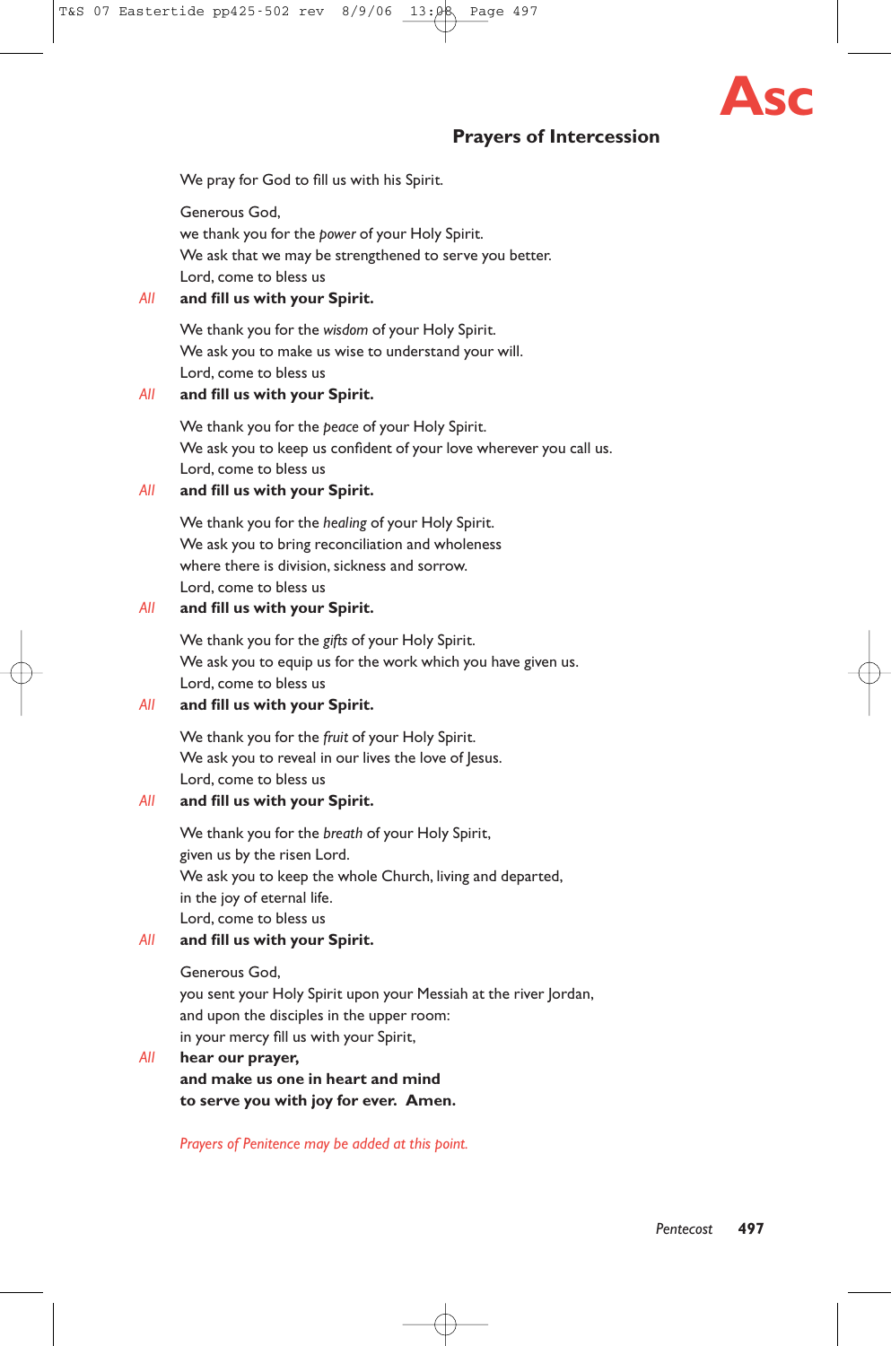# Asc

## Prayers of Intercession

We pray for God to fill us with his Spirit.

Generous God,
we thank you for the *power* of your Holy Spirit.
We ask that we may be strengthened to serve you better.
Lord, come to bless us

*All* **and fill us with your Spirit.**

We thank you for the *wisdom* of your Holy Spirit.
We ask you to make us wise to understand your will.
Lord, come to bless us

*All* **and fill us with your Spirit.**

We thank you for the *peace* of your Holy Spirit.
We ask you to keep us confident of your love wherever you call us.
Lord, come to bless us

*All* **and fill us with your Spirit.**

We thank you for the *healing* of your Holy Spirit.
We ask you to bring reconciliation and wholeness
where there is division, sickness and sorrow.
Lord, come to bless us

*All* **and fill us with your Spirit.**

We thank you for the *gifts* of your Holy Spirit.
We ask you to equip us for the work which you have given us.
Lord, come to bless us

*All* **and fill us with your Spirit.**

We thank you for the *fruit* of your Holy Spirit.
We ask you to reveal in our lives the love of Jesus.
Lord, come to bless us

*All* **and fill us with your Spirit.**

We thank you for the *breath* of your Holy Spirit,
given us by the risen Lord.
We ask you to keep the whole Church, living and departed,
in the joy of eternal life.
Lord, come to bless us

*All* **and fill us with your Spirit.**

Generous God,
you sent your Holy Spirit upon your Messiah at the river Jordan,
and upon the disciples in the upper room:
in your mercy fill us with your Spirit,

*All* **hear our prayer,**
**and make us one in heart and mind**
**to serve you with joy for ever. Amen.**

*Prayers of Penitence may be added at this point.*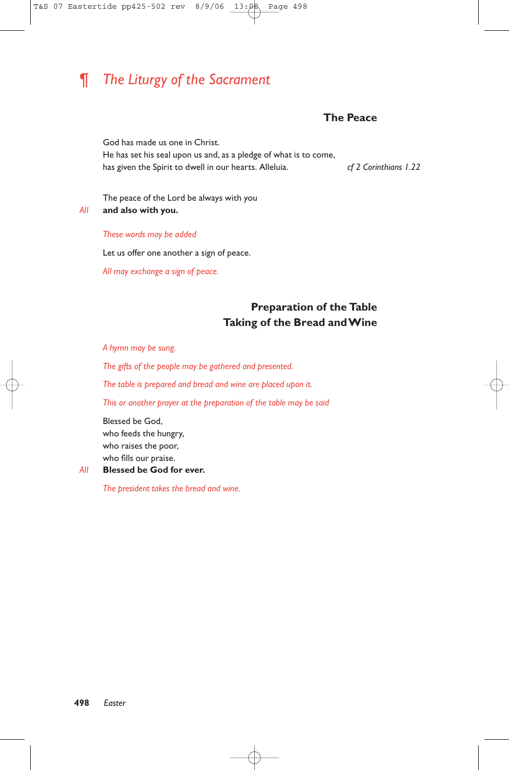# ¶ *The Liturgy of the Sacrament*

## The Peace

God has made us one in Christ.
He has set his seal upon us and, as a pledge of what is to come,
has given the Spirit to dwell in our hearts. Alleluia. *cf 2 Corinthians 1.22*

The peace of the Lord be always with you
*All* **and also with you.**

*These words may be added*

Let us offer one another a sign of peace.

*All may exchange a sign of peace.*

## Preparation of the Table
## Taking of the Bread and Wine

*A hymn may be sung.*

*The gifts of the people may be gathered and presented.*

*The table is prepared and bread and wine are placed upon it.*

*This or another prayer at the preparation of the table may be said*

Blessed be God,
who feeds the hungry,
who raises the poor,
who fills our praise.
*All* **Blessed be God for ever.**

*The president takes the bread and wine.*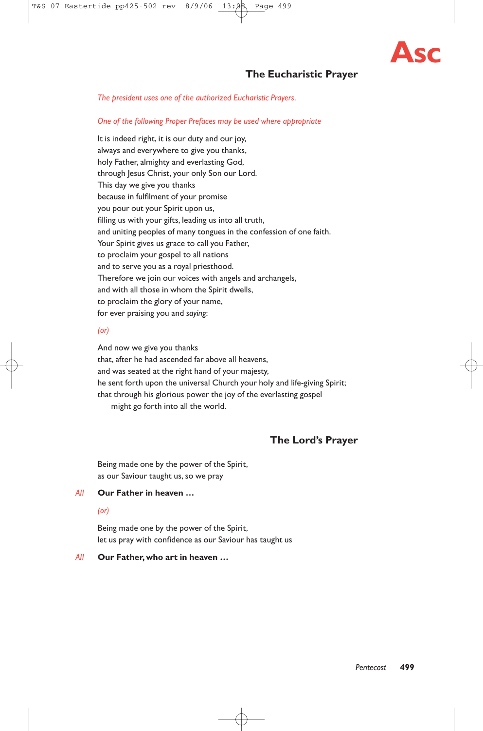**Asc**

## The Eucharistic Prayer

*The president uses one of the authorized Eucharistic Prayers.*

*One of the following Proper Prefaces may be used where appropriate*

It is indeed right, it is our duty and our joy,
always and everywhere to give you thanks,
holy Father, almighty and everlasting God,
through Jesus Christ, your only Son our Lord.
This day we give you thanks
because in fulfilment of your promise
you pour out your Spirit upon us,
filling us with your gifts, leading us into all truth,
and uniting peoples of many tongues in the confession of one faith.
Your Spirit gives us grace to call you Father,
to proclaim your gospel to all nations
and to serve you as a royal priesthood.
Therefore we join our voices with angels and archangels,
and with all those in whom the Spirit dwells,
to proclaim the glory of your name,
for ever praising you and *saying*:

*(or)*

And now we give you thanks
that, after he had ascended far above all heavens,
and was seated at the right hand of your majesty,
he sent forth upon the universal Church your holy and life-giving Spirit;
that through his glorious power the joy of the everlasting gospel
might go forth into all the world.

## The Lord's Prayer

Being made one by the power of the Spirit,
as our Saviour taught us, so we pray

*All* **Our Father in heaven …**

*(or)*

Being made one by the power of the Spirit,
let us pray with confidence as our Saviour has taught us

*All* **Our Father, who art in heaven …**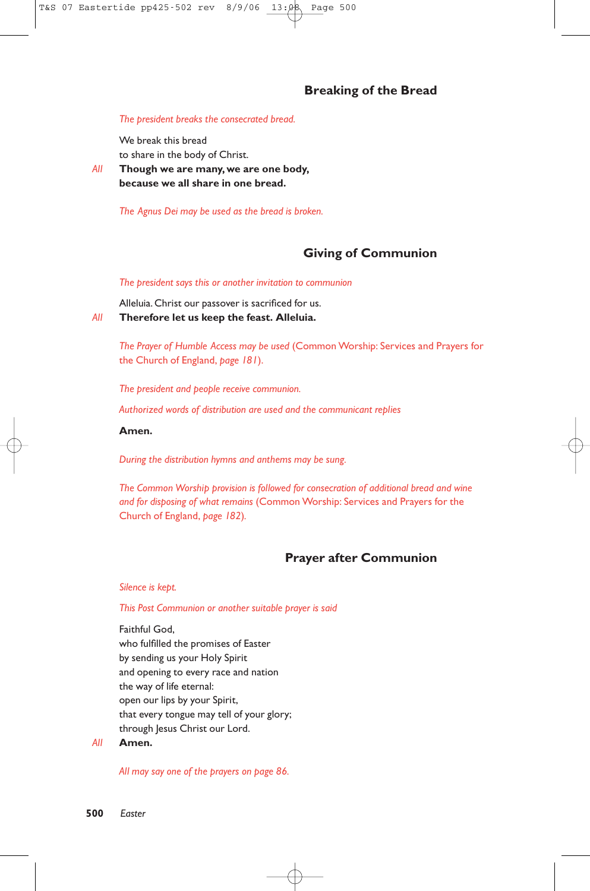## Breaking of the Bread

*The president breaks the consecrated bread.*

We break this bread
to share in the body of Christ.

*All* **Though we are many, we are one body,
because we all share in one bread.**

*The Agnus Dei may be used as the bread is broken.*

## Giving of Communion

*The president says this or another invitation to communion*

Alleluia. Christ our passover is sacrificed for us.

*All* **Therefore let us keep the feast. Alleluia.**

*The Prayer of Humble Access may be used* (Common Worship: Services and Prayers for the Church of England, *page 181*).

*The president and people receive communion.*

*Authorized words of distribution are used and the communicant replies*

**Amen.**

*During the distribution hymns and anthems may be sung.*

*The Common Worship provision is followed for consecration of additional bread and wine and for disposing of what remains* (Common Worship: Services and Prayers for the Church of England, *page 182*).

## Prayer after Communion

*Silence is kept.*

*This Post Communion or another suitable prayer is said*

Faithful God,
who fulfilled the promises of Easter
by sending us your Holy Spirit
and opening to every race and nation
the way of life eternal:
open our lips by your Spirit,
that every tongue may tell of your glory;
through Jesus Christ our Lord.

*All* **Amen.**

*All may say one of the prayers on page 86.*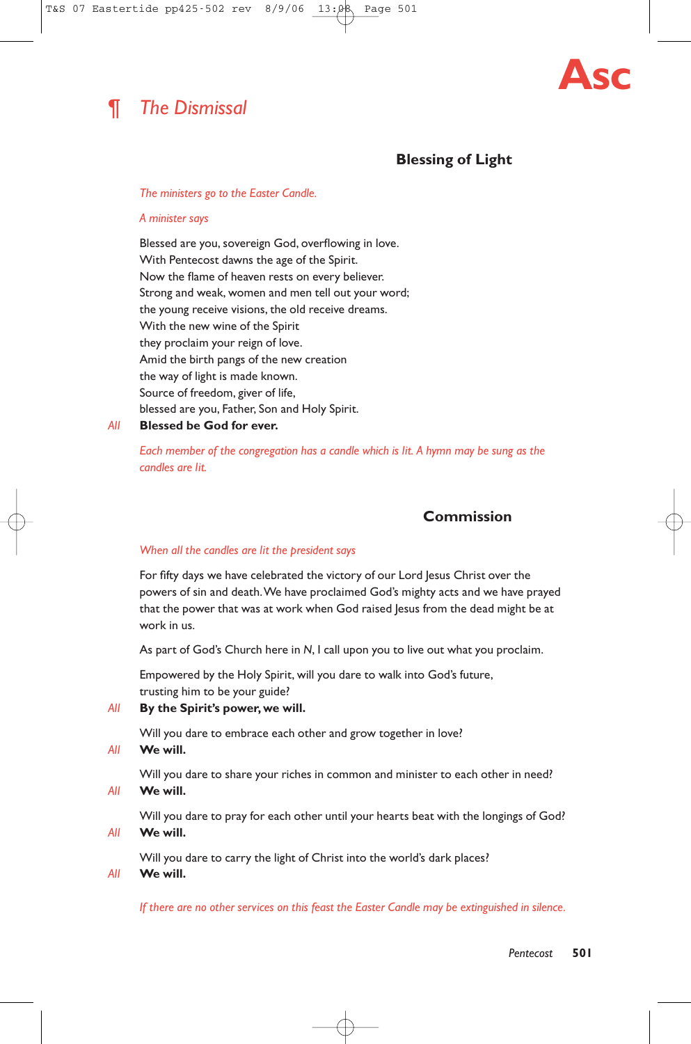# ¶ *The Dismissal*

## Blessing of Light

*The ministers go to the Easter Candle.*

*A minister says*

Blessed are you, sovereign God, overflowing in love.
With Pentecost dawns the age of the Spirit.
Now the flame of heaven rests on every believer.
Strong and weak, women and men tell out your word;
the young receive visions, the old receive dreams.
With the new wine of the Spirit
they proclaim your reign of love.
Amid the birth pangs of the new creation
the way of light is made known.
Source of freedom, giver of life,
blessed are you, Father, Son and Holy Spirit.

*All* **Blessed be God for ever.**

*Each member of the congregation has a candle which is lit. A hymn may be sung as the candles are lit.*

## Commission

*When all the candles are lit the president says*

For fifty days we have celebrated the victory of our Lord Jesus Christ over the powers of sin and death. We have proclaimed God's mighty acts and we have prayed that the power that was at work when God raised Jesus from the dead might be at work in us.

As part of God's Church here in *N*, I call upon you to live out what you proclaim.

Empowered by the Holy Spirit, will you dare to walk into God's future,
trusting him to be your guide?

*All* **By the Spirit's power, we will.**

Will you dare to embrace each other and grow together in love?

*All* **We will.**

Will you dare to share your riches in common and minister to each other in need?

*All* **We will.**

Will you dare to pray for each other until your hearts beat with the longings of God?

*All* **We will.**

Will you dare to carry the light of Christ into the world's dark places?

*All* **We will.**

*If there are no other services on this feast the Easter Candle may be extinguished in silence.*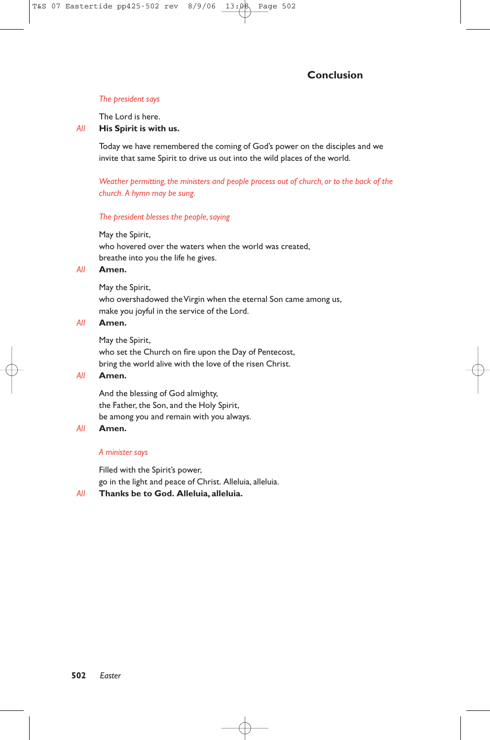## Conclusion

*The president says*

The Lord is here.

*All* **His Spirit is with us.**

Today we have remembered the coming of God's power on the disciples and we invite that same Spirit to drive us out into the wild places of the world.

*Weather permitting, the ministers and people process out of church, or to the back of the church. A hymn may be sung.*

*The president blesses the people, saying*

May the Spirit,
who hovered over the waters when the world was created,
breathe into you the life he gives.

*All* **Amen.**

May the Spirit,
who overshadowed the Virgin when the eternal Son came among us,
make you joyful in the service of the Lord.

*All* **Amen.**

May the Spirit,
who set the Church on fire upon the Day of Pentecost,
bring the world alive with the love of the risen Christ.

*All* **Amen.**

And the blessing of God almighty,
the Father, the Son, and the Holy Spirit,
be among you and remain with you always.

*All* **Amen.**

*A minister says*

Filled with the Spirit's power,
go in the light and peace of Christ. Alleluia, alleluia.

*All* **Thanks be to God. Alleluia, alleluia.**